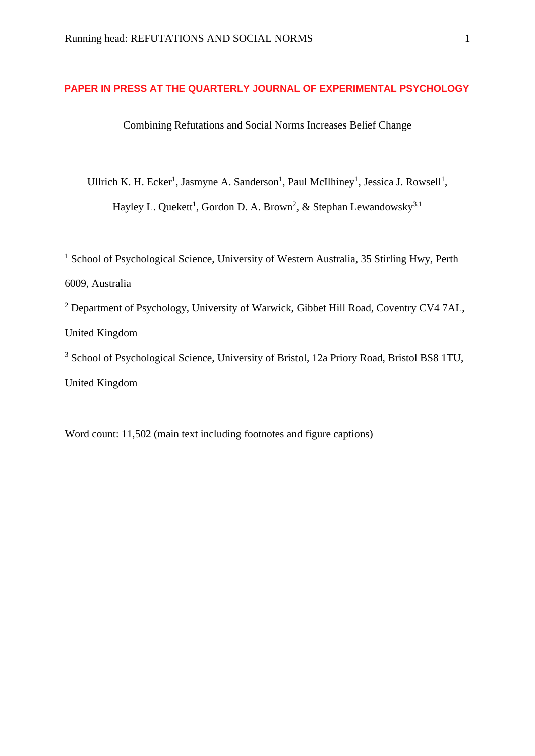**PAPER IN PRESS AT THE QUARTERLY JOURNAL OF EXPERIMENTAL PSYCHOLOGY**

# Combining Refutations and Social Norms Increases Belief Change

Ullrich K. H. Ecker[1], Jasmyne A. Sanderson[1], Paul McIlhiney[1], Jessica J. Rowsell[1], Hayley L. Quekett[1], Gordon D. A. Brown[2], & Stephan Lewandowsky[3,1]

[1] School of Psychological Science, University of Western Australia, 35 Stirling Hwy, Perth 6009, Australia

[2] Department of Psychology, University of Warwick, Gibbet Hill Road, Coventry CV4 7AL, United Kingdom

[3] School of Psychological Science, University of Bristol, 12a Priory Road, Bristol BS8 1TU, United Kingdom

Word count: 11,502 (main text including footnotes and figure captions)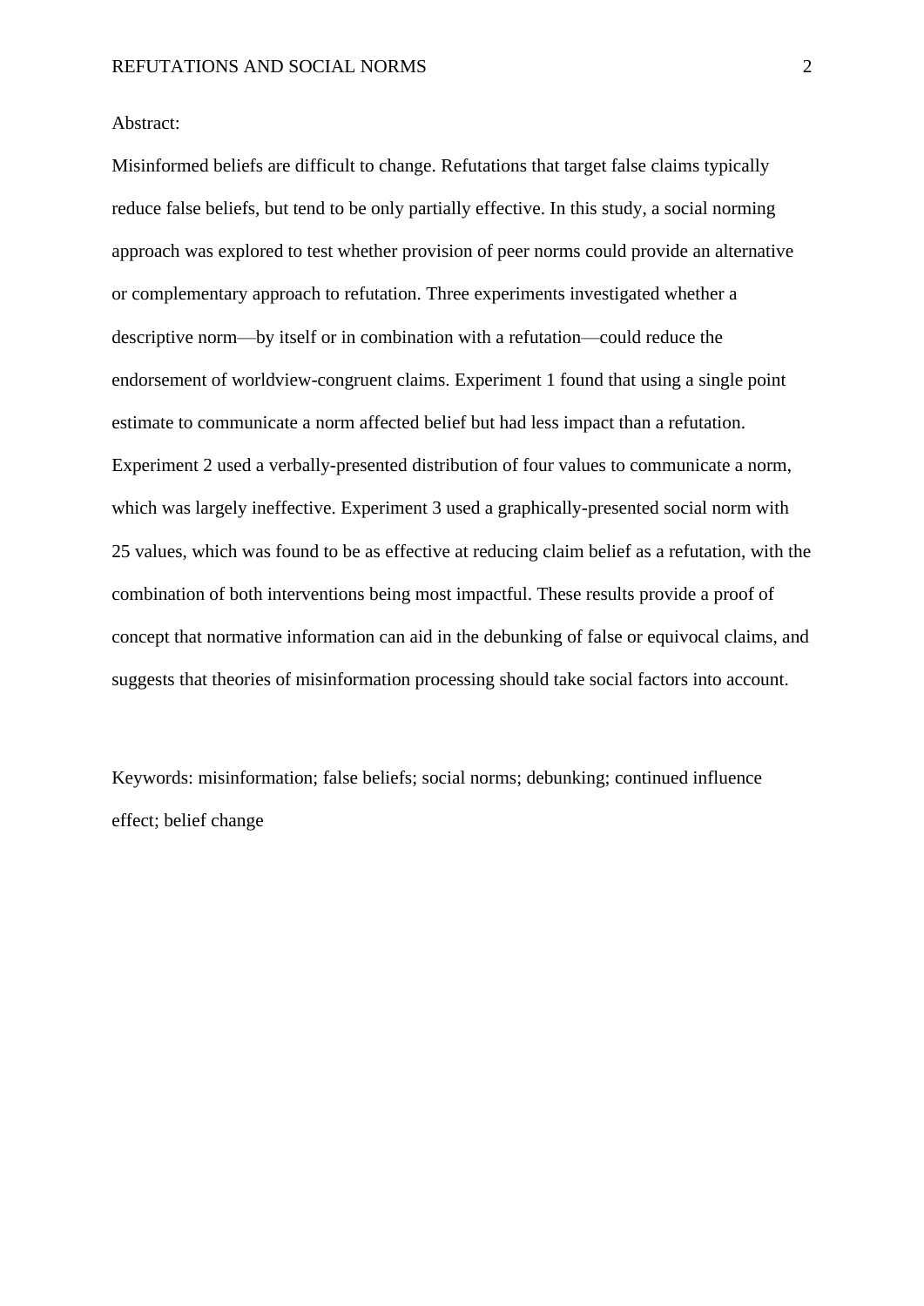Abstract:

Misinformed beliefs are difficult to change. Refutations that target false claims typically reduce false beliefs, but tend to be only partially effective. In this study, a social norming approach was explored to test whether provision of peer norms could provide an alternative or complementary approach to refutation. Three experiments investigated whether a descriptive norm—by itself or in combination with a refutation—could reduce the endorsement of worldview-congruent claims. Experiment 1 found that using a single point estimate to communicate a norm affected belief but had less impact than a refutation. Experiment 2 used a verbally-presented distribution of four values to communicate a norm, which was largely ineffective. Experiment 3 used a graphically-presented social norm with 25 values, which was found to be as effective at reducing claim belief as a refutation, with the combination of both interventions being most impactful. These results provide a proof of concept that normative information can aid in the debunking of false or equivocal claims, and suggests that theories of misinformation processing should take social factors into account.

Keywords: misinformation; false beliefs; social norms; debunking; continued influence effect; belief change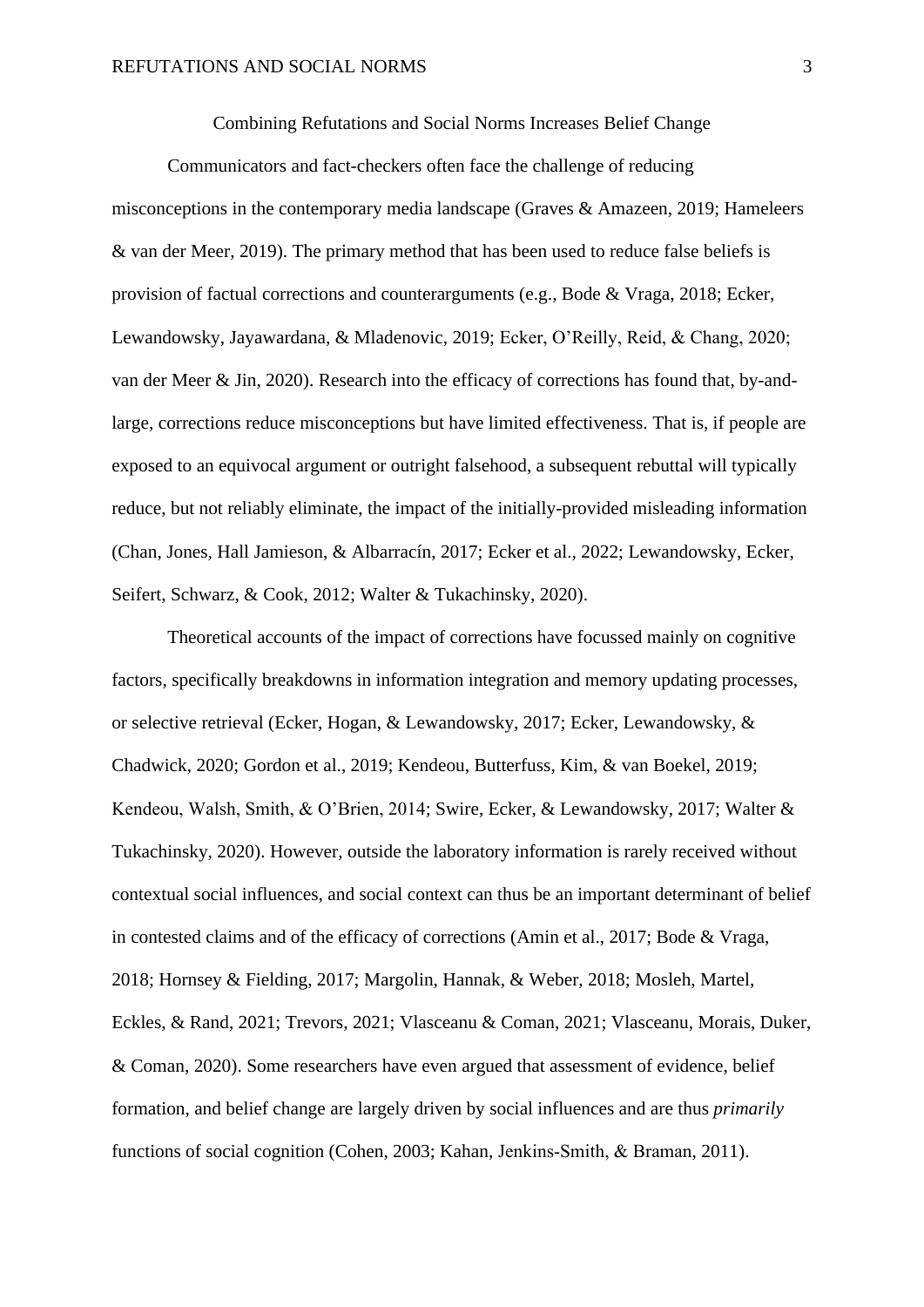# Combining Refutations and Social Norms Increases Belief Change

Communicators and fact-checkers often face the challenge of reducing misconceptions in the contemporary media landscape (Graves & Amazeen, 2019; Hameleers & van der Meer, 2019). The primary method that has been used to reduce false beliefs is provision of factual corrections and counterarguments (e.g., Bode & Vraga, 2018; Ecker, Lewandowsky, Jayawardana, & Mladenovic, 2019; Ecker, O'Reilly, Reid, & Chang, 2020; van der Meer & Jin, 2020). Research into the efficacy of corrections has found that, by-and-large, corrections reduce misconceptions but have limited effectiveness. That is, if people are exposed to an equivocal argument or outright falsehood, a subsequent rebuttal will typically reduce, but not reliably eliminate, the impact of the initially-provided misleading information (Chan, Jones, Hall Jamieson, & Albarracín, 2017; Ecker et al., 2022; Lewandowsky, Ecker, Seifert, Schwarz, & Cook, 2012; Walter & Tukachinsky, 2020).

Theoretical accounts of the impact of corrections have focussed mainly on cognitive factors, specifically breakdowns in information integration and memory updating processes, or selective retrieval (Ecker, Hogan, & Lewandowsky, 2017; Ecker, Lewandowsky, & Chadwick, 2020; Gordon et al., 2019; Kendeou, Butterfuss, Kim, & van Boekel, 2019; Kendeou, Walsh, Smith, & O'Brien, 2014; Swire, Ecker, & Lewandowsky, 2017; Walter & Tukachinsky, 2020). However, outside the laboratory information is rarely received without contextual social influences, and social context can thus be an important determinant of belief in contested claims and of the efficacy of corrections (Amin et al., 2017; Bode & Vraga, 2018; Hornsey & Fielding, 2017; Margolin, Hannak, & Weber, 2018; Mosleh, Martel, Eckles, & Rand, 2021; Trevors, 2021; Vlasceanu & Coman, 2021; Vlasceanu, Morais, Duker, & Coman, 2020). Some researchers have even argued that assessment of evidence, belief formation, and belief change are largely driven by social influences and are thus *primarily* functions of social cognition (Cohen, 2003; Kahan, Jenkins-Smith, & Braman, 2011).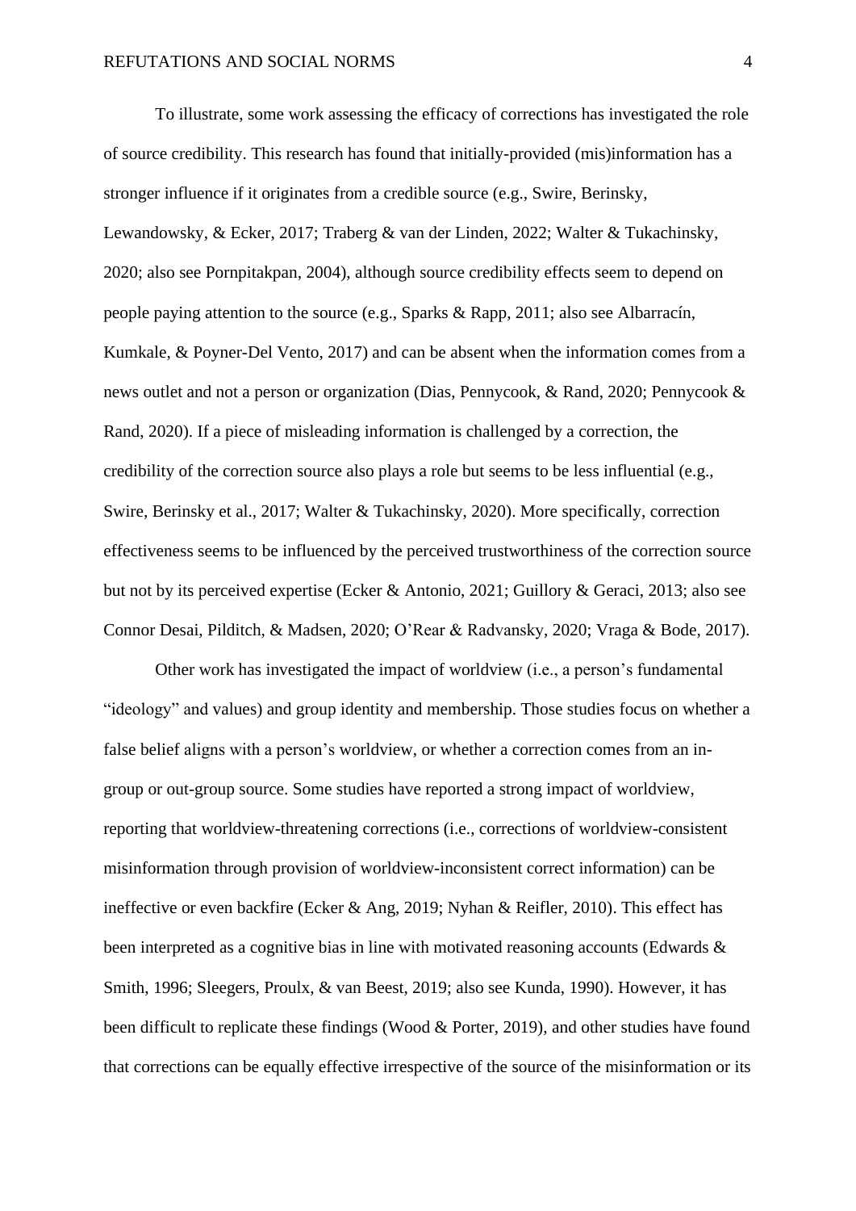To illustrate, some work assessing the efficacy of corrections has investigated the role of source credibility. This research has found that initially-provided (mis)information has a stronger influence if it originates from a credible source (e.g., Swire, Berinsky, Lewandowsky, & Ecker, 2017; Traberg & van der Linden, 2022; Walter & Tukachinsky, 2020; also see Pornpitakpan, 2004), although source credibility effects seem to depend on people paying attention to the source (e.g., Sparks & Rapp, 2011; also see Albarracín, Kumkale, & Poyner-Del Vento, 2017) and can be absent when the information comes from a news outlet and not a person or organization (Dias, Pennycook, & Rand, 2020; Pennycook & Rand, 2020). If a piece of misleading information is challenged by a correction, the credibility of the correction source also plays a role but seems to be less influential (e.g., Swire, Berinsky et al., 2017; Walter & Tukachinsky, 2020). More specifically, correction effectiveness seems to be influenced by the perceived trustworthiness of the correction source but not by its perceived expertise (Ecker & Antonio, 2021; Guillory & Geraci, 2013; also see Connor Desai, Pilditch, & Madsen, 2020; O'Rear & Radvansky, 2020; Vraga & Bode, 2017).

Other work has investigated the impact of worldview (i.e., a person's fundamental "ideology" and values) and group identity and membership. Those studies focus on whether a false belief aligns with a person's worldview, or whether a correction comes from an in-group or out-group source. Some studies have reported a strong impact of worldview, reporting that worldview-threatening corrections (i.e., corrections of worldview-consistent misinformation through provision of worldview-inconsistent correct information) can be ineffective or even backfire (Ecker & Ang, 2019; Nyhan & Reifler, 2010). This effect has been interpreted as a cognitive bias in line with motivated reasoning accounts (Edwards & Smith, 1996; Sleegers, Proulx, & van Beest, 2019; also see Kunda, 1990). However, it has been difficult to replicate these findings (Wood & Porter, 2019), and other studies have found that corrections can be equally effective irrespective of the source of the misinformation or its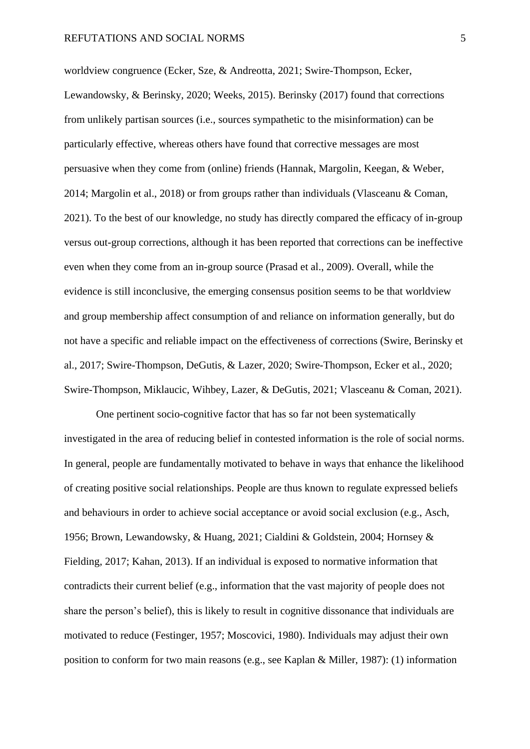worldview congruence (Ecker, Sze, & Andreotta, 2021; Swire-Thompson, Ecker, Lewandowsky, & Berinsky, 2020; Weeks, 2015). Berinsky (2017) found that corrections from unlikely partisan sources (i.e., sources sympathetic to the misinformation) can be particularly effective, whereas others have found that corrective messages are most persuasive when they come from (online) friends (Hannak, Margolin, Keegan, & Weber, 2014; Margolin et al., 2018) or from groups rather than individuals (Vlasceanu & Coman, 2021). To the best of our knowledge, no study has directly compared the efficacy of in-group versus out-group corrections, although it has been reported that corrections can be ineffective even when they come from an in-group source (Prasad et al., 2009). Overall, while the evidence is still inconclusive, the emerging consensus position seems to be that worldview and group membership affect consumption of and reliance on information generally, but do not have a specific and reliable impact on the effectiveness of corrections (Swire, Berinsky et al., 2017; Swire-Thompson, DeGutis, & Lazer, 2020; Swire-Thompson, Ecker et al., 2020; Swire-Thompson, Miklaucic, Wihbey, Lazer, & DeGutis, 2021; Vlasceanu & Coman, 2021).

One pertinent socio-cognitive factor that has so far not been systematically investigated in the area of reducing belief in contested information is the role of social norms. In general, people are fundamentally motivated to behave in ways that enhance the likelihood of creating positive social relationships. People are thus known to regulate expressed beliefs and behaviours in order to achieve social acceptance or avoid social exclusion (e.g., Asch, 1956; Brown, Lewandowsky, & Huang, 2021; Cialdini & Goldstein, 2004; Hornsey & Fielding, 2017; Kahan, 2013). If an individual is exposed to normative information that contradicts their current belief (e.g., information that the vast majority of people does not share the person's belief), this is likely to result in cognitive dissonance that individuals are motivated to reduce (Festinger, 1957; Moscovici, 1980). Individuals may adjust their own position to conform for two main reasons (e.g., see Kaplan & Miller, 1987): (1) information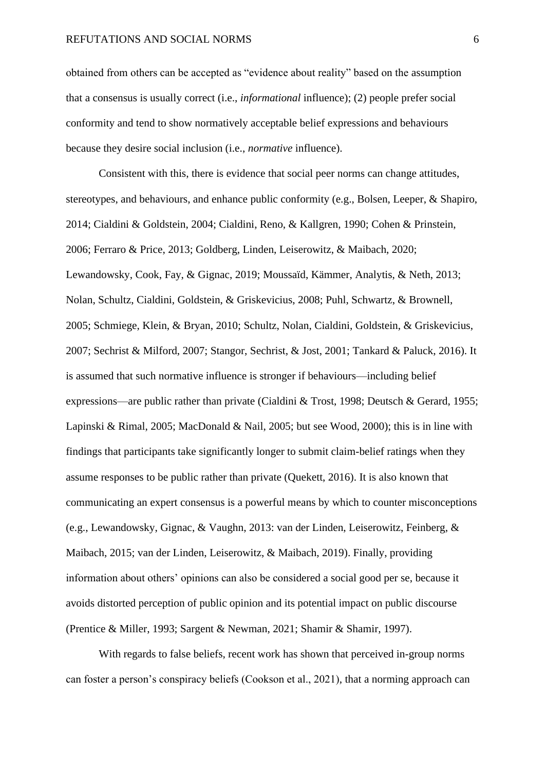obtained from others can be accepted as "evidence about reality" based on the assumption that a consensus is usually correct (i.e., *informational* influence); (2) people prefer social conformity and tend to show normatively acceptable belief expressions and behaviours because they desire social inclusion (i.e., *normative* influence).

Consistent with this, there is evidence that social peer norms can change attitudes, stereotypes, and behaviours, and enhance public conformity (e.g., Bolsen, Leeper, & Shapiro, 2014; Cialdini & Goldstein, 2004; Cialdini, Reno, & Kallgren, 1990; Cohen & Prinstein, 2006; Ferraro & Price, 2013; Goldberg, Linden, Leiserowitz, & Maibach, 2020; Lewandowsky, Cook, Fay, & Gignac, 2019; Moussaïd, Kämmer, Analytis, & Neth, 2013; Nolan, Schultz, Cialdini, Goldstein, & Griskevicius, 2008; Puhl, Schwartz, & Brownell, 2005; Schmiege, Klein, & Bryan, 2010; Schultz, Nolan, Cialdini, Goldstein, & Griskevicius, 2007; Sechrist & Milford, 2007; Stangor, Sechrist, & Jost, 2001; Tankard & Paluck, 2016). It is assumed that such normative influence is stronger if behaviours—including belief expressions—are public rather than private (Cialdini & Trost, 1998; Deutsch & Gerard, 1955; Lapinski & Rimal, 2005; MacDonald & Nail, 2005; but see Wood, 2000); this is in line with findings that participants take significantly longer to submit claim-belief ratings when they assume responses to be public rather than private (Quekett, 2016). It is also known that communicating an expert consensus is a powerful means by which to counter misconceptions (e.g., Lewandowsky, Gignac, & Vaughn, 2013: van der Linden, Leiserowitz, Feinberg, & Maibach, 2015; van der Linden, Leiserowitz, & Maibach, 2019). Finally, providing information about others' opinions can also be considered a social good per se, because it avoids distorted perception of public opinion and its potential impact on public discourse (Prentice & Miller, 1993; Sargent & Newman, 2021; Shamir & Shamir, 1997).

With regards to false beliefs, recent work has shown that perceived in-group norms can foster a person's conspiracy beliefs (Cookson et al., 2021), that a norming approach can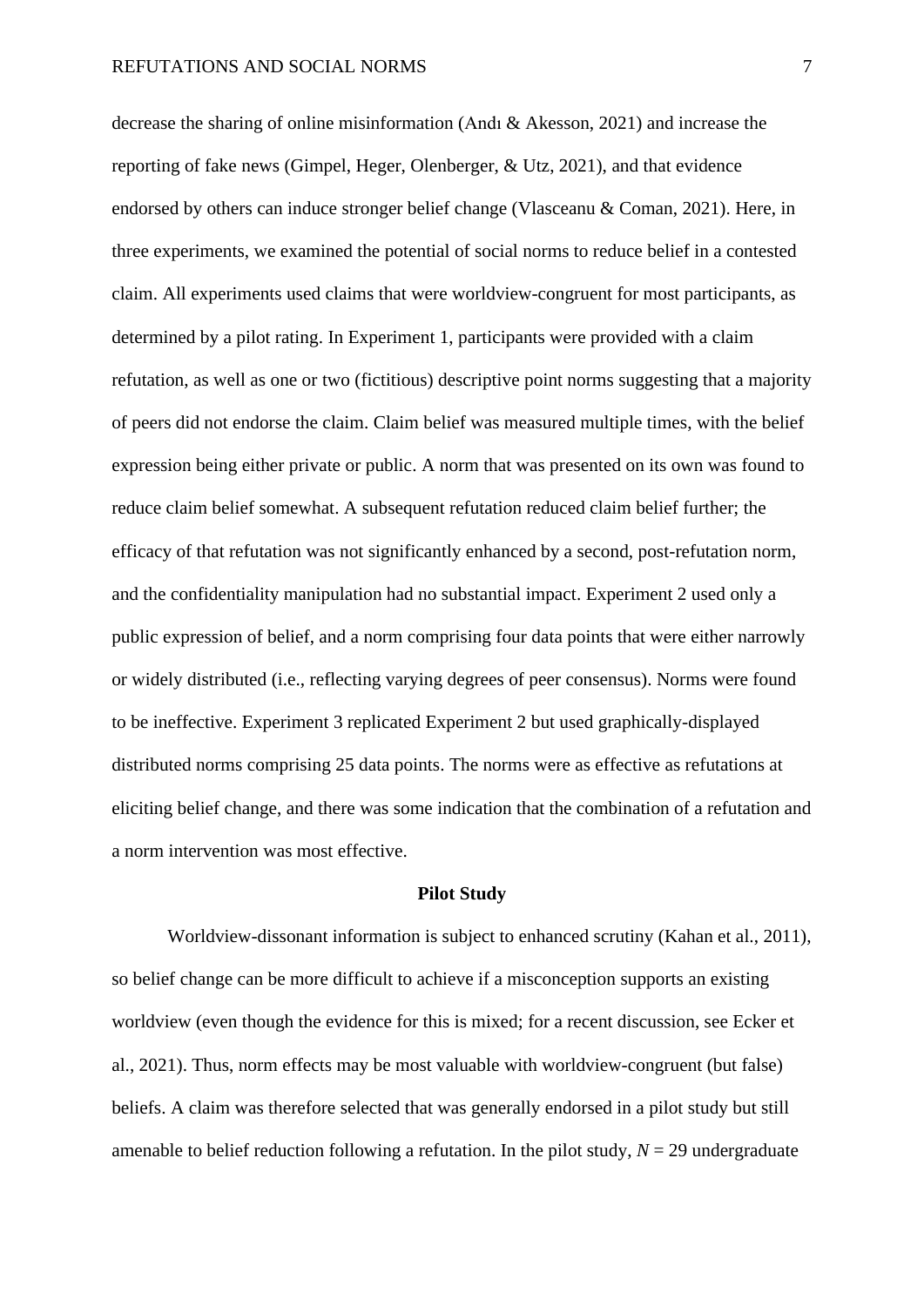decrease the sharing of online misinformation (Andı & Akesson, 2021) and increase the reporting of fake news (Gimpel, Heger, Olenberger, & Utz, 2021), and that evidence endorsed by others can induce stronger belief change (Vlasceanu & Coman, 2021). Here, in three experiments, we examined the potential of social norms to reduce belief in a contested claim. All experiments used claims that were worldview-congruent for most participants, as determined by a pilot rating. In Experiment 1, participants were provided with a claim refutation, as well as one or two (fictitious) descriptive point norms suggesting that a majority of peers did not endorse the claim. Claim belief was measured multiple times, with the belief expression being either private or public. A norm that was presented on its own was found to reduce claim belief somewhat. A subsequent refutation reduced claim belief further; the efficacy of that refutation was not significantly enhanced by a second, post-refutation norm, and the confidentiality manipulation had no substantial impact. Experiment 2 used only a public expression of belief, and a norm comprising four data points that were either narrowly or widely distributed (i.e., reflecting varying degrees of peer consensus). Norms were found to be ineffective. Experiment 3 replicated Experiment 2 but used graphically-displayed distributed norms comprising 25 data points. The norms were as effective as refutations at eliciting belief change, and there was some indication that the combination of a refutation and a norm intervention was most effective.

## Pilot Study

Worldview-dissonant information is subject to enhanced scrutiny (Kahan et al., 2011), so belief change can be more difficult to achieve if a misconception supports an existing worldview (even though the evidence for this is mixed; for a recent discussion, see Ecker et al., 2021). Thus, norm effects may be most valuable with worldview-congruent (but false) beliefs. A claim was therefore selected that was generally endorsed in a pilot study but still amenable to belief reduction following a refutation. In the pilot study, $N = 29$ undergraduate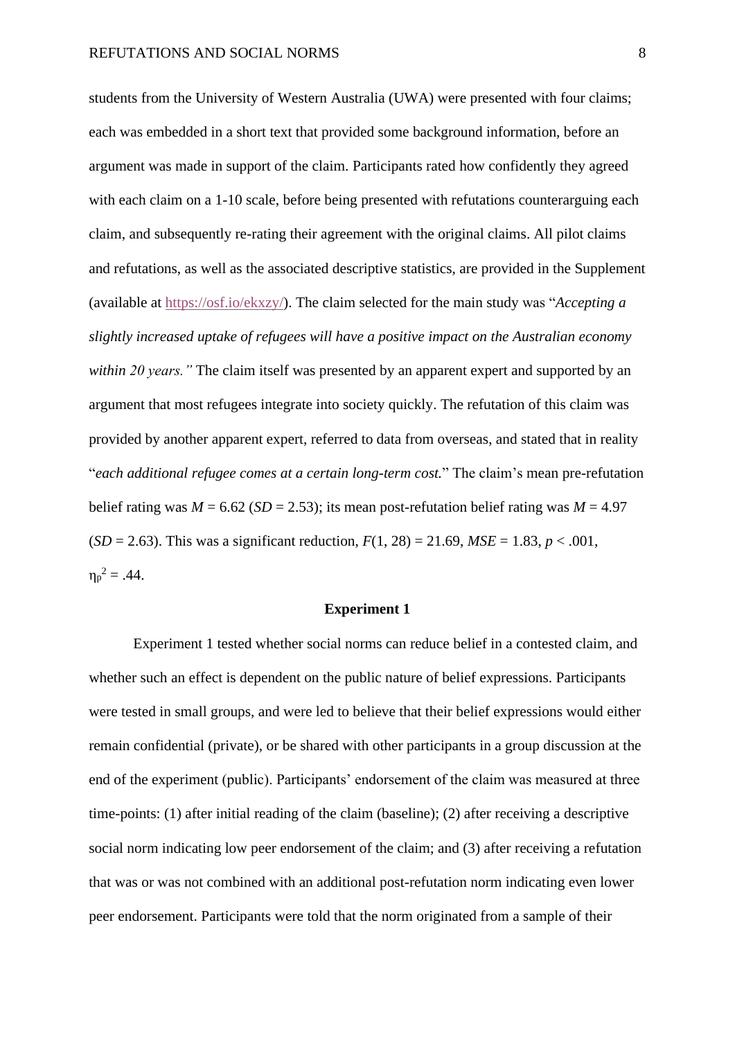students from the University of Western Australia (UWA) were presented with four claims; each was embedded in a short text that provided some background information, before an argument was made in support of the claim. Participants rated how confidently they agreed with each claim on a 1-10 scale, before being presented with refutations counterarguing each claim, and subsequently re-rating their agreement with the original claims. All pilot claims and refutations, as well as the associated descriptive statistics, are provided in the Supplement (available at https://osf.io/ekxzy/). The claim selected for the main study was "*Accepting a slightly increased uptake of refugees will have a positive impact on the Australian economy within 20 years.*" The claim itself was presented by an apparent expert and supported by an argument that most refugees integrate into society quickly. The refutation of this claim was provided by another apparent expert, referred to data from overseas, and stated that in reality "*each additional refugee comes at a certain long-term cost.*" The claim's mean pre-refutation belief rating was $M = 6.62$ ($SD = 2.53$); its mean post-refutation belief rating was $M = 4.97$ ($SD = 2.63$). This was a significant reduction, $F(1, 28) = 21.69$, $MSE = 1.83$, $p < .001$, $\eta_p^2 = .44$.

## Experiment 1

Experiment 1 tested whether social norms can reduce belief in a contested claim, and whether such an effect is dependent on the public nature of belief expressions. Participants were tested in small groups, and were led to believe that their belief expressions would either remain confidential (private), or be shared with other participants in a group discussion at the end of the experiment (public). Participants' endorsement of the claim was measured at three time-points: (1) after initial reading of the claim (baseline); (2) after receiving a descriptive social norm indicating low peer endorsement of the claim; and (3) after receiving a refutation that was or was not combined with an additional post-refutation norm indicating even lower peer endorsement. Participants were told that the norm originated from a sample of their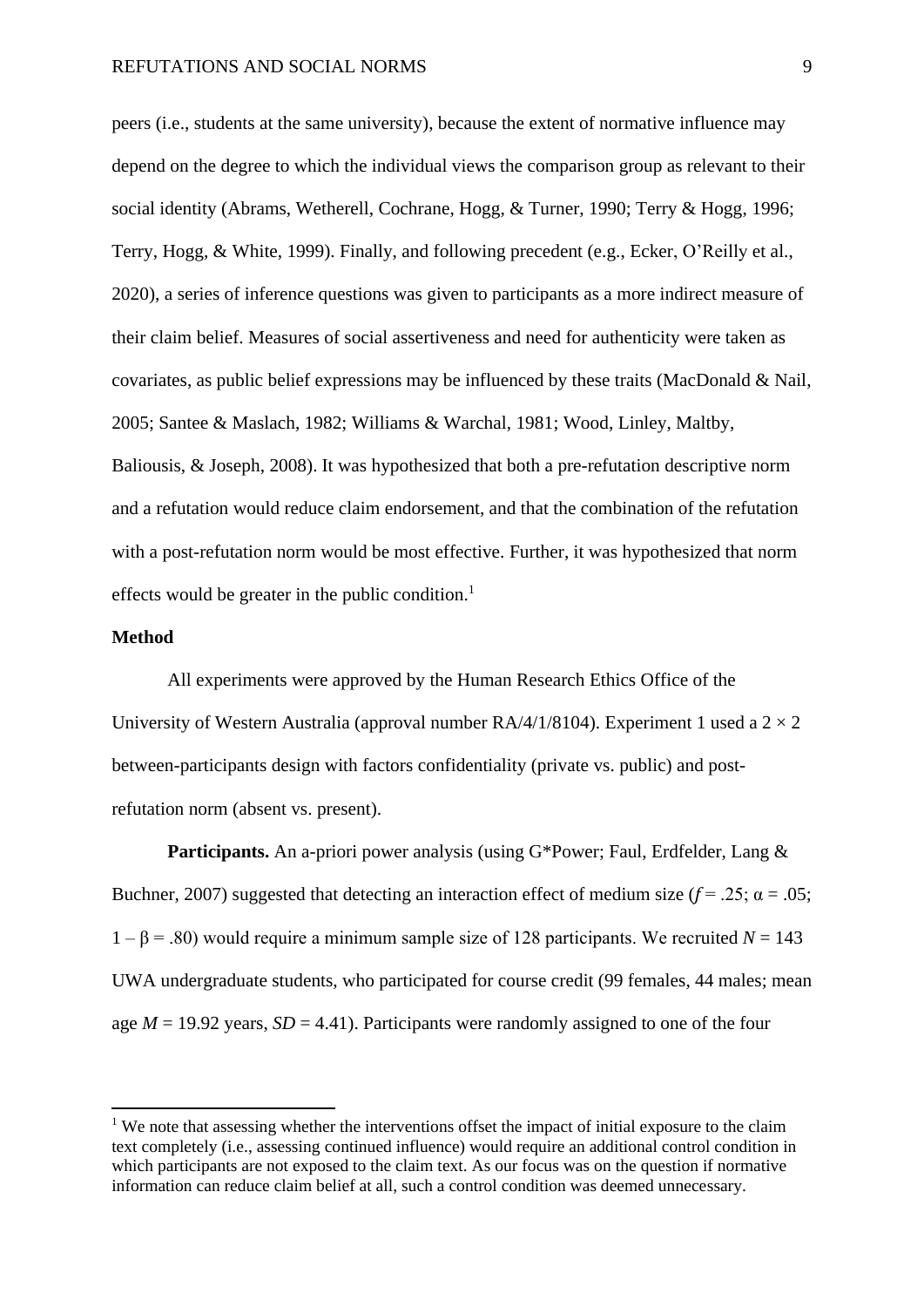peers (i.e., students at the same university), because the extent of normative influence may depend on the degree to which the individual views the comparison group as relevant to their social identity (Abrams, Wetherell, Cochrane, Hogg, & Turner, 1990; Terry & Hogg, 1996; Terry, Hogg, & White, 1999). Finally, and following precedent (e.g., Ecker, O'Reilly et al., 2020), a series of inference questions was given to participants as a more indirect measure of their claim belief. Measures of social assertiveness and need for authenticity were taken as covariates, as public belief expressions may be influenced by these traits (MacDonald & Nail, 2005; Santee & Maslach, 1982; Williams & Warchal, 1981; Wood, Linley, Maltby, Baliousis, & Joseph, 2008). It was hypothesized that both a pre-refutation descriptive norm and a refutation would reduce claim endorsement, and that the combination of the refutation with a post-refutation norm would be most effective. Further, it was hypothesized that norm effects would be greater in the public condition.[1]

## Method

All experiments were approved by the Human Research Ethics Office of the University of Western Australia (approval number RA/4/1/8104). Experiment 1 used a $2 \times 2$ between-participants design with factors confidentiality (private vs. public) and post-refutation norm (absent vs. present).

**Participants.** An a-priori power analysis (using G*Power; Faul, Erdfelder, Lang & Buchner, 2007) suggested that detecting an interaction effect of medium size ($f = .25$; $\alpha = .05$; $1 - \beta = .80$) would require a minimum sample size of 128 participants. We recruited $N = 143$ UWA undergraduate students, who participated for course credit (99 females, 44 males; mean age $M = 19.92$ years, $SD = 4.41$). Participants were randomly assigned to one of the four

[1] We note that assessing whether the interventions offset the impact of initial exposure to the claim text completely (i.e., assessing continued influence) would require an additional control condition in which participants are not exposed to the claim text. As our focus was on the question if normative information can reduce claim belief at all, such a control condition was deemed unnecessary.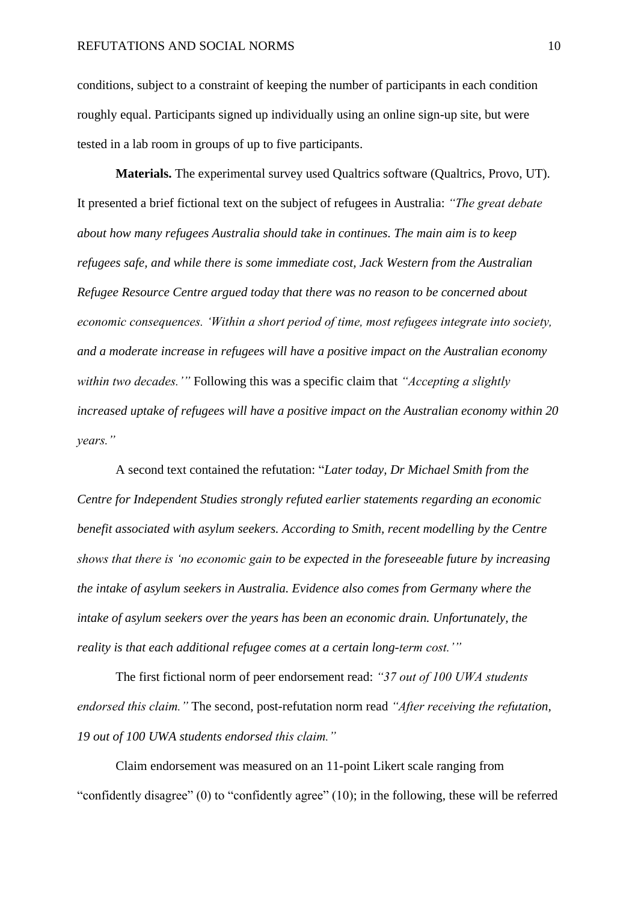conditions, subject to a constraint of keeping the number of participants in each condition roughly equal. Participants signed up individually using an online sign-up site, but were tested in a lab room in groups of up to five participants.

**Materials.** The experimental survey used Qualtrics software (Qualtrics, Provo, UT). It presented a brief fictional text on the subject of refugees in Australia: *"The great debate about how many refugees Australia should take in continues. The main aim is to keep refugees safe, and while there is some immediate cost, Jack Western from the Australian Refugee Resource Centre argued today that there was no reason to be concerned about economic consequences. 'Within a short period of time, most refugees integrate into society, and a moderate increase in refugees will have a positive impact on the Australian economy within two decades.'"* Following this was a specific claim that *"Accepting a slightly increased uptake of refugees will have a positive impact on the Australian economy within 20 years."*

A second text contained the refutation: "*Later today, Dr Michael Smith from the Centre for Independent Studies strongly refuted earlier statements regarding an economic benefit associated with asylum seekers. According to Smith, recent modelling by the Centre shows that there is 'no economic gain to be expected in the foreseeable future by increasing the intake of asylum seekers in Australia. Evidence also comes from Germany where the intake of asylum seekers over the years has been an economic drain. Unfortunately, the reality is that each additional refugee comes at a certain long-term cost.'"*

The first fictional norm of peer endorsement read: *"37 out of 100 UWA students endorsed this claim."* The second, post-refutation norm read *"After receiving the refutation, 19 out of 100 UWA students endorsed this claim."*

Claim endorsement was measured on an 11-point Likert scale ranging from "confidently disagree" (0) to "confidently agree" (10); in the following, these will be referred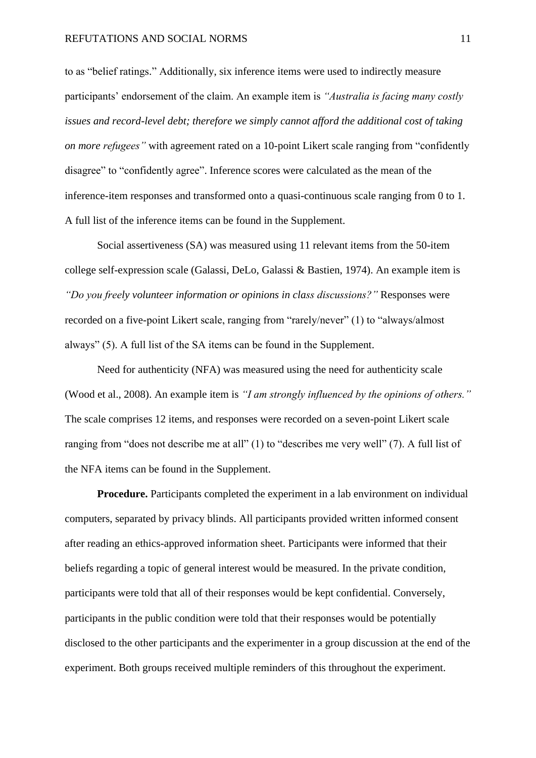to as "belief ratings." Additionally, six inference items were used to indirectly measure participants' endorsement of the claim. An example item is *"Australia is facing many costly issues and record-level debt; therefore we simply cannot afford the additional cost of taking on more refugees"* with agreement rated on a 10-point Likert scale ranging from "confidently disagree" to "confidently agree". Inference scores were calculated as the mean of the inference-item responses and transformed onto a quasi-continuous scale ranging from 0 to 1. A full list of the inference items can be found in the Supplement.

Social assertiveness (SA) was measured using 11 relevant items from the 50-item college self-expression scale (Galassi, DeLo, Galassi & Bastien, 1974). An example item is *"Do you freely volunteer information or opinions in class discussions?"* Responses were recorded on a five-point Likert scale, ranging from "rarely/never" (1) to "always/almost always" (5). A full list of the SA items can be found in the Supplement.

Need for authenticity (NFA) was measured using the need for authenticity scale (Wood et al., 2008). An example item is *"I am strongly influenced by the opinions of others."* The scale comprises 12 items, and responses were recorded on a seven-point Likert scale ranging from "does not describe me at all" (1) to "describes me very well" (7). A full list of the NFA items can be found in the Supplement.

**Procedure.** Participants completed the experiment in a lab environment on individual computers, separated by privacy blinds. All participants provided written informed consent after reading an ethics-approved information sheet. Participants were informed that their beliefs regarding a topic of general interest would be measured. In the private condition, participants were told that all of their responses would be kept confidential. Conversely, participants in the public condition were told that their responses would be potentially disclosed to the other participants and the experimenter in a group discussion at the end of the experiment. Both groups received multiple reminders of this throughout the experiment.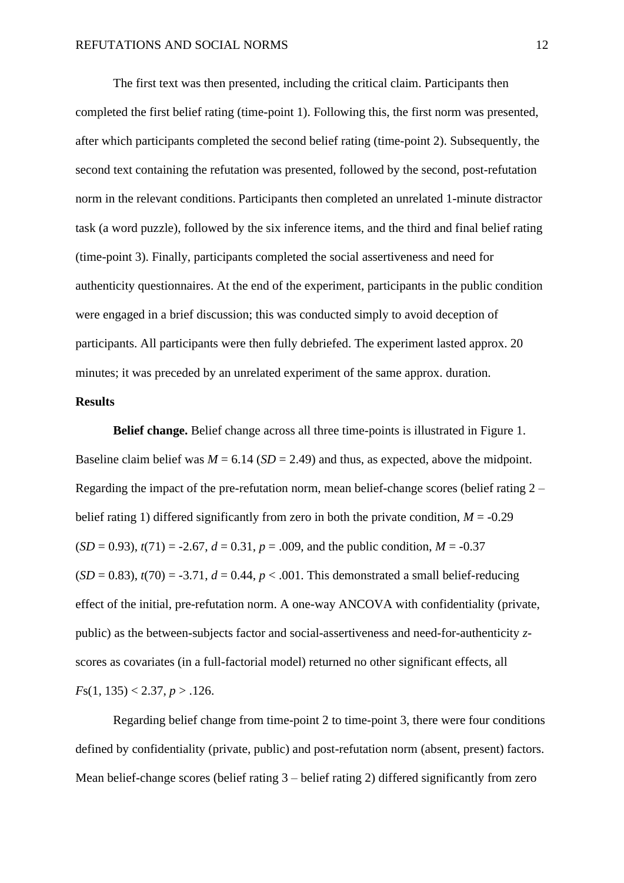The first text was then presented, including the critical claim. Participants then completed the first belief rating (time-point 1). Following this, the first norm was presented, after which participants completed the second belief rating (time-point 2). Subsequently, the second text containing the refutation was presented, followed by the second, post-refutation norm in the relevant conditions. Participants then completed an unrelated 1-minute distractor task (a word puzzle), followed by the six inference items, and the third and final belief rating (time-point 3). Finally, participants completed the social assertiveness and need for authenticity questionnaires. At the end of the experiment, participants in the public condition were engaged in a brief discussion; this was conducted simply to avoid deception of participants. All participants were then fully debriefed. The experiment lasted approx. 20 minutes; it was preceded by an unrelated experiment of the same approx. duration.

## Results

**Belief change.** Belief change across all three time-points is illustrated in Figure 1. Baseline claim belief was $M = 6.14$ ($SD = 2.49$) and thus, as expected, above the midpoint. Regarding the impact of the pre-refutation norm, mean belief-change scores (belief rating 2 – belief rating 1) differed significantly from zero in both the private condition, $M = -0.29$ ($SD = 0.93$), $t(71) = -2.67$, $d = 0.31$, $p = .009$, and the public condition, $M = -0.37$ ($SD = 0.83$), $t(70) = -3.71$, $d = 0.44$, $p < .001$. This demonstrated a small belief-reducing effect of the initial, pre-refutation norm. A one-way ANCOVA with confidentiality (private, public) as the between-subjects factor and social-assertiveness and need-for-authenticity *z*-scores as covariates (in a full-factorial model) returned no other significant effects, all $Fs(1, 135) < 2.37$, $p > .126$.

Regarding belief change from time-point 2 to time-point 3, there were four conditions defined by confidentiality (private, public) and post-refutation norm (absent, present) factors. Mean belief-change scores (belief rating 3 – belief rating 2) differed significantly from zero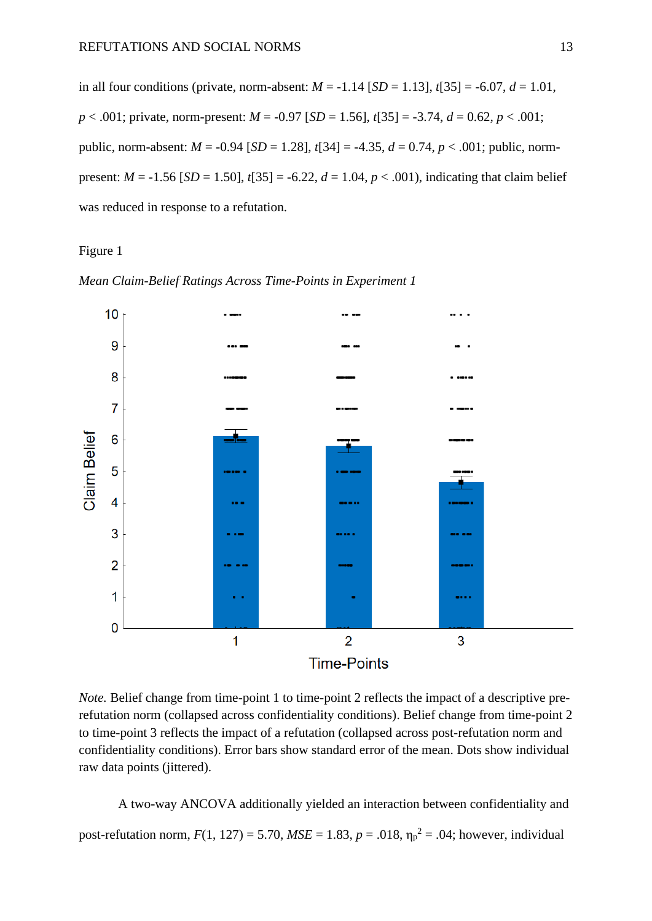in all four conditions (private, norm-absent: $M = -1.14$ [$SD = 1.13$], $t[35] = -6.07$, $d = 1.01$, $p < .001$; private, norm-present: $M = -0.97$ [$SD = 1.56$], $t[35] = -3.74$, $d = 0.62$, $p < .001$; public, norm-absent: $M = -0.94$ [$SD = 1.28$], $t[34] = -4.35$, $d = 0.74$, $p < .001$; public, norm-present: $M = -1.56$ [$SD = 1.50$], $t[35] = -6.22$, $d = 1.04$, $p < .001$), indicating that claim belief was reduced in response to a refutation.

Figure 1

*Mean Claim-Belief Ratings Across Time-Points in Experiment 1*

*Note.* Belief change from time-point 1 to time-point 2 reflects the impact of a descriptive pre-refutation norm (collapsed across confidentiality conditions). Belief change from time-point 2 to time-point 3 reflects the impact of a refutation (collapsed across post-refutation norm and confidentiality conditions). Error bars show standard error of the mean. Dots show individual raw data points (jittered).

A two-way ANCOVA additionally yielded an interaction between confidentiality and post-refutation norm, $F(1, 127) = 5.70$, $MSE = 1.83$, $p = .018$, $\eta_p^2 = .04$; however, individual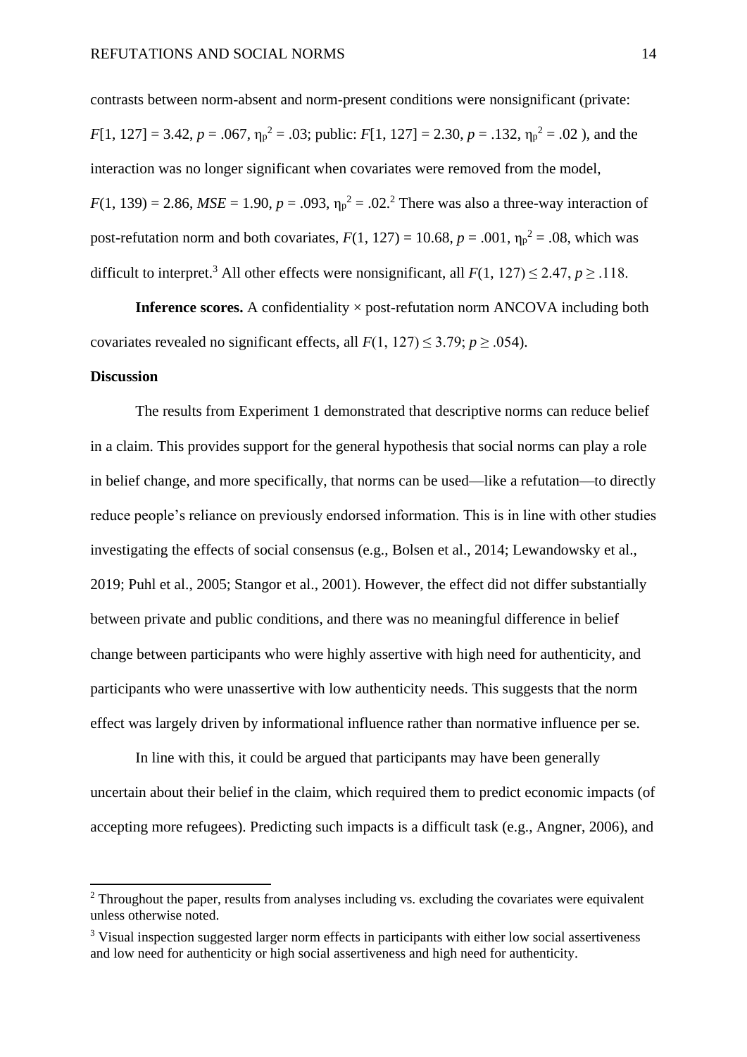contrasts between norm-absent and norm-present conditions were nonsignificant (private: $F[1, 127] = 3.42$, $p = .067$, $\eta_p^2 = .03$; public: $F[1, 127] = 2.30$, $p = .132$, $\eta_p^2 = .02$ ), and the interaction was no longer significant when covariates were removed from the model, $F(1, 139) = 2.86$, $MSE = 1.90$, $p = .093$, $\eta_p^2 = .02$.[2] There was also a three-way interaction of post-refutation norm and both covariates, $F(1, 127) = 10.68$, $p = .001$, $\eta_p^2 = .08$, which was difficult to interpret.[3] All other effects were nonsignificant, all $F(1, 127) \leq 2.47$, $p \geq .118$.

**Inference scores.** A confidentiality × post-refutation norm ANCOVA including both covariates revealed no significant effects, all $F(1, 127) \leq 3.79$; $p \geq .054$).

### Discussion

The results from Experiment 1 demonstrated that descriptive norms can reduce belief in a claim. This provides support for the general hypothesis that social norms can play a role in belief change, and more specifically, that norms can be used—like a refutation—to directly reduce people's reliance on previously endorsed information. This is in line with other studies investigating the effects of social consensus (e.g., Bolsen et al., 2014; Lewandowsky et al., 2019; Puhl et al., 2005; Stangor et al., 2001). However, the effect did not differ substantially between private and public conditions, and there was no meaningful difference in belief change between participants who were highly assertive with high need for authenticity, and participants who were unassertive with low authenticity needs. This suggests that the norm effect was largely driven by informational influence rather than normative influence per se.

In line with this, it could be argued that participants may have been generally uncertain about their belief in the claim, which required them to predict economic impacts (of accepting more refugees). Predicting such impacts is a difficult task (e.g., Angner, 2006), and

---

[2] Throughout the paper, results from analyses including vs. excluding the covariates were equivalent unless otherwise noted.

[3] Visual inspection suggested larger norm effects in participants with either low social assertiveness and low need for authenticity or high social assertiveness and high need for authenticity.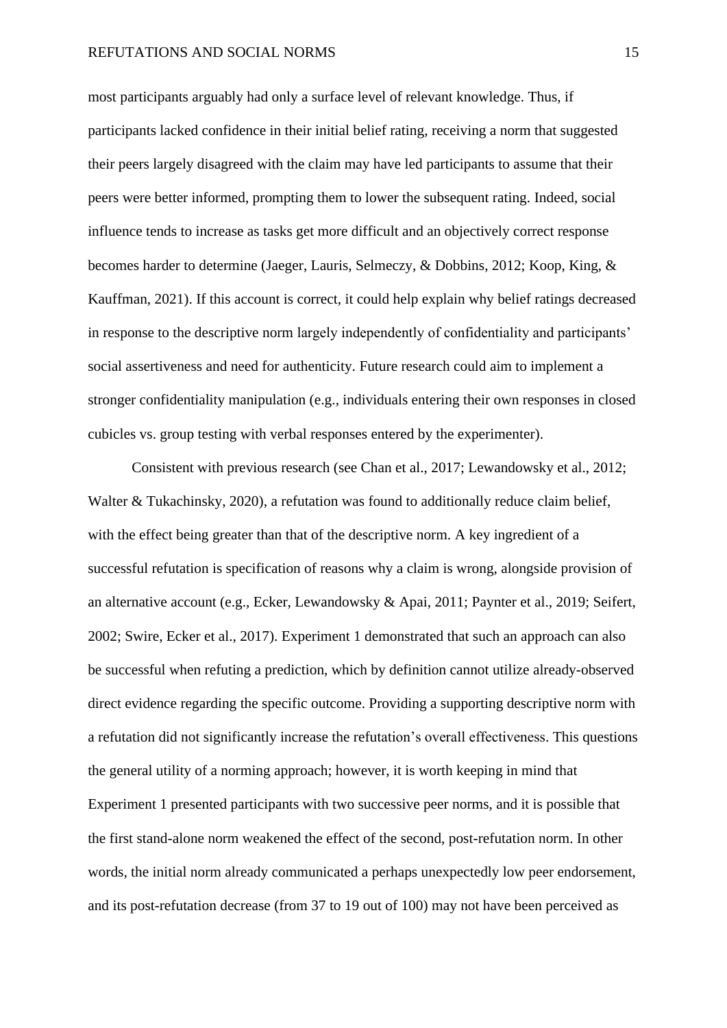most participants arguably had only a surface level of relevant knowledge. Thus, if participants lacked confidence in their initial belief rating, receiving a norm that suggested their peers largely disagreed with the claim may have led participants to assume that their peers were better informed, prompting them to lower the subsequent rating. Indeed, social influence tends to increase as tasks get more difficult and an objectively correct response becomes harder to determine (Jaeger, Lauris, Selmeczy, & Dobbins, 2012; Koop, King, & Kauffman, 2021). If this account is correct, it could help explain why belief ratings decreased in response to the descriptive norm largely independently of confidentiality and participants' social assertiveness and need for authenticity. Future research could aim to implement a stronger confidentiality manipulation (e.g., individuals entering their own responses in closed cubicles vs. group testing with verbal responses entered by the experimenter).

Consistent with previous research (see Chan et al., 2017; Lewandowsky et al., 2012; Walter & Tukachinsky, 2020), a refutation was found to additionally reduce claim belief, with the effect being greater than that of the descriptive norm. A key ingredient of a successful refutation is specification of reasons why a claim is wrong, alongside provision of an alternative account (e.g., Ecker, Lewandowsky & Apai, 2011; Paynter et al., 2019; Seifert, 2002; Swire, Ecker et al., 2017). Experiment 1 demonstrated that such an approach can also be successful when refuting a prediction, which by definition cannot utilize already-observed direct evidence regarding the specific outcome. Providing a supporting descriptive norm with a refutation did not significantly increase the refutation's overall effectiveness. This questions the general utility of a norming approach; however, it is worth keeping in mind that Experiment 1 presented participants with two successive peer norms, and it is possible that the first stand-alone norm weakened the effect of the second, post-refutation norm. In other words, the initial norm already communicated a perhaps unexpectedly low peer endorsement, and its post-refutation decrease (from 37 to 19 out of 100) may not have been perceived as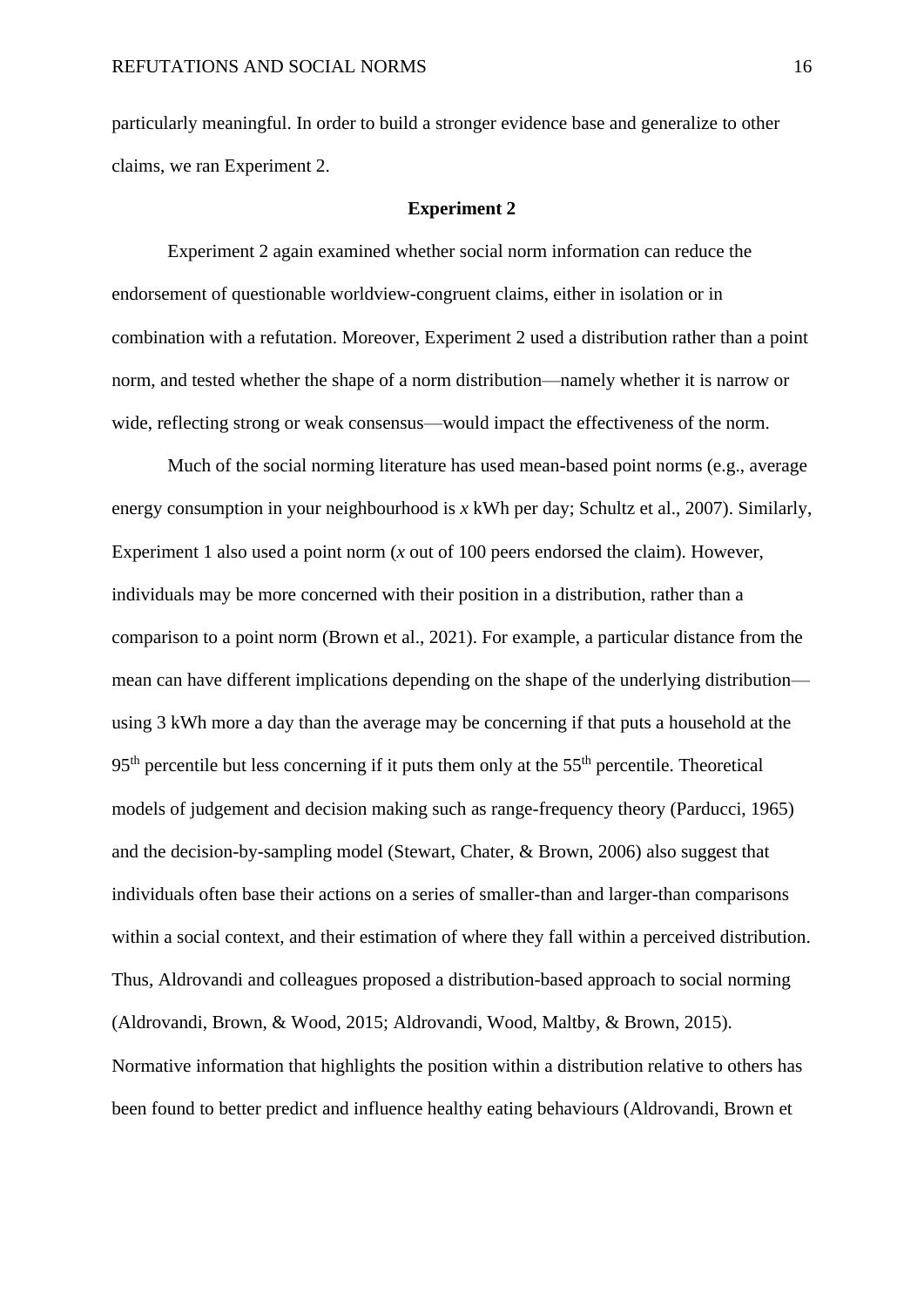particularly meaningful. In order to build a stronger evidence base and generalize to other claims, we ran Experiment 2.

## Experiment 2

Experiment 2 again examined whether social norm information can reduce the endorsement of questionable worldview-congruent claims, either in isolation or in combination with a refutation. Moreover, Experiment 2 used a distribution rather than a point norm, and tested whether the shape of a norm distribution—namely whether it is narrow or wide, reflecting strong or weak consensus—would impact the effectiveness of the norm.

Much of the social norming literature has used mean-based point norms (e.g., average energy consumption in your neighbourhood is *x* kWh per day; Schultz et al., 2007). Similarly, Experiment 1 also used a point norm (*x* out of 100 peers endorsed the claim). However, individuals may be more concerned with their position in a distribution, rather than a comparison to a point norm (Brown et al., 2021). For example, a particular distance from the mean can have different implications depending on the shape of the underlying distribution—using 3 kWh more a day than the average may be concerning if that puts a household at the 95$^{th}$ percentile but less concerning if it puts them only at the 55$^{th}$ percentile. Theoretical models of judgement and decision making such as range-frequency theory (Parducci, 1965) and the decision-by-sampling model (Stewart, Chater, & Brown, 2006) also suggest that individuals often base their actions on a series of smaller-than and larger-than comparisons within a social context, and their estimation of where they fall within a perceived distribution. Thus, Aldrovandi and colleagues proposed a distribution-based approach to social norming (Aldrovandi, Brown, & Wood, 2015; Aldrovandi, Wood, Maltby, & Brown, 2015). Normative information that highlights the position within a distribution relative to others has been found to better predict and influence healthy eating behaviours (Aldrovandi, Brown et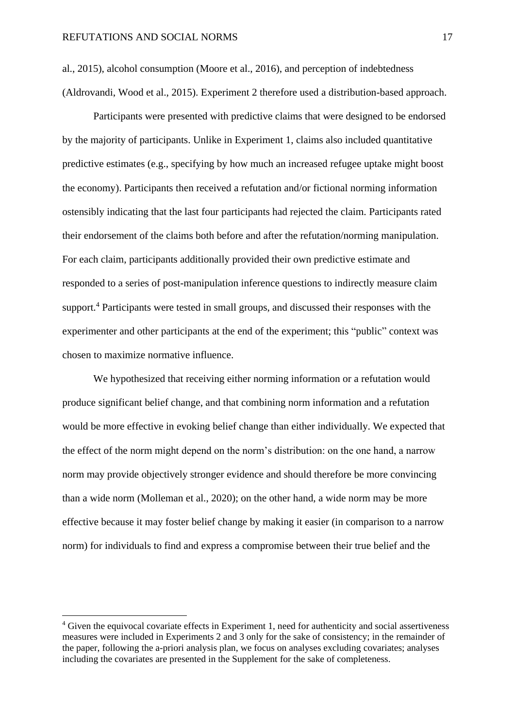al., 2015), alcohol consumption (Moore et al., 2016), and perception of indebtedness (Aldrovandi, Wood et al., 2015). Experiment 2 therefore used a distribution-based approach.

Participants were presented with predictive claims that were designed to be endorsed by the majority of participants. Unlike in Experiment 1, claims also included quantitative predictive estimates (e.g., specifying by how much an increased refugee uptake might boost the economy). Participants then received a refutation and/or fictional norming information ostensibly indicating that the last four participants had rejected the claim. Participants rated their endorsement of the claims both before and after the refutation/norming manipulation. For each claim, participants additionally provided their own predictive estimate and responded to a series of post-manipulation inference questions to indirectly measure claim support.[4] Participants were tested in small groups, and discussed their responses with the experimenter and other participants at the end of the experiment; this "public" context was chosen to maximize normative influence.

We hypothesized that receiving either norming information or a refutation would produce significant belief change, and that combining norm information and a refutation would be more effective in evoking belief change than either individually. We expected that the effect of the norm might depend on the norm's distribution: on the one hand, a narrow norm may provide objectively stronger evidence and should therefore be more convincing than a wide norm (Molleman et al., 2020); on the other hand, a wide norm may be more effective because it may foster belief change by making it easier (in comparison to a narrow norm) for individuals to find and express a compromise between their true belief and the

[4] Given the equivocal covariate effects in Experiment 1, need for authenticity and social assertiveness measures were included in Experiments 2 and 3 only for the sake of consistency; in the remainder of the paper, following the a-priori analysis plan, we focus on analyses excluding covariates; analyses including the covariates are presented in the Supplement for the sake of completeness.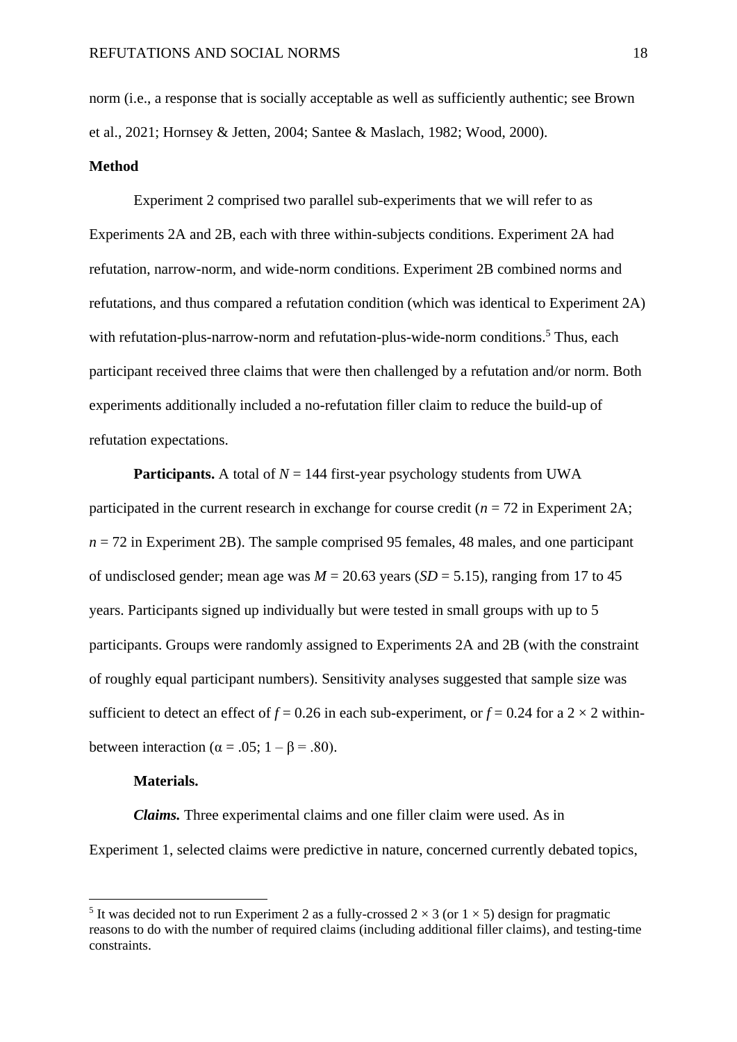norm (i.e., a response that is socially acceptable as well as sufficiently authentic; see Brown et al., 2021; Hornsey & Jetten, 2004; Santee & Maslach, 1982; Wood, 2000).

## Method

Experiment 2 comprised two parallel sub-experiments that we will refer to as Experiments 2A and 2B, each with three within-subjects conditions. Experiment 2A had refutation, narrow-norm, and wide-norm conditions. Experiment 2B combined norms and refutations, and thus compared a refutation condition (which was identical to Experiment 2A) with refutation-plus-narrow-norm and refutation-plus-wide-norm conditions.[5] Thus, each participant received three claims that were then challenged by a refutation and/or norm. Both experiments additionally included a no-refutation filler claim to reduce the build-up of refutation expectations.

**Participants.** A total of $N = 144$ first-year psychology students from UWA participated in the current research in exchange for course credit ($n = 72$ in Experiment 2A; $n = 72$ in Experiment 2B). The sample comprised 95 females, 48 males, and one participant of undisclosed gender; mean age was $M = 20.63$ years ($SD = 5.15$), ranging from 17 to 45 years. Participants signed up individually but were tested in small groups with up to 5 participants. Groups were randomly assigned to Experiments 2A and 2B (with the constraint of roughly equal participant numbers). Sensitivity analyses suggested that sample size was sufficient to detect an effect of $f = 0.26$ in each sub-experiment, or $f = 0.24$ for a $2 \times 2$ within-between interaction ($\alpha = .05$; $1 - \beta = .80$).

**Materials.**

***Claims.*** Three experimental claims and one filler claim were used. As in Experiment 1, selected claims were predictive in nature, concerned currently debated topics,

[5] It was decided not to run Experiment 2 as a fully-crossed $2 \times 3$ (or $1 \times 5$) design for pragmatic reasons to do with the number of required claims (including additional filler claims), and testing-time constraints.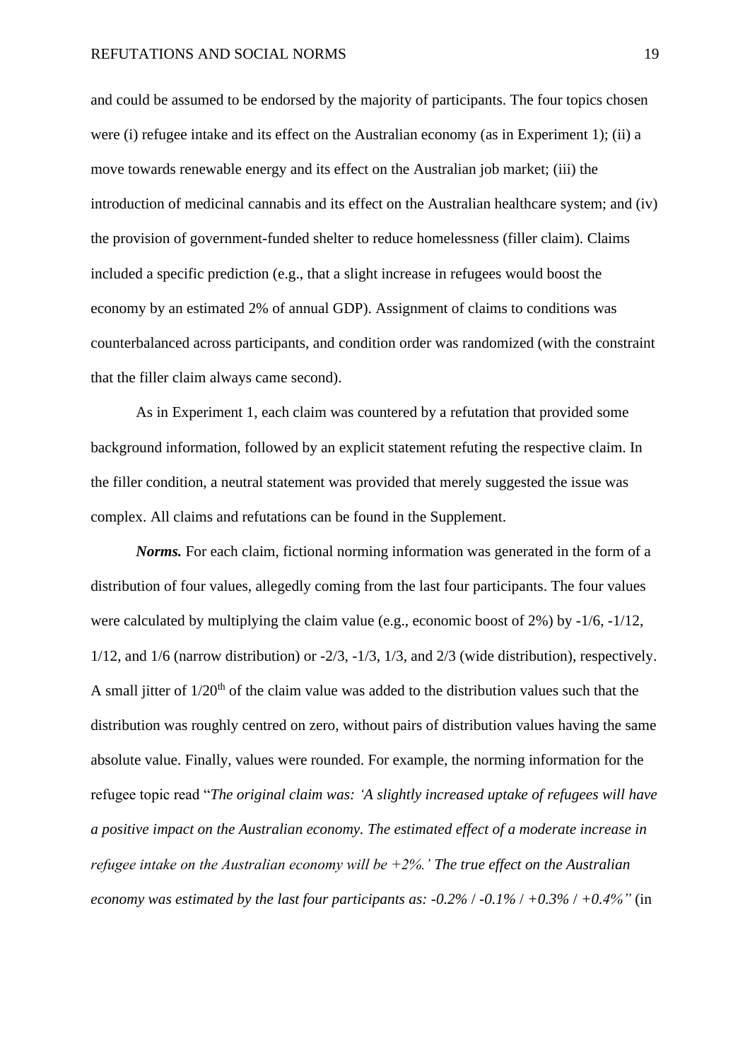and could be assumed to be endorsed by the majority of participants. The four topics chosen were (i) refugee intake and its effect on the Australian economy (as in Experiment 1); (ii) a move towards renewable energy and its effect on the Australian job market; (iii) the introduction of medicinal cannabis and its effect on the Australian healthcare system; and (iv) the provision of government-funded shelter to reduce homelessness (filler claim). Claims included a specific prediction (e.g., that a slight increase in refugees would boost the economy by an estimated 2% of annual GDP). Assignment of claims to conditions was counterbalanced across participants, and condition order was randomized (with the constraint that the filler claim always came second).

As in Experiment 1, each claim was countered by a refutation that provided some background information, followed by an explicit statement refuting the respective claim. In the filler condition, a neutral statement was provided that merely suggested the issue was complex. All claims and refutations can be found in the Supplement.

***Norms.*** For each claim, fictional norming information was generated in the form of a distribution of four values, allegedly coming from the last four participants. The four values were calculated by multiplying the claim value (e.g., economic boost of 2%) by -1/6, -1/12, 1/12, and 1/6 (narrow distribution) or -2/3, -1/3, 1/3, and 2/3 (wide distribution), respectively. A small jitter of 1/20th of the claim value was added to the distribution values such that the distribution was roughly centred on zero, without pairs of distribution values having the same absolute value. Finally, values were rounded. For example, the norming information for the refugee topic read "*The original claim was: 'A slightly increased uptake of refugees will have a positive impact on the Australian economy. The estimated effect of a moderate increase in refugee intake on the Australian economy will be +2%.' The true effect on the Australian economy was estimated by the last four participants as: -0.2% / -0.1% / +0.3% / +0.4%"* (in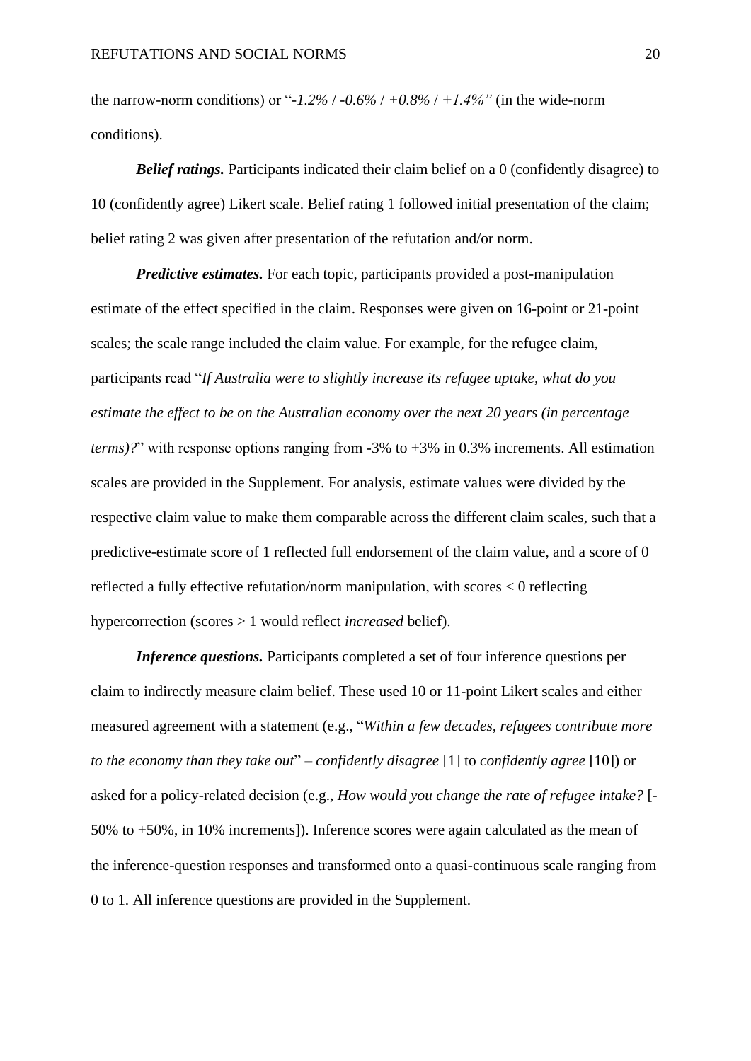the narrow-norm conditions) or "*-1.2%* / *-0.6%* / *+0.8%* / *+1.4%"* (in the wide-norm conditions).

***Belief ratings.*** Participants indicated their claim belief on a 0 (confidently disagree) to 10 (confidently agree) Likert scale. Belief rating 1 followed initial presentation of the claim; belief rating 2 was given after presentation of the refutation and/or norm.

***Predictive estimates.*** For each topic, participants provided a post-manipulation estimate of the effect specified in the claim. Responses were given on 16-point or 21-point scales; the scale range included the claim value. For example, for the refugee claim, participants read "*If Australia were to slightly increase its refugee uptake, what do you estimate the effect to be on the Australian economy over the next 20 years (in percentage terms)?*" with response options ranging from -3% to +3% in 0.3% increments. All estimation scales are provided in the Supplement. For analysis, estimate values were divided by the respective claim value to make them comparable across the different claim scales, such that a predictive-estimate score of 1 reflected full endorsement of the claim value, and a score of 0 reflected a fully effective refutation/norm manipulation, with scores < 0 reflecting hypercorrection (scores > 1 would reflect *increased* belief).

***Inference questions.*** Participants completed a set of four inference questions per claim to indirectly measure claim belief. These used 10 or 11-point Likert scales and either measured agreement with a statement (e.g., "*Within a few decades, refugees contribute more to the economy than they take out*" – *confidently disagree* [1] to *confidently agree* [10]) or asked for a policy-related decision (e.g., *How would you change the rate of refugee intake?* [-50% to +50%, in 10% increments]). Inference scores were again calculated as the mean of the inference-question responses and transformed onto a quasi-continuous scale ranging from 0 to 1. All inference questions are provided in the Supplement.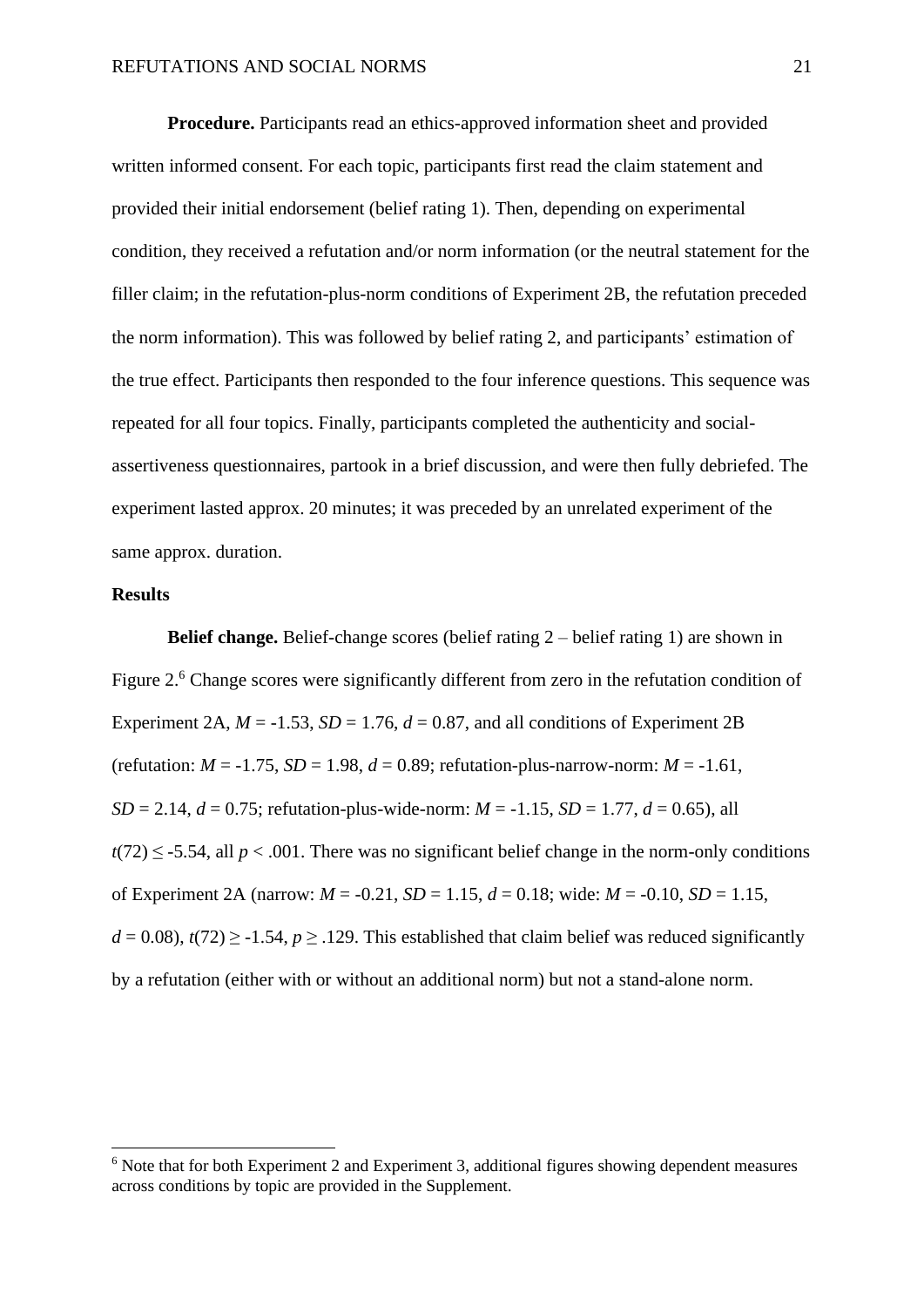**Procedure.** Participants read an ethics-approved information sheet and provided written informed consent. For each topic, participants first read the claim statement and provided their initial endorsement (belief rating 1). Then, depending on experimental condition, they received a refutation and/or norm information (or the neutral statement for the filler claim; in the refutation-plus-norm conditions of Experiment 2B, the refutation preceded the norm information). This was followed by belief rating 2, and participants' estimation of the true effect. Participants then responded to the four inference questions. This sequence was repeated for all four topics. Finally, participants completed the authenticity and social-assertiveness questionnaires, partook in a brief discussion, and were then fully debriefed. The experiment lasted approx. 20 minutes; it was preceded by an unrelated experiment of the same approx. duration.

## Results

**Belief change.** Belief-change scores (belief rating 2 – belief rating 1) are shown in Figure 2.[6] Change scores were significantly different from zero in the refutation condition of Experiment 2A, $M = -1.53$, $SD = 1.76$, $d = 0.87$, and all conditions of Experiment 2B (refutation: $M = -1.75$, $SD = 1.98$, $d = 0.89$; refutation-plus-narrow-norm: $M = -1.61$, $SD = 2.14$, $d = 0.75$; refutation-plus-wide-norm: $M = -1.15$, $SD = 1.77$, $d = 0.65$), all $t(72) \leq -5.54$, all $p < .001$. There was no significant belief change in the norm-only conditions of Experiment 2A (narrow: $M = -0.21$, $SD = 1.15$, $d = 0.18$; wide: $M = -0.10$, $SD = 1.15$, $d = 0.08$), $t(72) \geq -1.54$, $p \geq .129$. This established that claim belief was reduced significantly by a refutation (either with or without an additional norm) but not a stand-alone norm.

[6] Note that for both Experiment 2 and Experiment 3, additional figures showing dependent measures across conditions by topic are provided in the Supplement.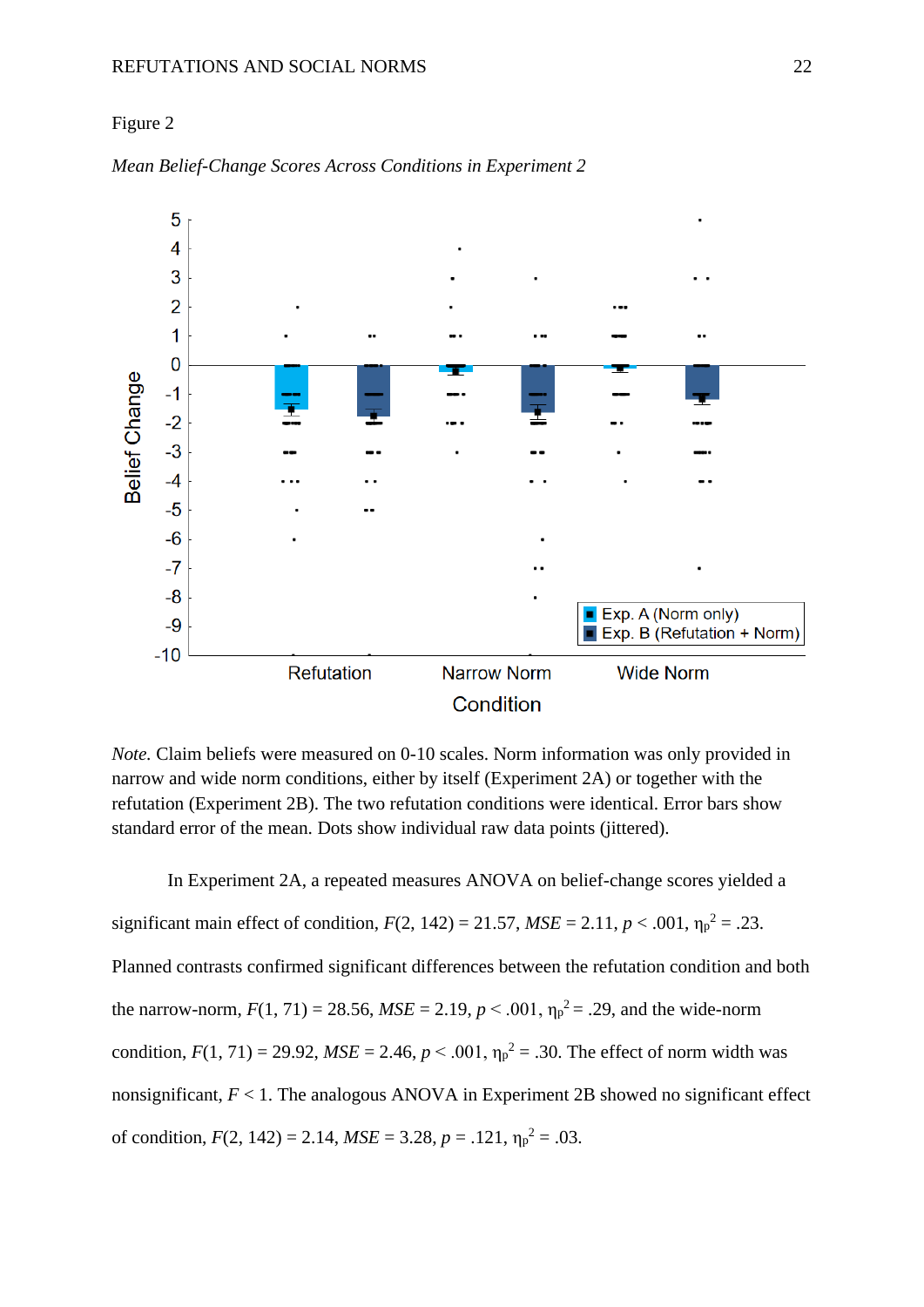Figure 2

*Mean Belief-Change Scores Across Conditions in Experiment 2*

*Note.* Claim beliefs were measured on 0-10 scales. Norm information was only provided in narrow and wide norm conditions, either by itself (Experiment 2A) or together with the refutation (Experiment 2B). The two refutation conditions were identical. Error bars show standard error of the mean. Dots show individual raw data points (jittered).

In Experiment 2A, a repeated measures ANOVA on belief-change scores yielded a significant main effect of condition, $F(2, 142) = 21.57$, $MSE = 2.11$, $p < .001$, $\eta_p^2 = .23$. Planned contrasts confirmed significant differences between the refutation condition and both the narrow-norm, $F(1, 71) = 28.56$, $MSE = 2.19$, $p < .001$, $\eta_p^2 = .29$, and the wide-norm condition, $F(1, 71) = 29.92$, $MSE = 2.46$, $p < .001$, $\eta_p^2 = .30$. The effect of norm width was nonsignificant, $F < 1$. The analogous ANOVA in Experiment 2B showed no significant effect of condition, $F(2, 142) = 2.14$, $MSE = 3.28$, $p = .121$, $\eta_p^2 = .03$.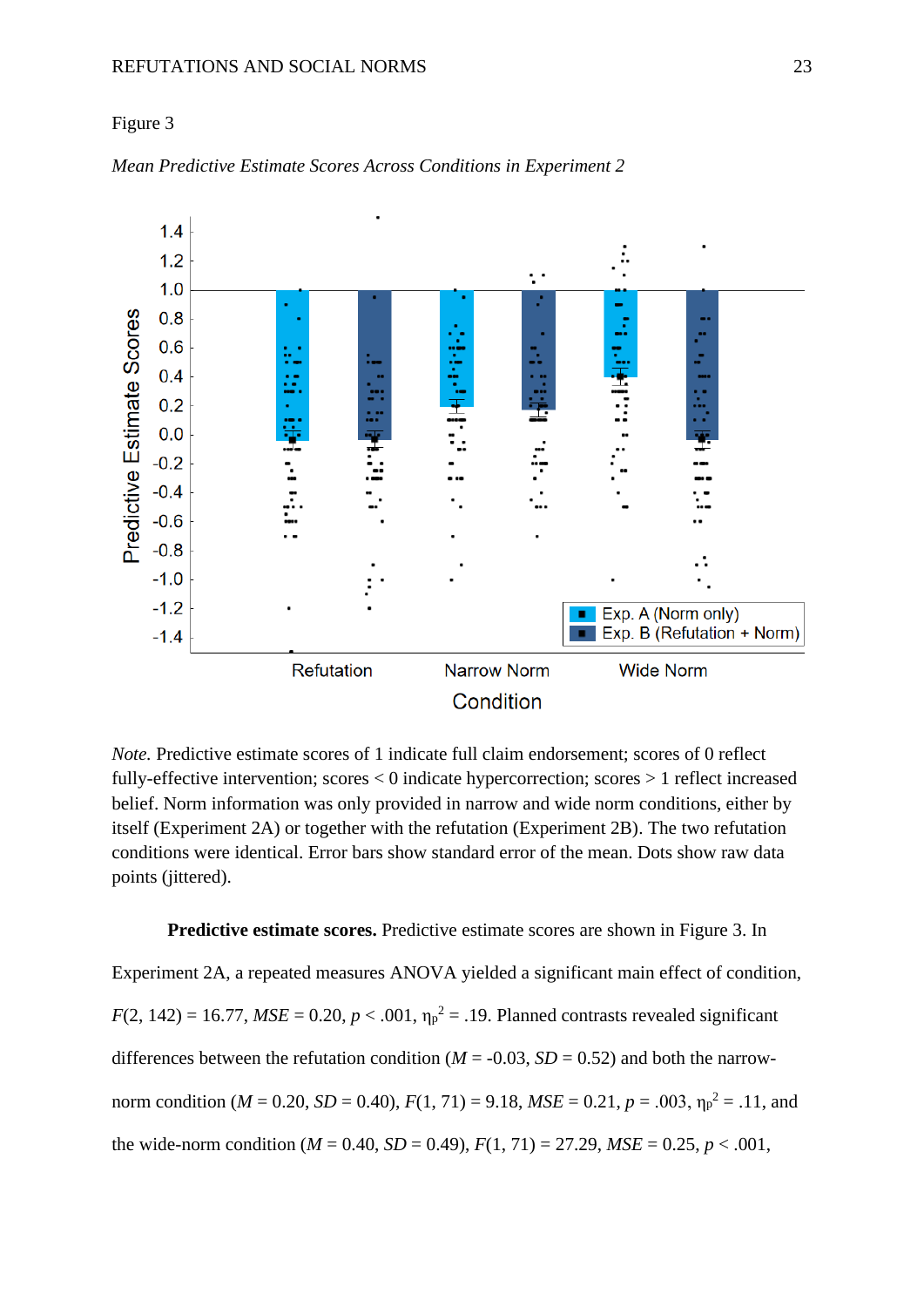Figure 3

*Mean Predictive Estimate Scores Across Conditions in Experiment 2*

*Note.* Predictive estimate scores of 1 indicate full claim endorsement; scores of 0 reflect fully-effective intervention; scores < 0 indicate hypercorrection; scores > 1 reflect increased belief. Norm information was only provided in narrow and wide norm conditions, either by itself (Experiment 2A) or together with the refutation (Experiment 2B). The two refutation conditions were identical. Error bars show standard error of the mean. Dots show raw data points (jittered).

**Predictive estimate scores.** Predictive estimate scores are shown in Figure 3. In Experiment 2A, a repeated measures ANOVA yielded a significant main effect of condition, $F(2, 142) = 16.77$, $MSE = 0.20$, $p < .001$, $\eta_p^2 = .19$. Planned contrasts revealed significant differences between the refutation condition ($M = -0.03$, $SD = 0.52$) and both the narrow-norm condition ($M = 0.20$, $SD = 0.40$), $F(1, 71) = 9.18$, $MSE = 0.21$, $p = .003$, $\eta_p^2 = .11$, and the wide-norm condition ($M = 0.40$, $SD = 0.49$), $F(1, 71) = 27.29$, $MSE = 0.25$, $p < .001$,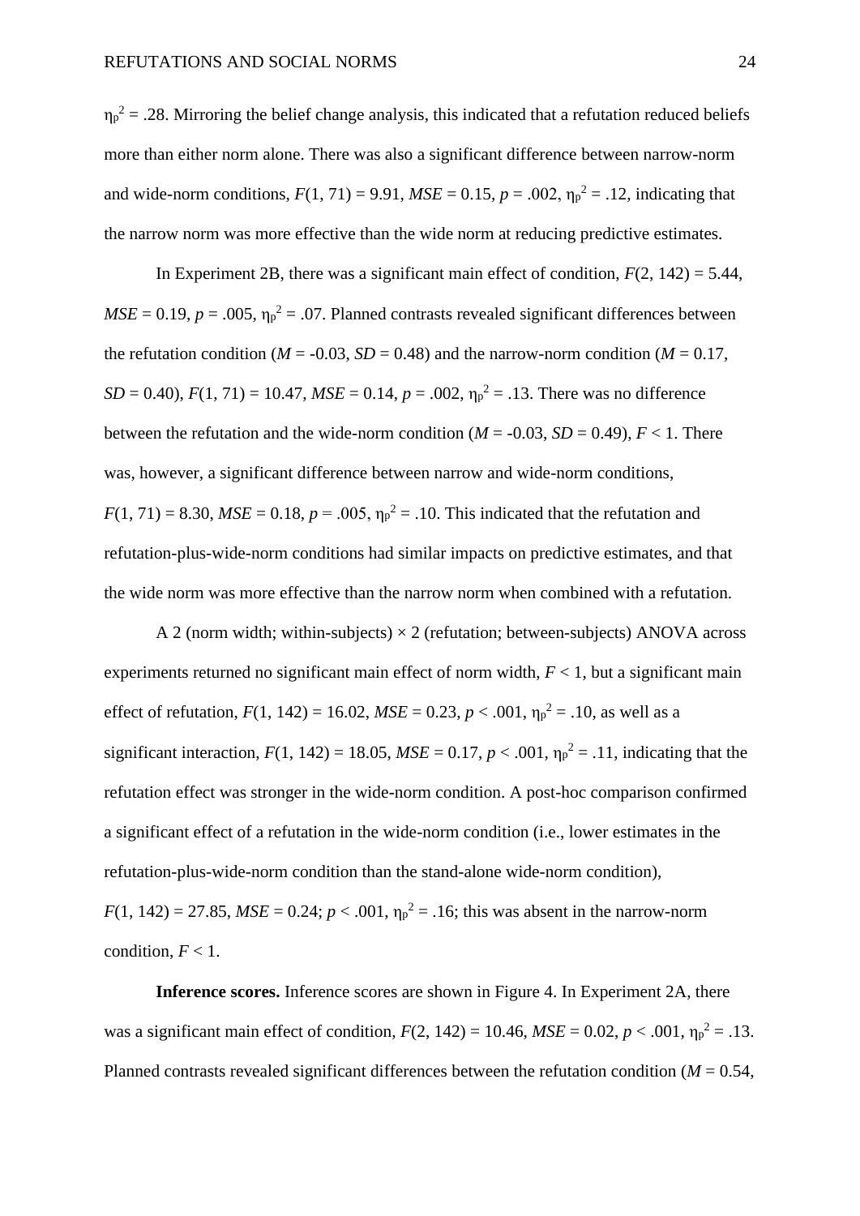$\eta_p^2 = .28$. Mirroring the belief change analysis, this indicated that a refutation reduced beliefs more than either norm alone. There was also a significant difference between narrow-norm and wide-norm conditions, $F(1, 71) = 9.91$, $MSE = 0.15$, $p = .002$, $\eta_p^2 = .12$, indicating that the narrow norm was more effective than the wide norm at reducing predictive estimates.

In Experiment 2B, there was a significant main effect of condition, $F(2, 142) = 5.44$, $MSE = 0.19$, $p = .005$, $\eta_p^2 = .07$. Planned contrasts revealed significant differences between the refutation condition ($M = -0.03$, $SD = 0.48$) and the narrow-norm condition ($M = 0.17$, $SD = 0.40$), $F(1, 71) = 10.47$, $MSE = 0.14$, $p = .002$, $\eta_p^2 = .13$. There was no difference between the refutation and the wide-norm condition ($M = -0.03$, $SD = 0.49$), $F < 1$. There was, however, a significant difference between narrow and wide-norm conditions, $F(1, 71) = 8.30$, $MSE = 0.18$, $p = .005$, $\eta_p^2 = .10$. This indicated that the refutation and refutation-plus-wide-norm conditions had similar impacts on predictive estimates, and that the wide norm was more effective than the narrow norm when combined with a refutation.

A 2 (norm width; within-subjects) × 2 (refutation; between-subjects) ANOVA across experiments returned no significant main effect of norm width, $F < 1$, but a significant main effect of refutation, $F(1, 142) = 16.02$, $MSE = 0.23$, $p < .001$, $\eta_p^2 = .10$, as well as a significant interaction, $F(1, 142) = 18.05$, $MSE = 0.17$, $p < .001$, $\eta_p^2 = .11$, indicating that the refutation effect was stronger in the wide-norm condition. A post-hoc comparison confirmed a significant effect of a refutation in the wide-norm condition (i.e., lower estimates in the refutation-plus-wide-norm condition than the stand-alone wide-norm condition), $F(1, 142) = 27.85$, $MSE = 0.24$; $p < .001$, $\eta_p^2 = .16$; this was absent in the narrow-norm condition, $F < 1$.

**Inference scores.** Inference scores are shown in Figure 4. In Experiment 2A, there was a significant main effect of condition, $F(2, 142) = 10.46$, $MSE = 0.02$, $p < .001$, $\eta_p^2 = .13$. Planned contrasts revealed significant differences between the refutation condition ($M = 0.54$,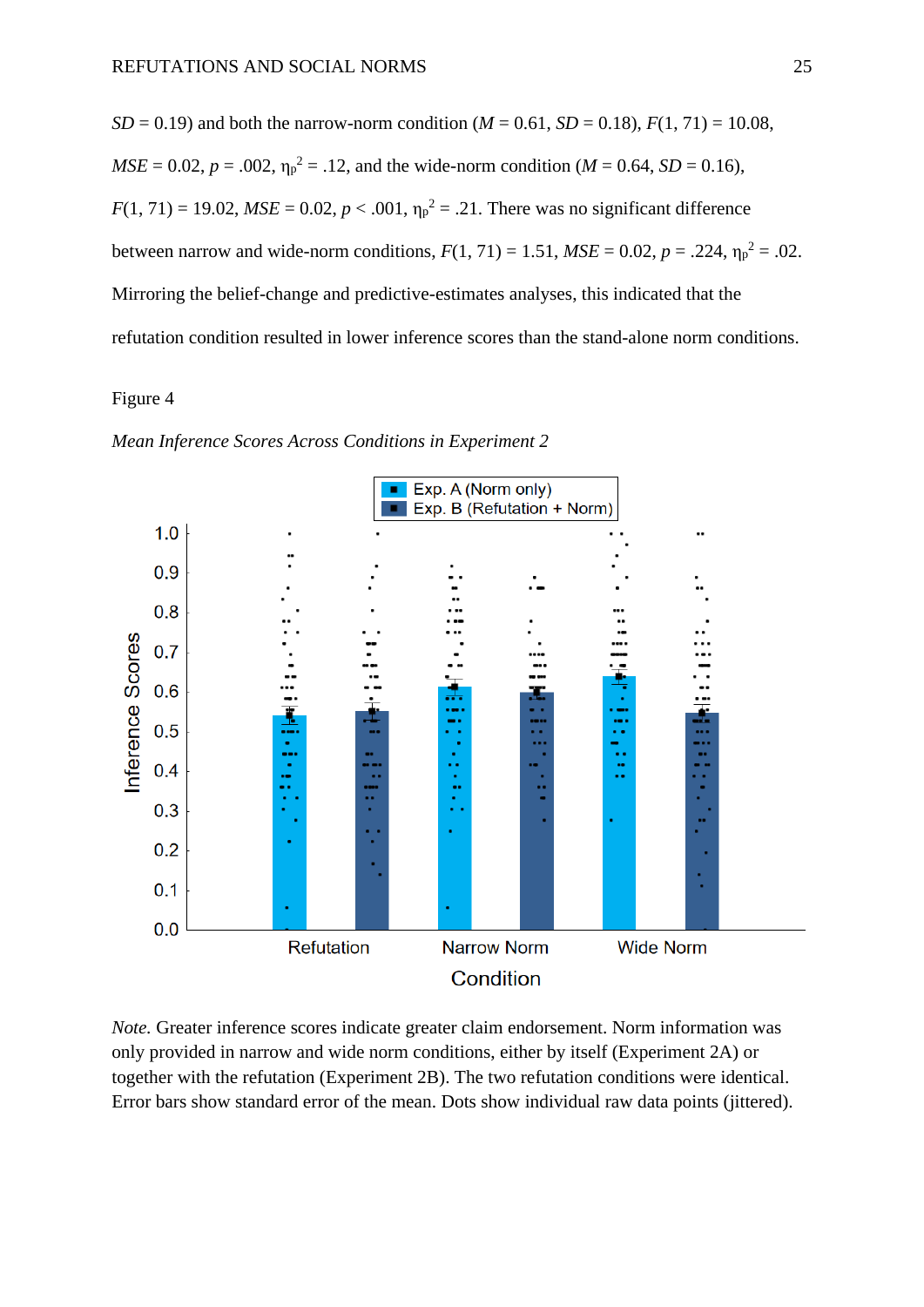$SD$ = 0.19) and both the narrow-norm condition ($M$ = 0.61, $SD$ = 0.18), $F(1, 71) = 10.08$, $MSE = 0.02$, $p = .002$, $\eta_p^2 = .12$, and the wide-norm condition ($M$ = 0.64, $SD$ = 0.16), $F(1, 71) = 19.02$, $MSE = 0.02$, $p < .001$, $\eta_p^2 = .21$. There was no significant difference between narrow and wide-norm conditions, $F(1, 71) = 1.51$, $MSE = 0.02$, $p = .224$, $\eta_p^2 = .02$. Mirroring the belief-change and predictive-estimates analyses, this indicated that the refutation condition resulted in lower inference scores than the stand-alone norm conditions.

Figure 4

*Mean Inference Scores Across Conditions in Experiment 2*

*Note.* Greater inference scores indicate greater claim endorsement. Norm information was only provided in narrow and wide norm conditions, either by itself (Experiment 2A) or together with the refutation (Experiment 2B). The two refutation conditions were identical. Error bars show standard error of the mean. Dots show individual raw data points (jittered).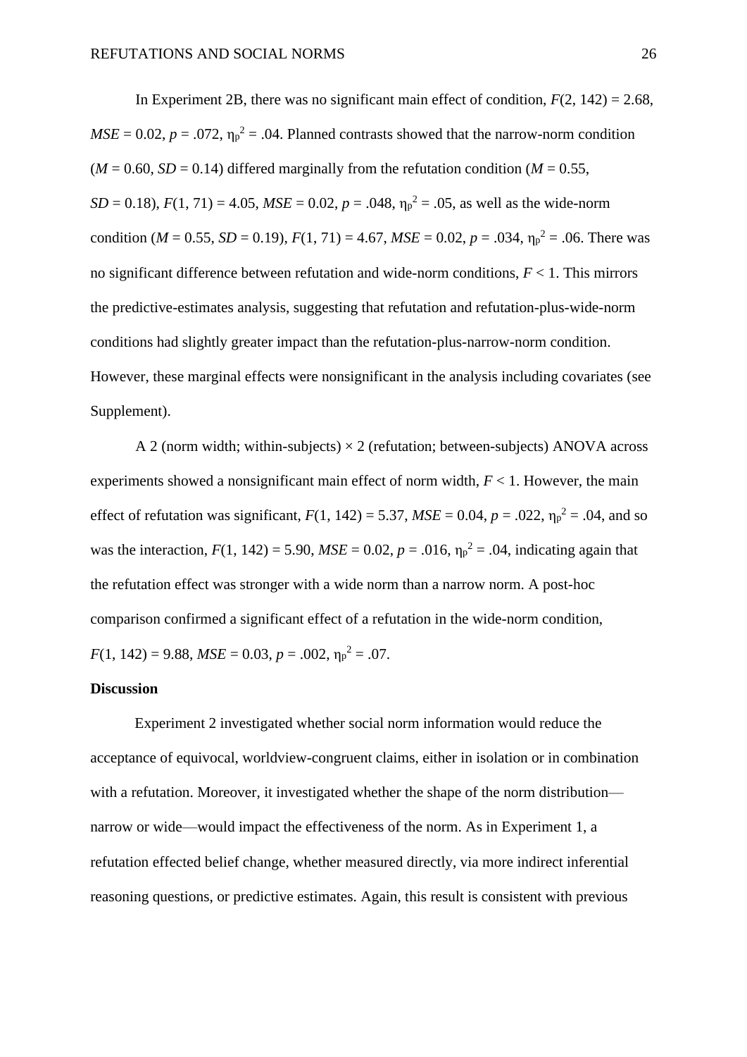In Experiment 2B, there was no significant main effect of condition, $F(2, 142) = 2.68$, $MSE = 0.02$, $p = .072$, $\eta_p^2 = .04$. Planned contrasts showed that the narrow-norm condition ($M = 0.60$, $SD = 0.14$) differed marginally from the refutation condition ($M = 0.55$, $SD = 0.18$), $F(1, 71) = 4.05$, $MSE = 0.02$, $p = .048$, $\eta_p^2 = .05$, as well as the wide-norm condition ($M = 0.55$, $SD = 0.19$), $F(1, 71) = 4.67$, $MSE = 0.02$, $p = .034$, $\eta_p^2 = .06$. There was no significant difference between refutation and wide-norm conditions, $F < 1$. This mirrors the predictive-estimates analysis, suggesting that refutation and refutation-plus-wide-norm conditions had slightly greater impact than the refutation-plus-narrow-norm condition. However, these marginal effects were nonsignificant in the analysis including covariates (see Supplement).

A 2 (norm width; within-subjects) × 2 (refutation; between-subjects) ANOVA across experiments showed a nonsignificant main effect of norm width, $F < 1$. However, the main effect of refutation was significant, $F(1, 142) = 5.37$, $MSE = 0.04$, $p = .022$, $\eta_p^2 = .04$, and so was the interaction, $F(1, 142) = 5.90$, $MSE = 0.02$, $p = .016$, $\eta_p^2 = .04$, indicating again that the refutation effect was stronger with a wide norm than a narrow norm. A post-hoc comparison confirmed a significant effect of a refutation in the wide-norm condition, $F(1, 142) = 9.88$, $MSE = 0.03$, $p = .002$, $\eta_p^2 = .07$.

**Discussion**

Experiment 2 investigated whether social norm information would reduce the acceptance of equivocal, worldview-congruent claims, either in isolation or in combination with a refutation. Moreover, it investigated whether the shape of the norm distribution—narrow or wide—would impact the effectiveness of the norm. As in Experiment 1, a refutation effected belief change, whether measured directly, via more indirect inferential reasoning questions, or predictive estimates. Again, this result is consistent with previous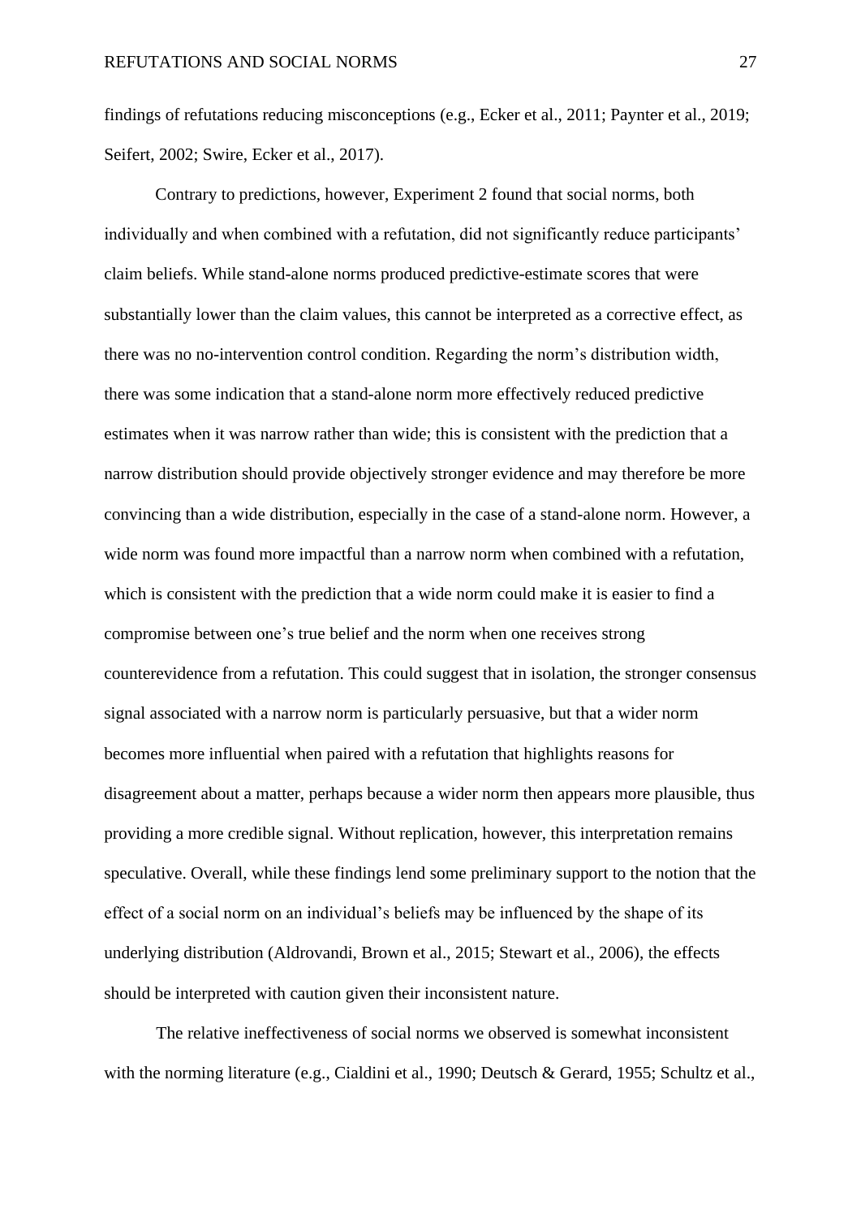findings of refutations reducing misconceptions (e.g., Ecker et al., 2011; Paynter et al., 2019; Seifert, 2002; Swire, Ecker et al., 2017).

Contrary to predictions, however, Experiment 2 found that social norms, both individually and when combined with a refutation, did not significantly reduce participants' claim beliefs. While stand-alone norms produced predictive-estimate scores that were substantially lower than the claim values, this cannot be interpreted as a corrective effect, as there was no no-intervention control condition. Regarding the norm's distribution width, there was some indication that a stand-alone norm more effectively reduced predictive estimates when it was narrow rather than wide; this is consistent with the prediction that a narrow distribution should provide objectively stronger evidence and may therefore be more convincing than a wide distribution, especially in the case of a stand-alone norm. However, a wide norm was found more impactful than a narrow norm when combined with a refutation, which is consistent with the prediction that a wide norm could make it is easier to find a compromise between one's true belief and the norm when one receives strong counterevidence from a refutation. This could suggest that in isolation, the stronger consensus signal associated with a narrow norm is particularly persuasive, but that a wider norm becomes more influential when paired with a refutation that highlights reasons for disagreement about a matter, perhaps because a wider norm then appears more plausible, thus providing a more credible signal. Without replication, however, this interpretation remains speculative. Overall, while these findings lend some preliminary support to the notion that the effect of a social norm on an individual's beliefs may be influenced by the shape of its underlying distribution (Aldrovandi, Brown et al., 2015; Stewart et al., 2006), the effects should be interpreted with caution given their inconsistent nature.

The relative ineffectiveness of social norms we observed is somewhat inconsistent with the norming literature (e.g., Cialdini et al., 1990; Deutsch & Gerard, 1955; Schultz et al.,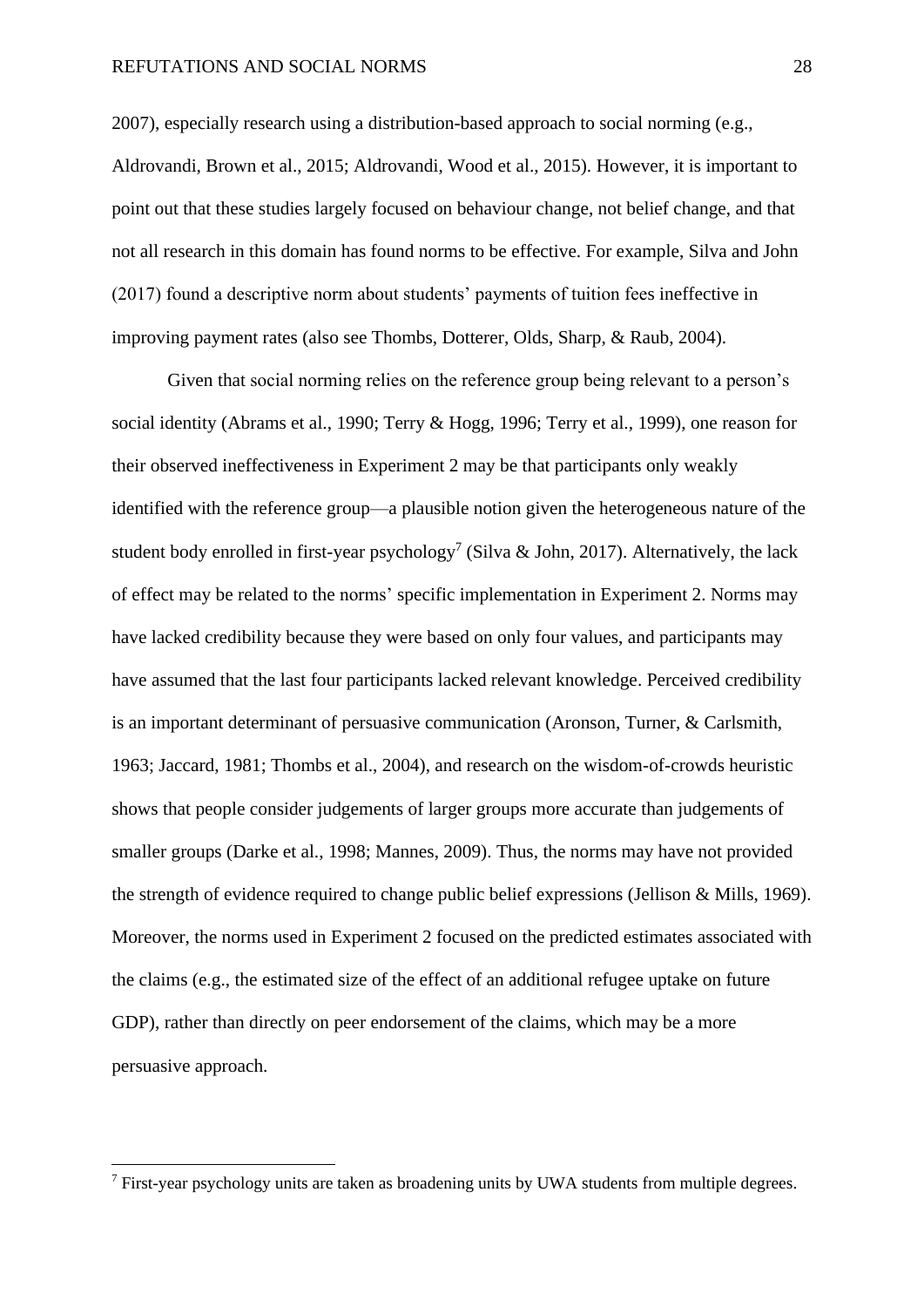2007), especially research using a distribution-based approach to social norming (e.g., Aldrovandi, Brown et al., 2015; Aldrovandi, Wood et al., 2015). However, it is important to point out that these studies largely focused on behaviour change, not belief change, and that not all research in this domain has found norms to be effective. For example, Silva and John (2017) found a descriptive norm about students' payments of tuition fees ineffective in improving payment rates (also see Thombs, Dotterer, Olds, Sharp, & Raub, 2004).

Given that social norming relies on the reference group being relevant to a person's social identity (Abrams et al., 1990; Terry & Hogg, 1996; Terry et al., 1999), one reason for their observed ineffectiveness in Experiment 2 may be that participants only weakly identified with the reference group—a plausible notion given the heterogeneous nature of the student body enrolled in first-year psychology[7] (Silva & John, 2017). Alternatively, the lack of effect may be related to the norms' specific implementation in Experiment 2. Norms may have lacked credibility because they were based on only four values, and participants may have assumed that the last four participants lacked relevant knowledge. Perceived credibility is an important determinant of persuasive communication (Aronson, Turner, & Carlsmith, 1963; Jaccard, 1981; Thombs et al., 2004), and research on the wisdom-of-crowds heuristic shows that people consider judgements of larger groups more accurate than judgements of smaller groups (Darke et al., 1998; Mannes, 2009). Thus, the norms may have not provided the strength of evidence required to change public belief expressions (Jellison & Mills, 1969). Moreover, the norms used in Experiment 2 focused on the predicted estimates associated with the claims (e.g., the estimated size of the effect of an additional refugee uptake on future GDP), rather than directly on peer endorsement of the claims, which may be a more persuasive approach.

[7] First-year psychology units are taken as broadening units by UWA students from multiple degrees.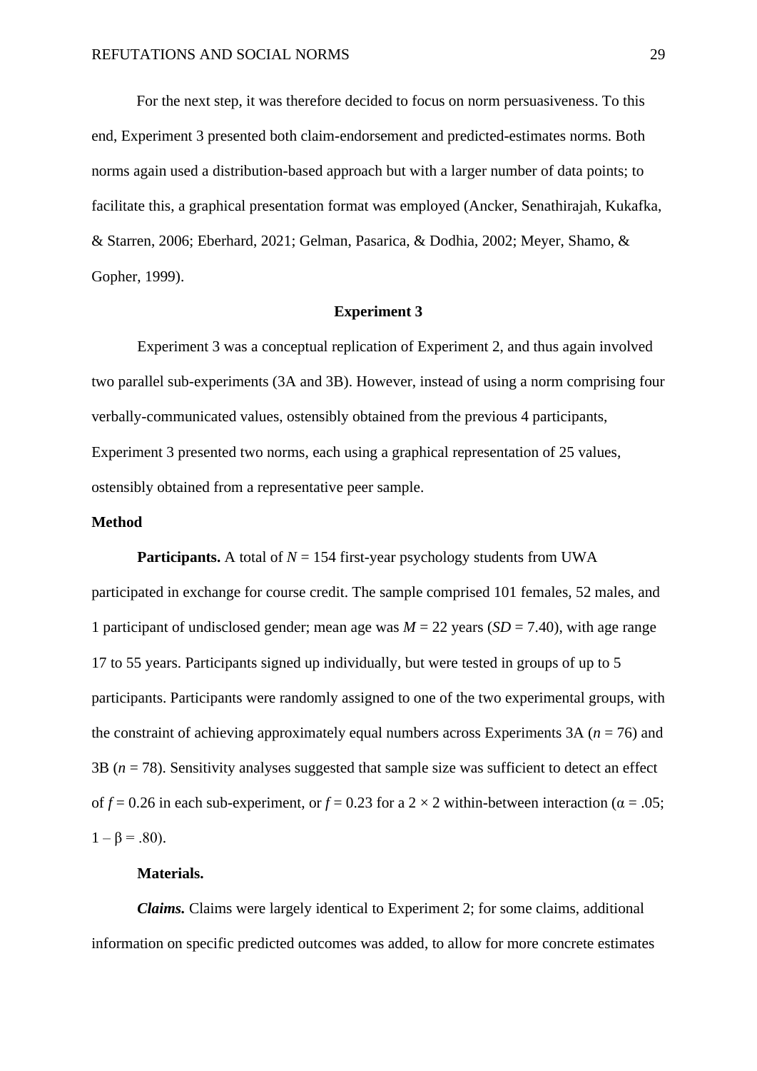For the next step, it was therefore decided to focus on norm persuasiveness. To this end, Experiment 3 presented both claim-endorsement and predicted-estimates norms. Both norms again used a distribution-based approach but with a larger number of data points; to facilitate this, a graphical presentation format was employed (Ancker, Senathirajah, Kukafka, & Starren, 2006; Eberhard, 2021; Gelman, Pasarica, & Dodhia, 2002; Meyer, Shamo, & Gopher, 1999).

## Experiment 3

Experiment 3 was a conceptual replication of Experiment 2, and thus again involved two parallel sub-experiments (3A and 3B). However, instead of using a norm comprising four verbally-communicated values, ostensibly obtained from the previous 4 participants, Experiment 3 presented two norms, each using a graphical representation of 25 values, ostensibly obtained from a representative peer sample.

### Method

**Participants.** A total of $N = 154$ first-year psychology students from UWA participated in exchange for course credit. The sample comprised 101 females, 52 males, and 1 participant of undisclosed gender; mean age was $M = 22$ years ($SD = 7.40$), with age range 17 to 55 years. Participants signed up individually, but were tested in groups of up to 5 participants. Participants were randomly assigned to one of the two experimental groups, with the constraint of achieving approximately equal numbers across Experiments 3A ($n = 76$) and 3B ($n = 78$). Sensitivity analyses suggested that sample size was sufficient to detect an effect of $f = 0.26$ in each sub-experiment, or $f = 0.23$ for a $2 \times 2$ within-between interaction ($\alpha = .05$; $1 - \beta = .80$).

**Materials.**

***Claims.*** Claims were largely identical to Experiment 2; for some claims, additional information on specific predicted outcomes was added, to allow for more concrete estimates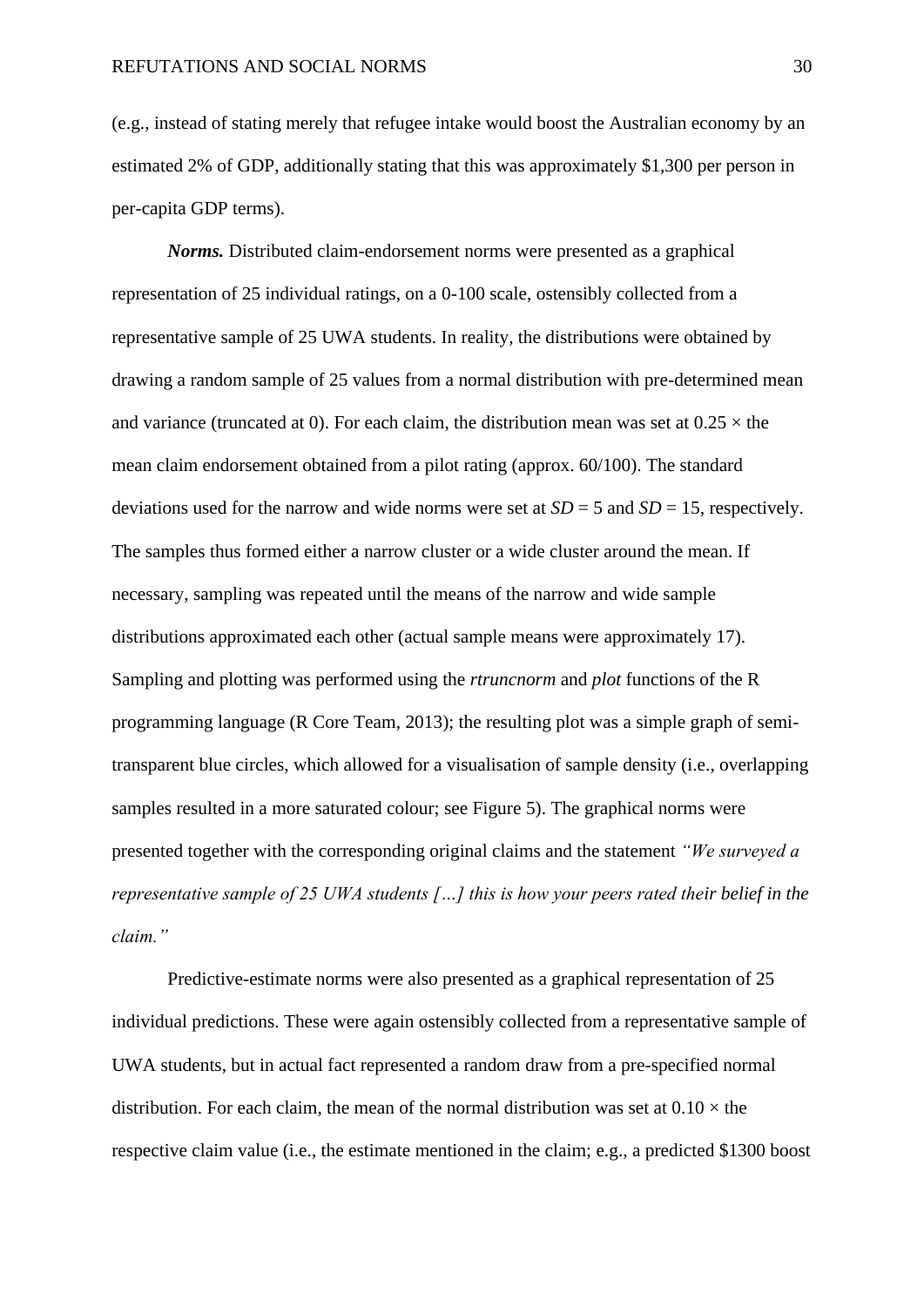(e.g., instead of stating merely that refugee intake would boost the Australian economy by an estimated 2% of GDP, additionally stating that this was approximately $1,300 per person in per-capita GDP terms).

***Norms.*** Distributed claim-endorsement norms were presented as a graphical representation of 25 individual ratings, on a 0-100 scale, ostensibly collected from a representative sample of 25 UWA students. In reality, the distributions were obtained by drawing a random sample of 25 values from a normal distribution with pre-determined mean and variance (truncated at 0). For each claim, the distribution mean was set at $0.25 \times$ the mean claim endorsement obtained from a pilot rating (approx. 60/100). The standard deviations used for the narrow and wide norms were set at $SD = 5$ and $SD = 15$, respectively. The samples thus formed either a narrow cluster or a wide cluster around the mean. If necessary, sampling was repeated until the means of the narrow and wide sample distributions approximated each other (actual sample means were approximately 17). Sampling and plotting was performed using the *rtruncnorm* and *plot* functions of the R programming language (R Core Team, 2013); the resulting plot was a simple graph of semi-transparent blue circles, which allowed for a visualisation of sample density (i.e., overlapping samples resulted in a more saturated colour; see Figure 5). The graphical norms were presented together with the corresponding original claims and the statement *"We surveyed a representative sample of 25 UWA students […] this is how your peers rated their belief in the claim."*

Predictive-estimate norms were also presented as a graphical representation of 25 individual predictions. These were again ostensibly collected from a representative sample of UWA students, but in actual fact represented a random draw from a pre-specified normal distribution. For each claim, the mean of the normal distribution was set at $0.10 \times$ the respective claim value (i.e., the estimate mentioned in the claim; e.g., a predicted $1300 boost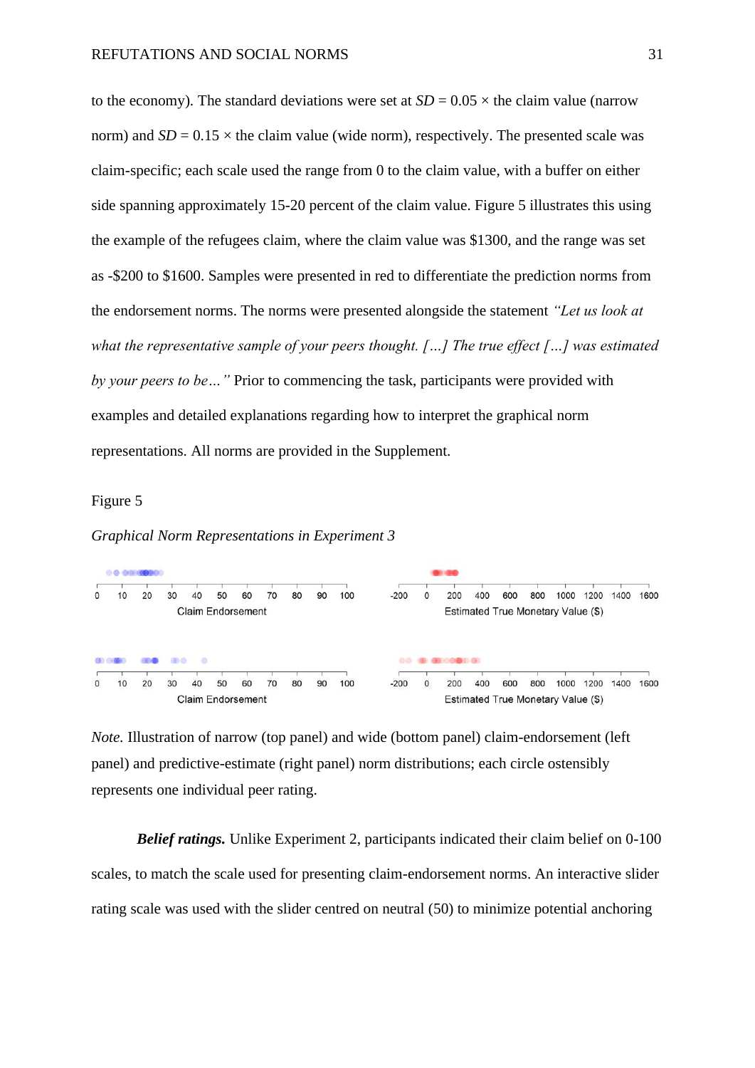to the economy). The standard deviations were set at *SD* = 0.05 × the claim value (narrow norm) and *SD* = 0.15 × the claim value (wide norm), respectively. The presented scale was claim-specific; each scale used the range from 0 to the claim value, with a buffer on either side spanning approximately 15-20 percent of the claim value. Figure 5 illustrates this using the example of the refugees claim, where the claim value was $1300, and the range was set as -$200 to $1600. Samples were presented in red to differentiate the prediction norms from the endorsement norms. The norms were presented alongside the statement *"Let us look at what the representative sample of your peers thought. […] The true effect […] was estimated by your peers to be…"* Prior to commencing the task, participants were provided with examples and detailed explanations regarding how to interpret the graphical norm representations. All norms are provided in the Supplement.

Figure 5

*Graphical Norm Representations in Experiment 3*

*Note.* Illustration of narrow (top panel) and wide (bottom panel) claim-endorsement (left panel) and predictive-estimate (right panel) norm distributions; each circle ostensibly represents one individual peer rating.

***Belief ratings.*** Unlike Experiment 2, participants indicated their claim belief on 0-100 scales, to match the scale used for presenting claim-endorsement norms. An interactive slider rating scale was used with the slider centred on neutral (50) to minimize potential anchoring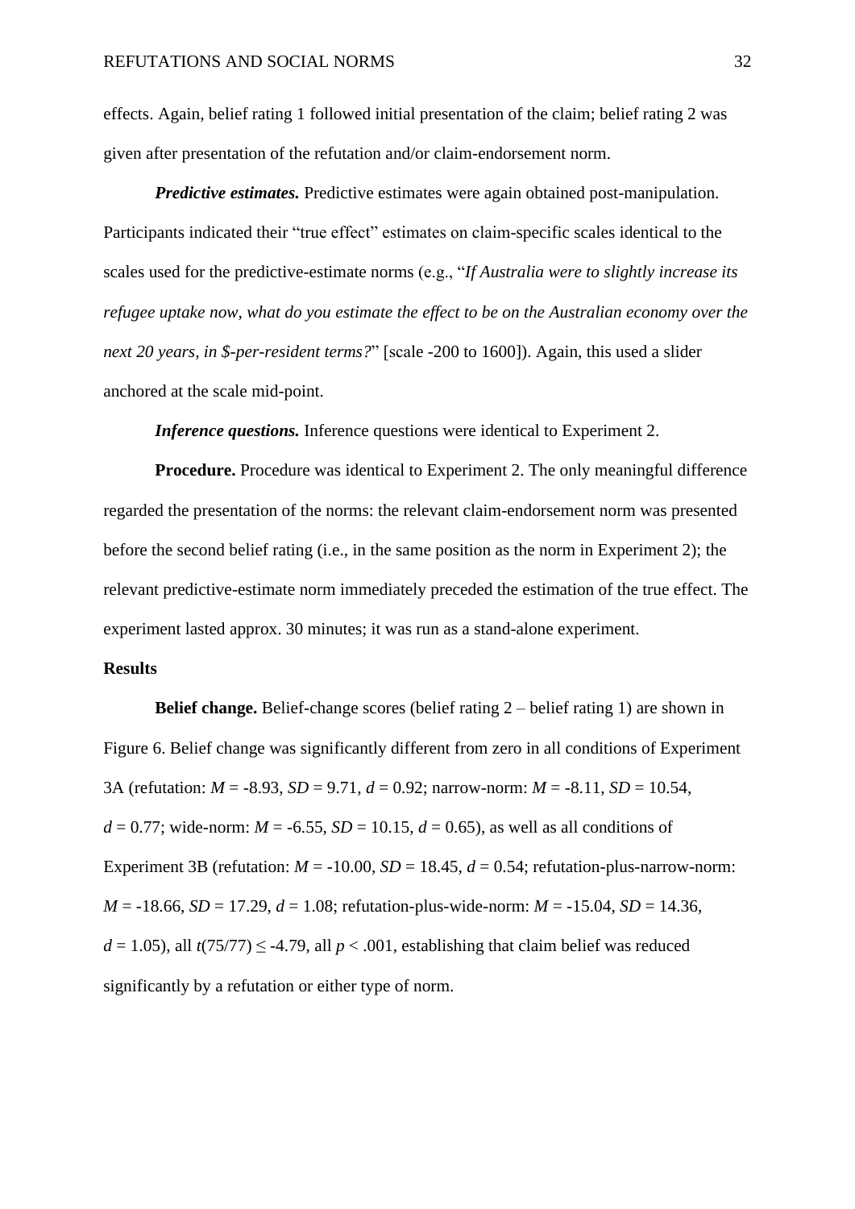effects. Again, belief rating 1 followed initial presentation of the claim; belief rating 2 was given after presentation of the refutation and/or claim-endorsement norm.

***Predictive estimates.*** Predictive estimates were again obtained post-manipulation. Participants indicated their "true effect" estimates on claim-specific scales identical to the scales used for the predictive-estimate norms (e.g., "*If Australia were to slightly increase its refugee uptake now, what do you estimate the effect to be on the Australian economy over the next 20 years, in $-per-resident terms?*" [scale -200 to 1600]). Again, this used a slider anchored at the scale mid-point.

***Inference questions.*** Inference questions were identical to Experiment 2.

**Procedure.** Procedure was identical to Experiment 2. The only meaningful difference regarded the presentation of the norms: the relevant claim-endorsement norm was presented before the second belief rating (i.e., in the same position as the norm in Experiment 2); the relevant predictive-estimate norm immediately preceded the estimation of the true effect. The experiment lasted approx. 30 minutes; it was run as a stand-alone experiment.

**Results**

**Belief change.** Belief-change scores (belief rating 2 – belief rating 1) are shown in Figure 6. Belief change was significantly different from zero in all conditions of Experiment 3A (refutation: $M$ = -8.93, $SD$ = 9.71, $d$ = 0.92; narrow-norm: $M$ = -8.11, $SD$ = 10.54, $d$ = 0.77; wide-norm: $M$ = -6.55, $SD$ = 10.15, $d$ = 0.65), as well as all conditions of Experiment 3B (refutation: $M$ = -10.00, $SD$ = 18.45, $d$ = 0.54; refutation-plus-narrow-norm: $M$ = -18.66, $SD$ = 17.29, $d$ = 1.08; refutation-plus-wide-norm: $M$ = -15.04, $SD$ = 14.36, $d$ = 1.05), all $t(75/77) \leq -4.79$, all $p < .001$, establishing that claim belief was reduced significantly by a refutation or either type of norm.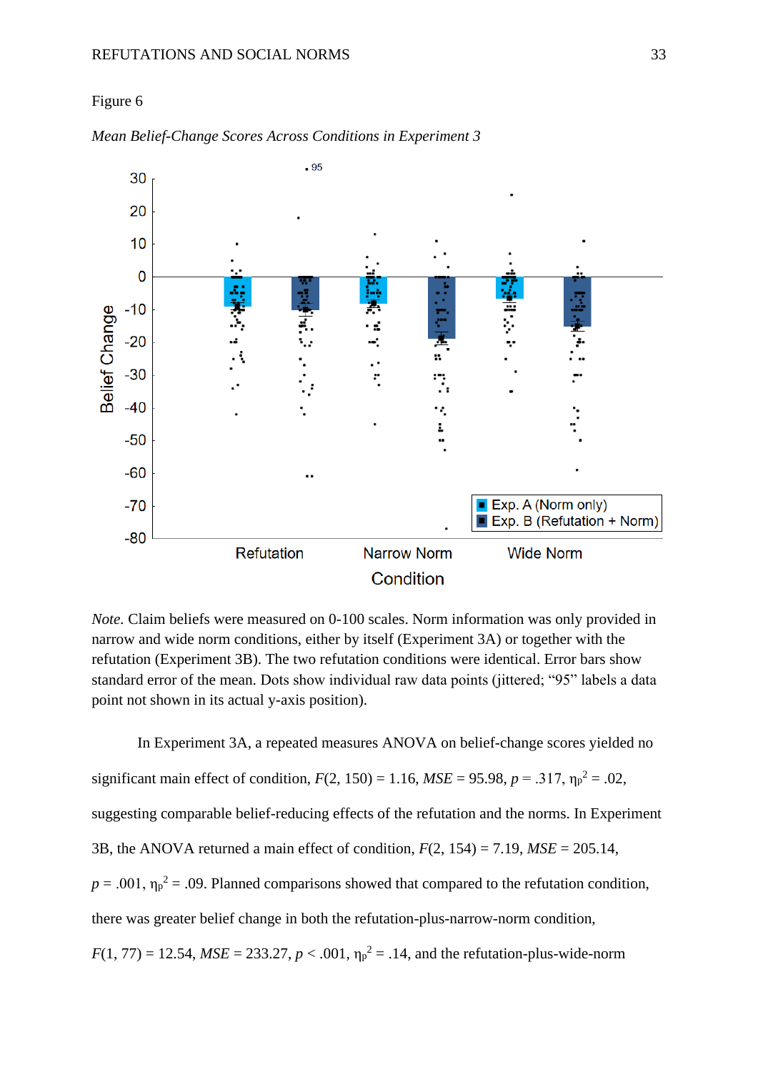Figure 6

*Mean Belief-Change Scores Across Conditions in Experiment 3*

*Note.* Claim beliefs were measured on 0-100 scales. Norm information was only provided in narrow and wide norm conditions, either by itself (Experiment 3A) or together with the refutation (Experiment 3B). The two refutation conditions were identical. Error bars show standard error of the mean. Dots show individual raw data points (jittered; "95" labels a data point not shown in its actual y-axis position).

In Experiment 3A, a repeated measures ANOVA on belief-change scores yielded no significant main effect of condition, $F(2, 150) = 1.16$, $MSE = 95.98$, $p = .317$, $\eta_p^2 = .02$, suggesting comparable belief-reducing effects of the refutation and the norms. In Experiment 3B, the ANOVA returned a main effect of condition, $F(2, 154) = 7.19$, $MSE = 205.14$, $p = .001$, $\eta_p^2 = .09$. Planned comparisons showed that compared to the refutation condition, there was greater belief change in both the refutation-plus-narrow-norm condition, $F(1, 77) = 12.54$, $MSE = 233.27$, $p < .001$, $\eta_p^2 = .14$, and the refutation-plus-wide-norm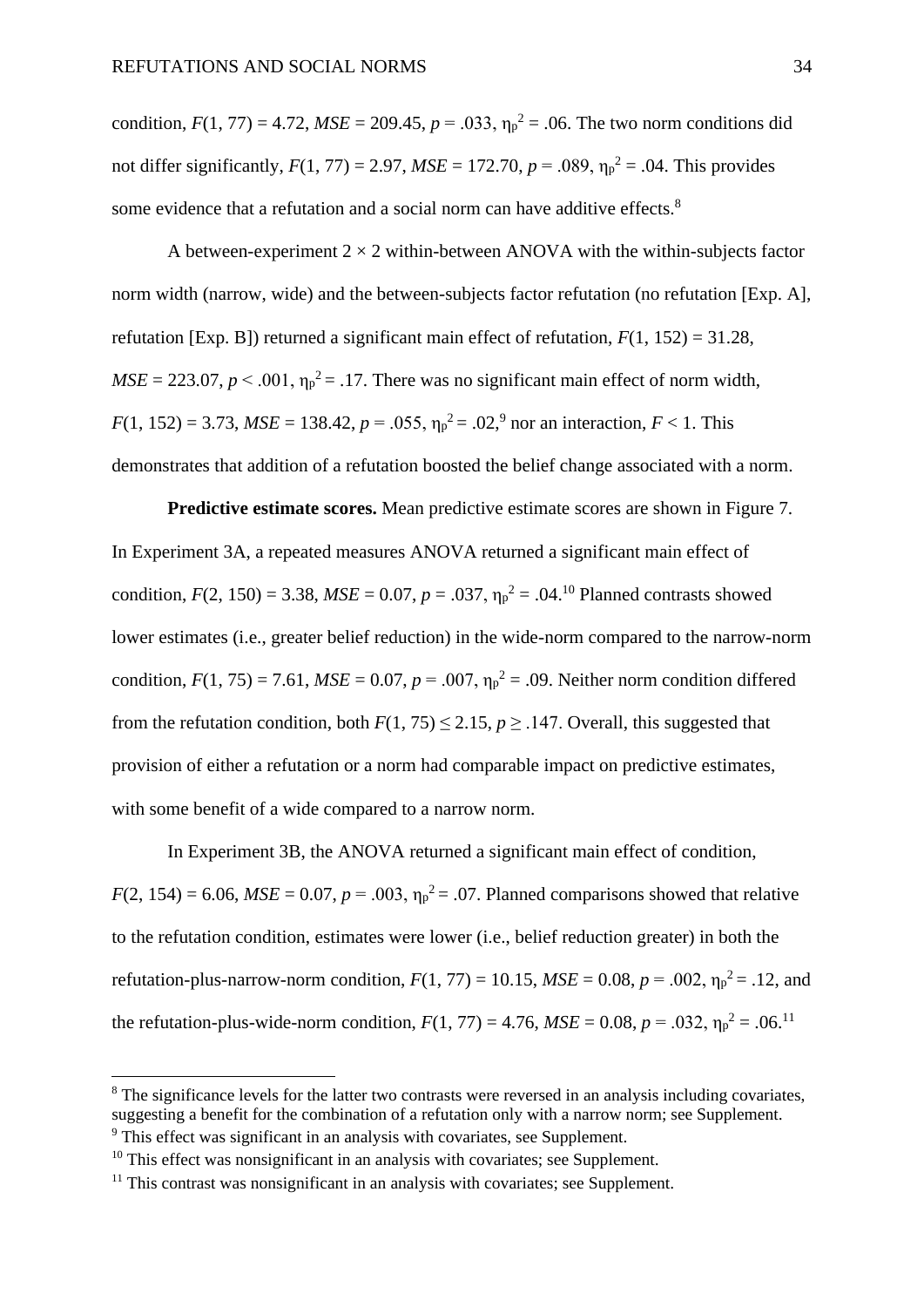condition, $F(1, 77) = 4.72$, $MSE = 209.45$, $p = .033$, $\eta_p^2 = .06$. The two norm conditions did not differ significantly, $F(1, 77) = 2.97$, $MSE = 172.70$, $p = .089$, $\eta_p^2 = .04$. This provides some evidence that a refutation and a social norm can have additive effects.[8]

A between-experiment 2 × 2 within-between ANOVA with the within-subjects factor norm width (narrow, wide) and the between-subjects factor refutation (no refutation [Exp. A], refutation [Exp. B]) returned a significant main effect of refutation, $F(1, 152) = 31.28$, $MSE = 223.07$, $p < .001$, $\eta_p^2 = .17$. There was no significant main effect of norm width, $F(1, 152) = 3.73$, $MSE = 138.42$, $p = .055$, $\eta_p^2 = .02$,[9] nor an interaction, $F < 1$. This demonstrates that addition of a refutation boosted the belief change associated with a norm.

**Predictive estimate scores.** Mean predictive estimate scores are shown in Figure 7. In Experiment 3A, a repeated measures ANOVA returned a significant main effect of condition, $F(2, 150) = 3.38$, $MSE = 0.07$, $p = .037$, $\eta_p^2 = .04$.[10] Planned contrasts showed lower estimates (i.e., greater belief reduction) in the wide-norm compared to the narrow-norm condition, $F(1, 75) = 7.61$, $MSE = 0.07$, $p = .007$, $\eta_p^2 = .09$. Neither norm condition differed from the refutation condition, both $F(1, 75) \leq 2.15$, $p \geq .147$. Overall, this suggested that provision of either a refutation or a norm had comparable impact on predictive estimates, with some benefit of a wide compared to a narrow norm.

In Experiment 3B, the ANOVA returned a significant main effect of condition, $F(2, 154) = 6.06$, $MSE = 0.07$, $p = .003$, $\eta_p^2 = .07$. Planned comparisons showed that relative to the refutation condition, estimates were lower (i.e., belief reduction greater) in both the refutation-plus-narrow-norm condition, $F(1, 77) = 10.15$, $MSE = 0.08$, $p = .002$, $\eta_p^2 = .12$, and the refutation-plus-wide-norm condition, $F(1, 77) = 4.76$, $MSE = 0.08$, $p = .032$, $\eta_p^2 = .06$.[11]

---

[8] The significance levels for the latter two contrasts were reversed in an analysis including covariates, suggesting a benefit for the combination of a refutation only with a narrow norm; see Supplement.

[9] This effect was significant in an analysis with covariates, see Supplement.

[10] This effect was nonsignificant in an analysis with covariates; see Supplement.

[11] This contrast was nonsignificant in an analysis with covariates; see Supplement.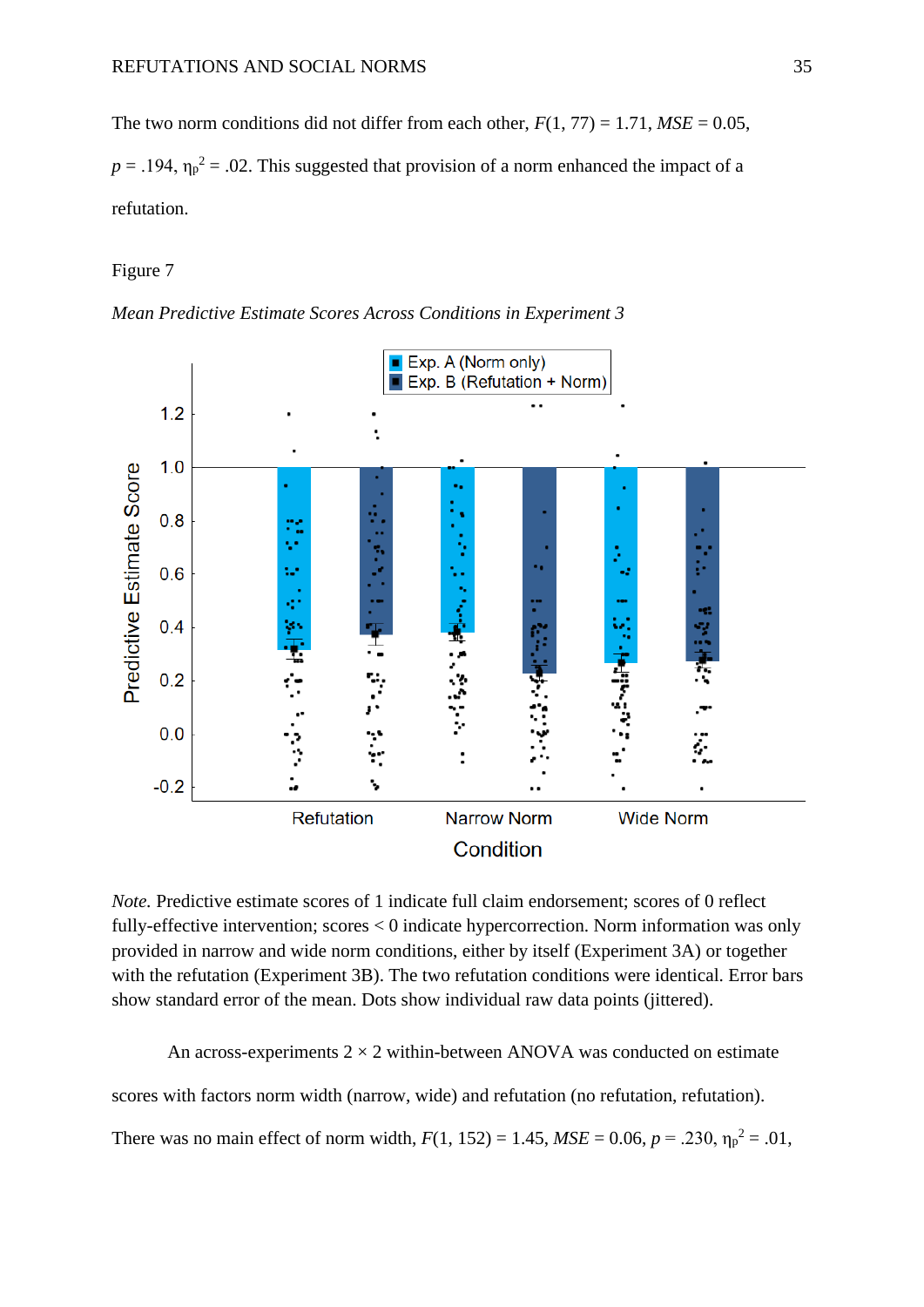The two norm conditions did not differ from each other, $F(1, 77) = 1.71$, $MSE = 0.05$, $p = .194$, $\eta_p^2 = .02$. This suggested that provision of a norm enhanced the impact of a refutation.

Figure 7

*Mean Predictive Estimate Scores Across Conditions in Experiment 3*

*Note.* Predictive estimate scores of 1 indicate full claim endorsement; scores of 0 reflect fully-effective intervention; scores < 0 indicate hypercorrection. Norm information was only provided in narrow and wide norm conditions, either by itself (Experiment 3A) or together with the refutation (Experiment 3B). The two refutation conditions were identical. Error bars show standard error of the mean. Dots show individual raw data points (jittered).

An across-experiments 2 × 2 within-between ANOVA was conducted on estimate scores with factors norm width (narrow, wide) and refutation (no refutation, refutation). There was no main effect of norm width, $F(1, 152) = 1.45$, $MSE = 0.06$, $p = .230$, $\eta_p^2 = .01$,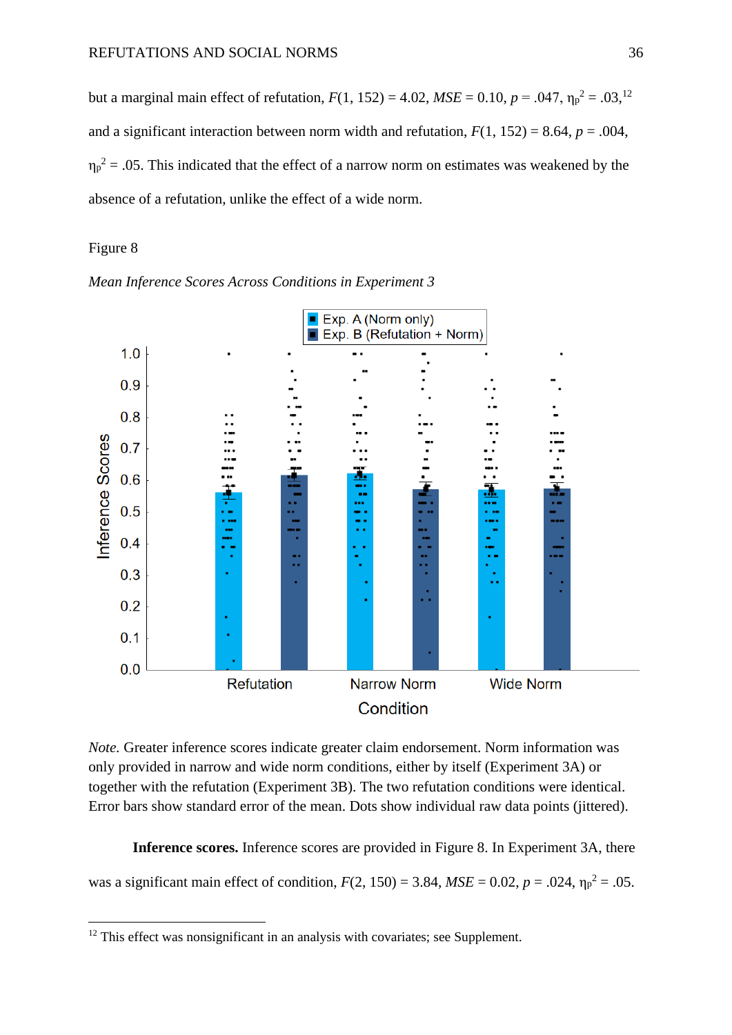but a marginal main effect of refutation, $F(1, 152) = 4.02$, $MSE = 0.10$, $p = .047$, $\eta_p^2 = .03$,[12] and a significant interaction between norm width and refutation, $F(1, 152) = 8.64$, $p = .004$, $\eta_p^2 = .05$. This indicated that the effect of a narrow norm on estimates was weakened by the absence of a refutation, unlike the effect of a wide norm.

Figure 8

*Mean Inference Scores Across Conditions in Experiment 3*

*Note.* Greater inference scores indicate greater claim endorsement. Norm information was only provided in narrow and wide norm conditions, either by itself (Experiment 3A) or together with the refutation (Experiment 3B). The two refutation conditions were identical. Error bars show standard error of the mean. Dots show individual raw data points (jittered).

**Inference scores.** Inference scores are provided in Figure 8. In Experiment 3A, there was a significant main effect of condition, $F(2, 150) = 3.84$, $MSE = 0.02$, $p = .024$, $\eta_p^2 = .05$.

[12] This effect was nonsignificant in an analysis with covariates; see Supplement.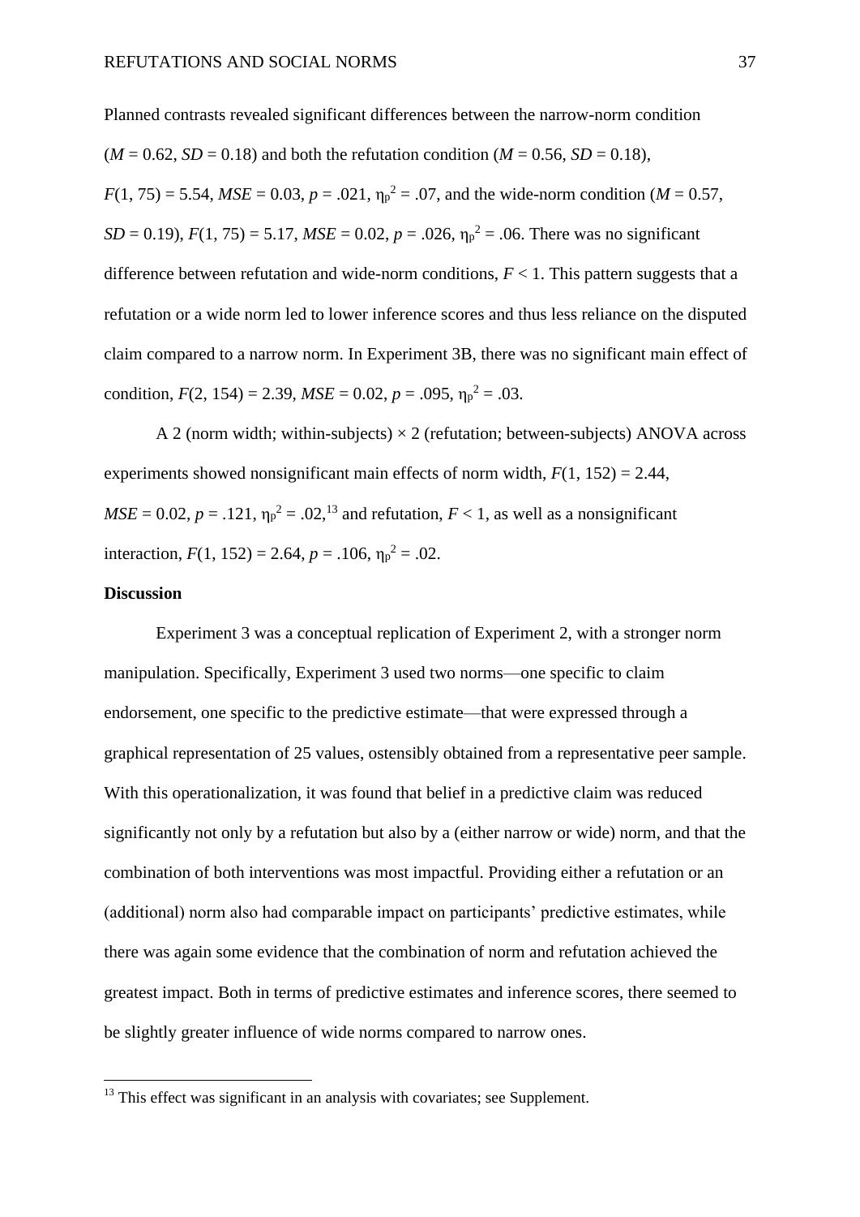Planned contrasts revealed significant differences between the narrow-norm condition ($M = 0.62$, $SD = 0.18$) and both the refutation condition ($M = 0.56$, $SD = 0.18$), $F(1, 75) = 5.54$, $MSE = 0.03$, $p = .021$, $\eta_p^2 = .07$, and the wide-norm condition ($M = 0.57$, $SD = 0.19$), $F(1, 75) = 5.17$, $MSE = 0.02$, $p = .026$, $\eta_p^2 = .06$. There was no significant difference between refutation and wide-norm conditions, $F < 1$. This pattern suggests that a refutation or a wide norm led to lower inference scores and thus less reliance on the disputed claim compared to a narrow norm. In Experiment 3B, there was no significant main effect of condition, $F(2, 154) = 2.39$, $MSE = 0.02$, $p = .095$, $\eta_p^2 = .03$.

A 2 (norm width; within-subjects) × 2 (refutation; between-subjects) ANOVA across experiments showed nonsignificant main effects of norm width, $F(1, 152) = 2.44$, $MSE = 0.02$, $p = .121$, $\eta_p^2 = .02$,[13] and refutation, $F < 1$, as well as a nonsignificant interaction, $F(1, 152) = 2.64$, $p = .106$, $\eta_p^2 = .02$.

**Discussion**

Experiment 3 was a conceptual replication of Experiment 2, with a stronger norm manipulation. Specifically, Experiment 3 used two norms—one specific to claim endorsement, one specific to the predictive estimate—that were expressed through a graphical representation of 25 values, ostensibly obtained from a representative peer sample. With this operationalization, it was found that belief in a predictive claim was reduced significantly not only by a refutation but also by a (either narrow or wide) norm, and that the combination of both interventions was most impactful. Providing either a refutation or an (additional) norm also had comparable impact on participants' predictive estimates, while there was again some evidence that the combination of norm and refutation achieved the greatest impact. Both in terms of predictive estimates and inference scores, there seemed to be slightly greater influence of wide norms compared to narrow ones.

---

[13] This effect was significant in an analysis with covariates; see Supplement.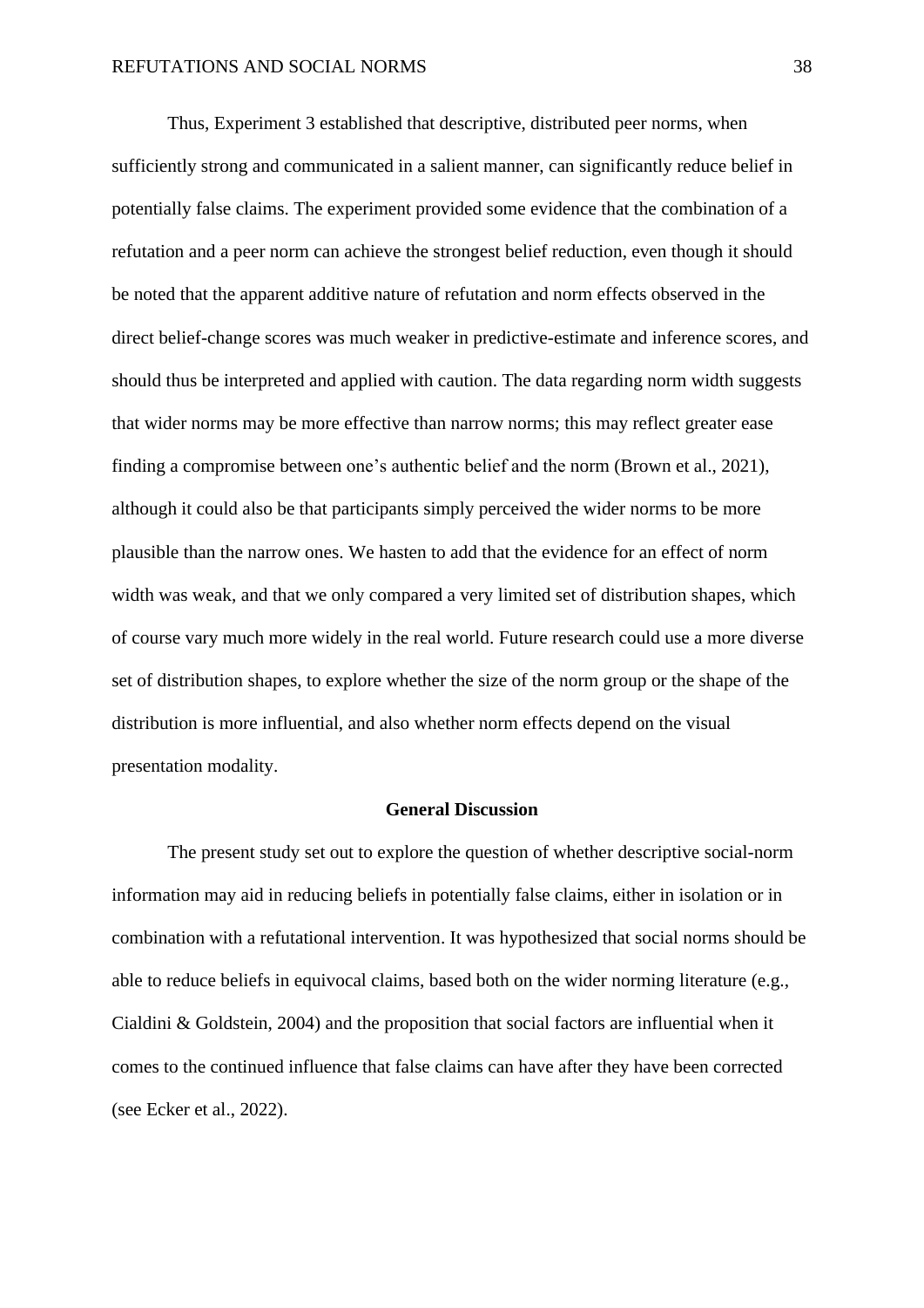Thus, Experiment 3 established that descriptive, distributed peer norms, when sufficiently strong and communicated in a salient manner, can significantly reduce belief in potentially false claims. The experiment provided some evidence that the combination of a refutation and a peer norm can achieve the strongest belief reduction, even though it should be noted that the apparent additive nature of refutation and norm effects observed in the direct belief-change scores was much weaker in predictive-estimate and inference scores, and should thus be interpreted and applied with caution. The data regarding norm width suggests that wider norms may be more effective than narrow norms; this may reflect greater ease finding a compromise between one's authentic belief and the norm (Brown et al., 2021), although it could also be that participants simply perceived the wider norms to be more plausible than the narrow ones. We hasten to add that the evidence for an effect of norm width was weak, and that we only compared a very limited set of distribution shapes, which of course vary much more widely in the real world. Future research could use a more diverse set of distribution shapes, to explore whether the size of the norm group or the shape of the distribution is more influential, and also whether norm effects depend on the visual presentation modality.

## General Discussion

The present study set out to explore the question of whether descriptive social-norm information may aid in reducing beliefs in potentially false claims, either in isolation or in combination with a refutational intervention. It was hypothesized that social norms should be able to reduce beliefs in equivocal claims, based both on the wider norming literature (e.g., Cialdini & Goldstein, 2004) and the proposition that social factors are influential when it comes to the continued influence that false claims can have after they have been corrected (see Ecker et al., 2022).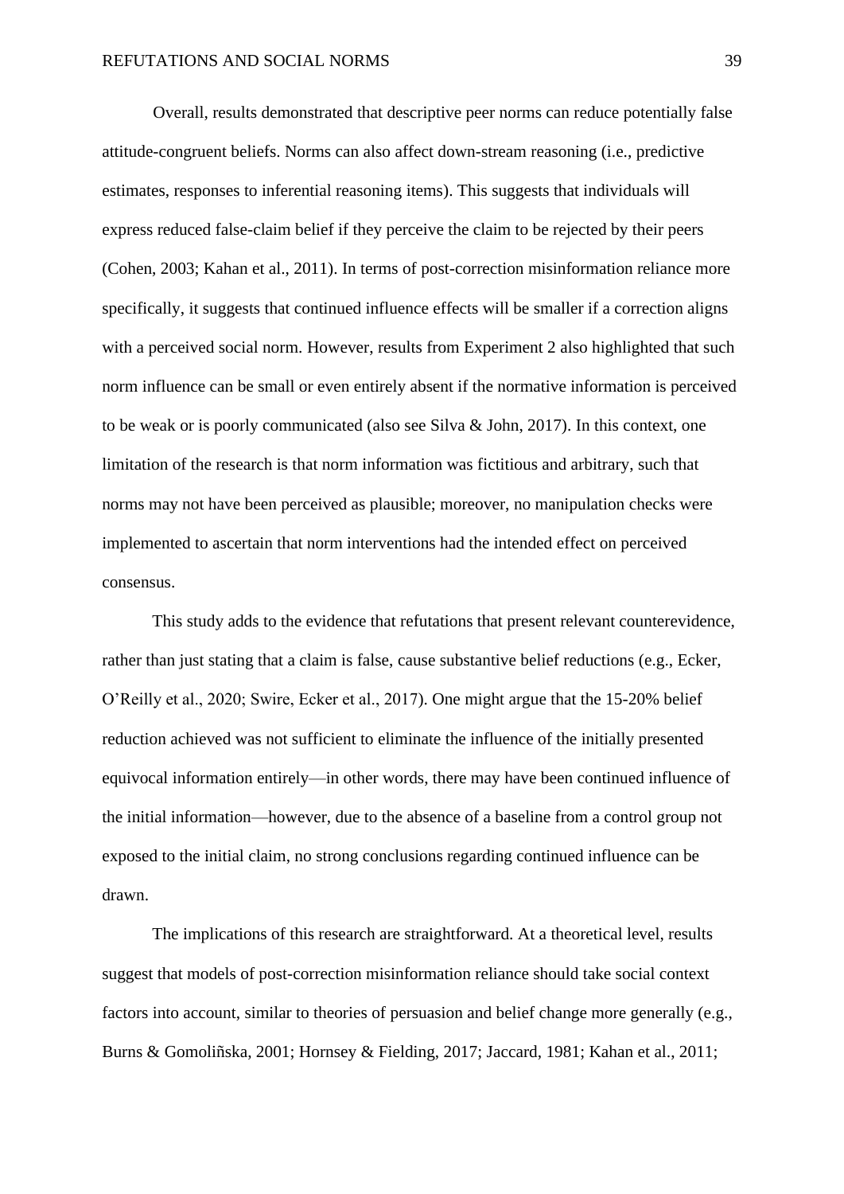Overall, results demonstrated that descriptive peer norms can reduce potentially false attitude-congruent beliefs. Norms can also affect down-stream reasoning (i.e., predictive estimates, responses to inferential reasoning items). This suggests that individuals will express reduced false-claim belief if they perceive the claim to be rejected by their peers (Cohen, 2003; Kahan et al., 2011). In terms of post-correction misinformation reliance more specifically, it suggests that continued influence effects will be smaller if a correction aligns with a perceived social norm. However, results from Experiment 2 also highlighted that such norm influence can be small or even entirely absent if the normative information is perceived to be weak or is poorly communicated (also see Silva & John, 2017). In this context, one limitation of the research is that norm information was fictitious and arbitrary, such that norms may not have been perceived as plausible; moreover, no manipulation checks were implemented to ascertain that norm interventions had the intended effect on perceived consensus.

This study adds to the evidence that refutations that present relevant counterevidence, rather than just stating that a claim is false, cause substantive belief reductions (e.g., Ecker, O'Reilly et al., 2020; Swire, Ecker et al., 2017). One might argue that the 15-20% belief reduction achieved was not sufficient to eliminate the influence of the initially presented equivocal information entirely—in other words, there may have been continued influence of the initial information—however, due to the absence of a baseline from a control group not exposed to the initial claim, no strong conclusions regarding continued influence can be drawn.

The implications of this research are straightforward. At a theoretical level, results suggest that models of post-correction misinformation reliance should take social context factors into account, similar to theories of persuasion and belief change more generally (e.g., Burns & Gomoliñska, 2001; Hornsey & Fielding, 2017; Jaccard, 1981; Kahan et al., 2011;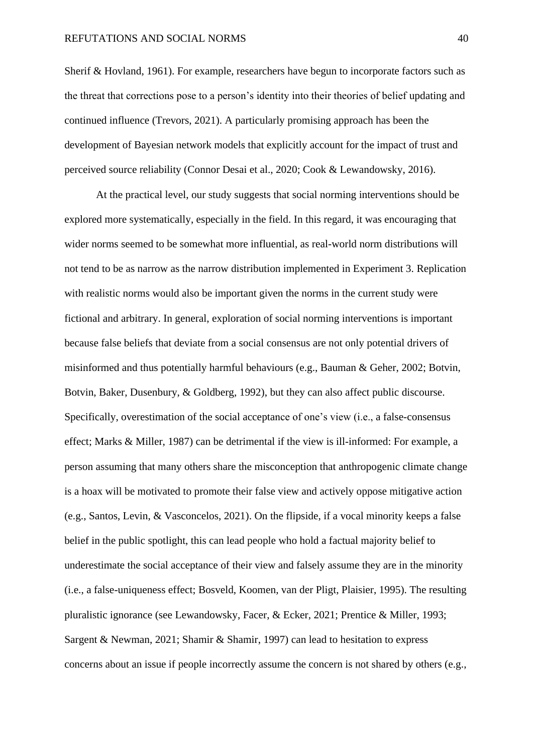Sherif & Hovland, 1961). For example, researchers have begun to incorporate factors such as the threat that corrections pose to a person's identity into their theories of belief updating and continued influence (Trevors, 2021). A particularly promising approach has been the development of Bayesian network models that explicitly account for the impact of trust and perceived source reliability (Connor Desai et al., 2020; Cook & Lewandowsky, 2016).

At the practical level, our study suggests that social norming interventions should be explored more systematically, especially in the field. In this regard, it was encouraging that wider norms seemed to be somewhat more influential, as real-world norm distributions will not tend to be as narrow as the narrow distribution implemented in Experiment 3. Replication with realistic norms would also be important given the norms in the current study were fictional and arbitrary. In general, exploration of social norming interventions is important because false beliefs that deviate from a social consensus are not only potential drivers of misinformed and thus potentially harmful behaviours (e.g., Bauman & Geher, 2002; Botvin, Botvin, Baker, Dusenbury, & Goldberg, 1992), but they can also affect public discourse. Specifically, overestimation of the social acceptance of one's view (i.e., a false-consensus effect; Marks & Miller, 1987) can be detrimental if the view is ill-informed: For example, a person assuming that many others share the misconception that anthropogenic climate change is a hoax will be motivated to promote their false view and actively oppose mitigative action (e.g., Santos, Levin, & Vasconcelos, 2021). On the flipside, if a vocal minority keeps a false belief in the public spotlight, this can lead people who hold a factual majority belief to underestimate the social acceptance of their view and falsely assume they are in the minority (i.e., a false-uniqueness effect; Bosveld, Koomen, van der Pligt, Plaisier, 1995). The resulting pluralistic ignorance (see Lewandowsky, Facer, & Ecker, 2021; Prentice & Miller, 1993; Sargent & Newman, 2021; Shamir & Shamir, 1997) can lead to hesitation to express concerns about an issue if people incorrectly assume the concern is not shared by others (e.g.,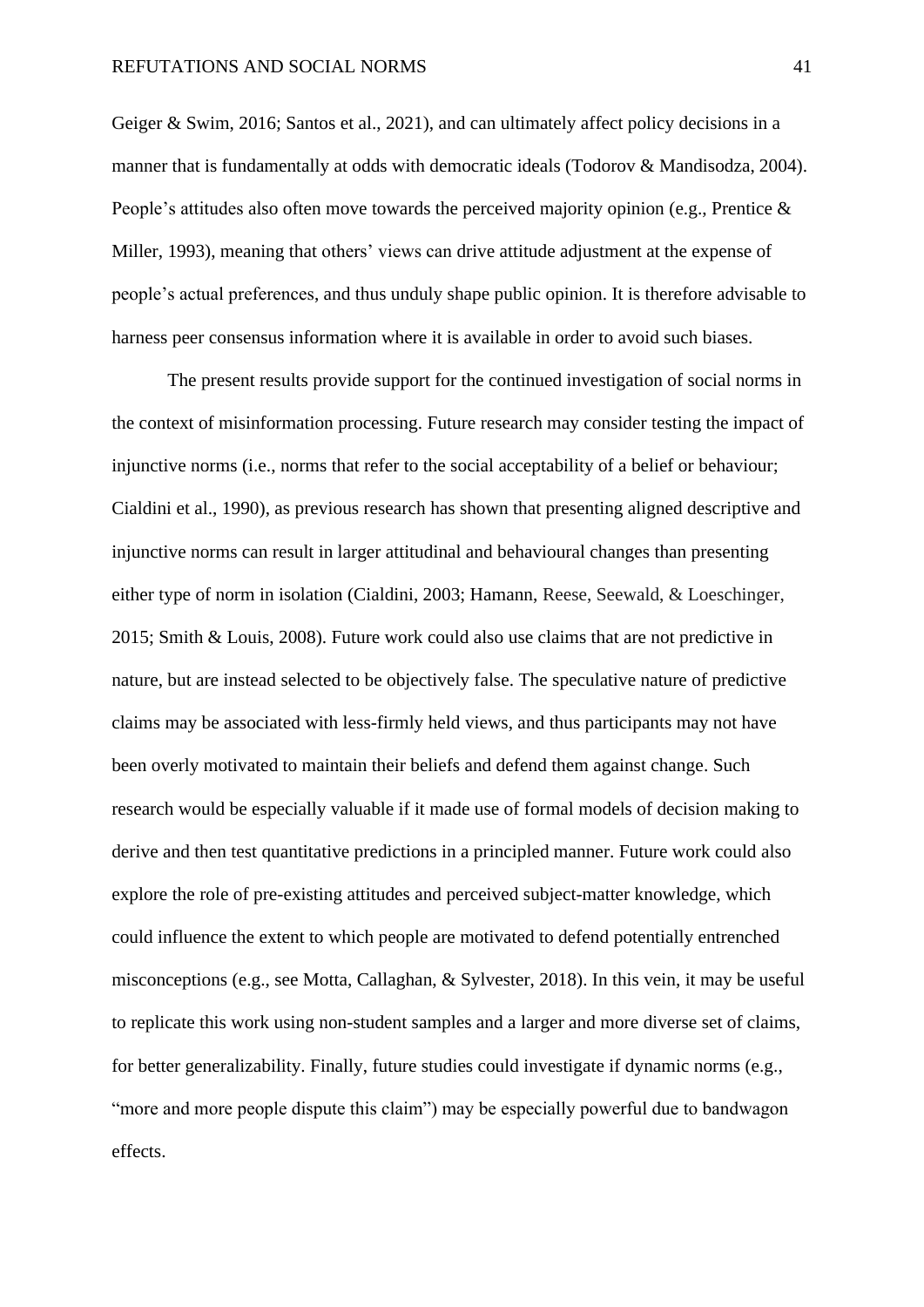Geiger & Swim, 2016; Santos et al., 2021), and can ultimately affect policy decisions in a manner that is fundamentally at odds with democratic ideals (Todorov & Mandisodza, 2004). People's attitudes also often move towards the perceived majority opinion (e.g., Prentice & Miller, 1993), meaning that others' views can drive attitude adjustment at the expense of people's actual preferences, and thus unduly shape public opinion. It is therefore advisable to harness peer consensus information where it is available in order to avoid such biases.

The present results provide support for the continued investigation of social norms in the context of misinformation processing. Future research may consider testing the impact of injunctive norms (i.e., norms that refer to the social acceptability of a belief or behaviour; Cialdini et al., 1990), as previous research has shown that presenting aligned descriptive and injunctive norms can result in larger attitudinal and behavioural changes than presenting either type of norm in isolation (Cialdini, 2003; Hamann, Reese, Seewald, & Loeschinger, 2015; Smith & Louis, 2008). Future work could also use claims that are not predictive in nature, but are instead selected to be objectively false. The speculative nature of predictive claims may be associated with less-firmly held views, and thus participants may not have been overly motivated to maintain their beliefs and defend them against change. Such research would be especially valuable if it made use of formal models of decision making to derive and then test quantitative predictions in a principled manner. Future work could also explore the role of pre-existing attitudes and perceived subject-matter knowledge, which could influence the extent to which people are motivated to defend potentially entrenched misconceptions (e.g., see Motta, Callaghan, & Sylvester, 2018). In this vein, it may be useful to replicate this work using non-student samples and a larger and more diverse set of claims, for better generalizability. Finally, future studies could investigate if dynamic norms (e.g., "more and more people dispute this claim") may be especially powerful due to bandwagon effects.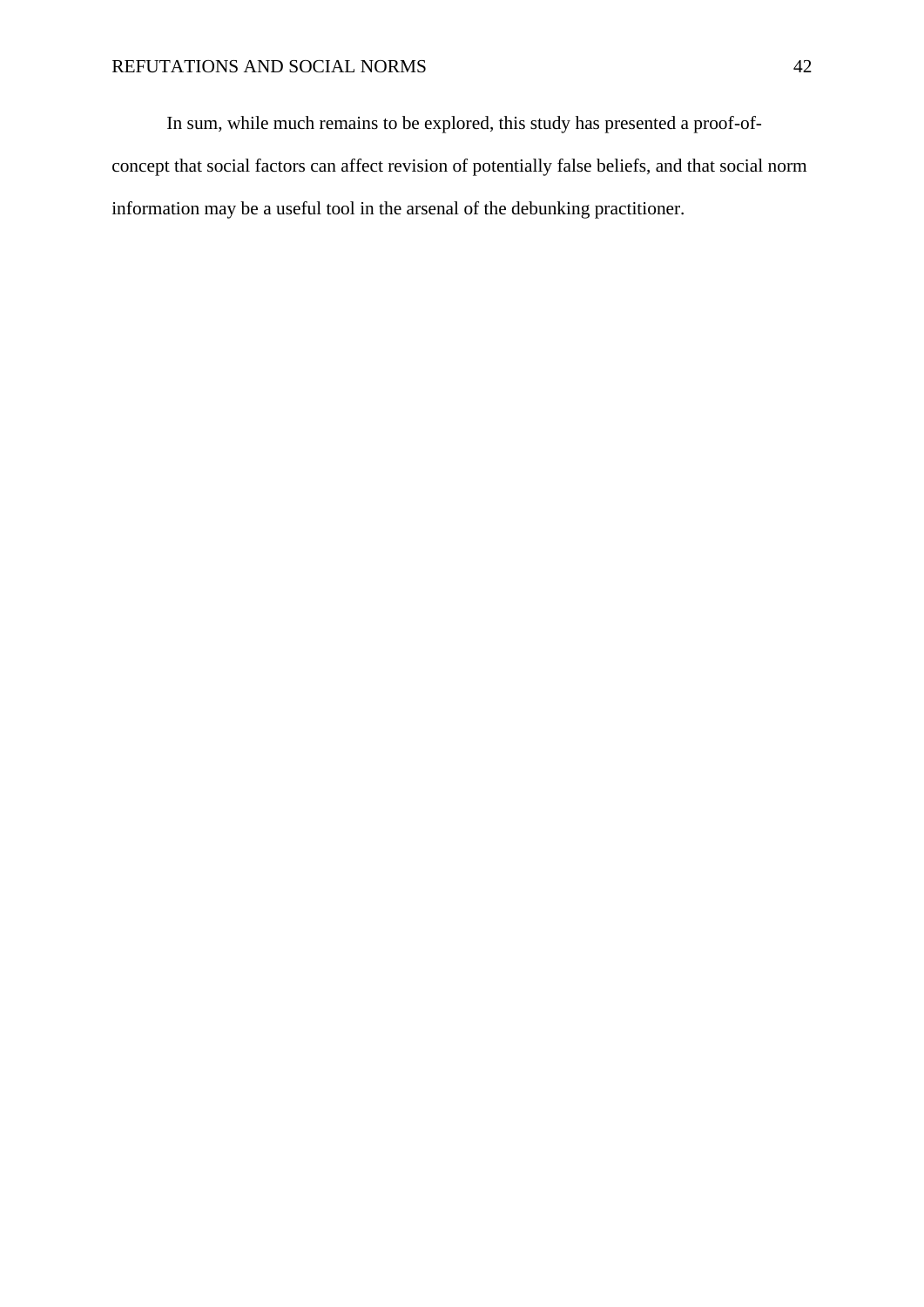In sum, while much remains to be explored, this study has presented a proof-of-concept that social factors can affect revision of potentially false beliefs, and that social norm information may be a useful tool in the arsenal of the debunking practitioner.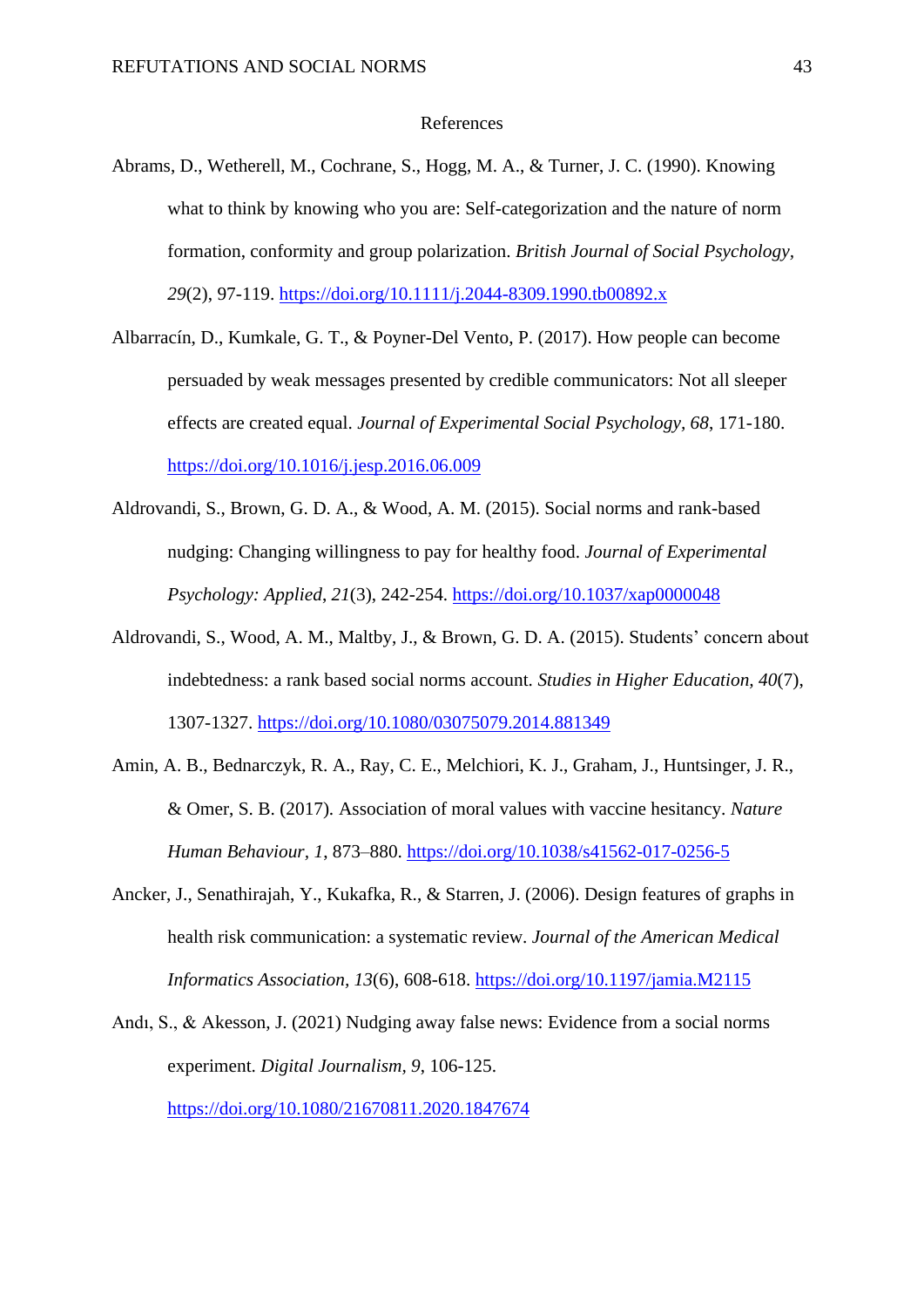## References

Abrams, D., Wetherell, M., Cochrane, S., Hogg, M. A., & Turner, J. C. (1990). Knowing what to think by knowing who you are: Self-categorization and the nature of norm formation, conformity and group polarization. *British Journal of Social Psychology, 29*(2), 97-119. https://doi.org/10.1111/j.2044-8309.1990.tb00892.x

Albarracín, D., Kumkale, G. T., & Poyner-Del Vento, P. (2017). How people can become persuaded by weak messages presented by credible communicators: Not all sleeper effects are created equal. *Journal of Experimental Social Psychology, 68*, 171-180. https://doi.org/10.1016/j.jesp.2016.06.009

Aldrovandi, S., Brown, G. D. A., & Wood, A. M. (2015). Social norms and rank-based nudging: Changing willingness to pay for healthy food. *Journal of Experimental Psychology: Applied*, *21*(3), 242-254. https://doi.org/10.1037/xap0000048

Aldrovandi, S., Wood, A. M., Maltby, J., & Brown, G. D. A. (2015). Students' concern about indebtedness: a rank based social norms account. *Studies in Higher Education, 40*(7), 1307-1327. https://doi.org/10.1080/03075079.2014.881349

Amin, A. B., Bednarczyk, R. A., Ray, C. E., Melchiori, K. J., Graham, J., Huntsinger, J. R., & Omer, S. B. (2017). Association of moral values with vaccine hesitancy. *Nature Human Behaviour, 1*, 873–880. https://doi.org/10.1038/s41562-017-0256-5

Ancker, J., Senathirajah, Y., Kukafka, R., & Starren, J. (2006). Design features of graphs in health risk communication: a systematic review. *Journal of the American Medical Informatics Association, 13*(6), 608-618. https://doi.org/10.1197/jamia.M2115

Andı, S., & Akesson, J. (2021) Nudging away false news: Evidence from a social norms experiment. *Digital Journalism, 9*, 106-125. https://doi.org/10.1080/21670811.2020.1847674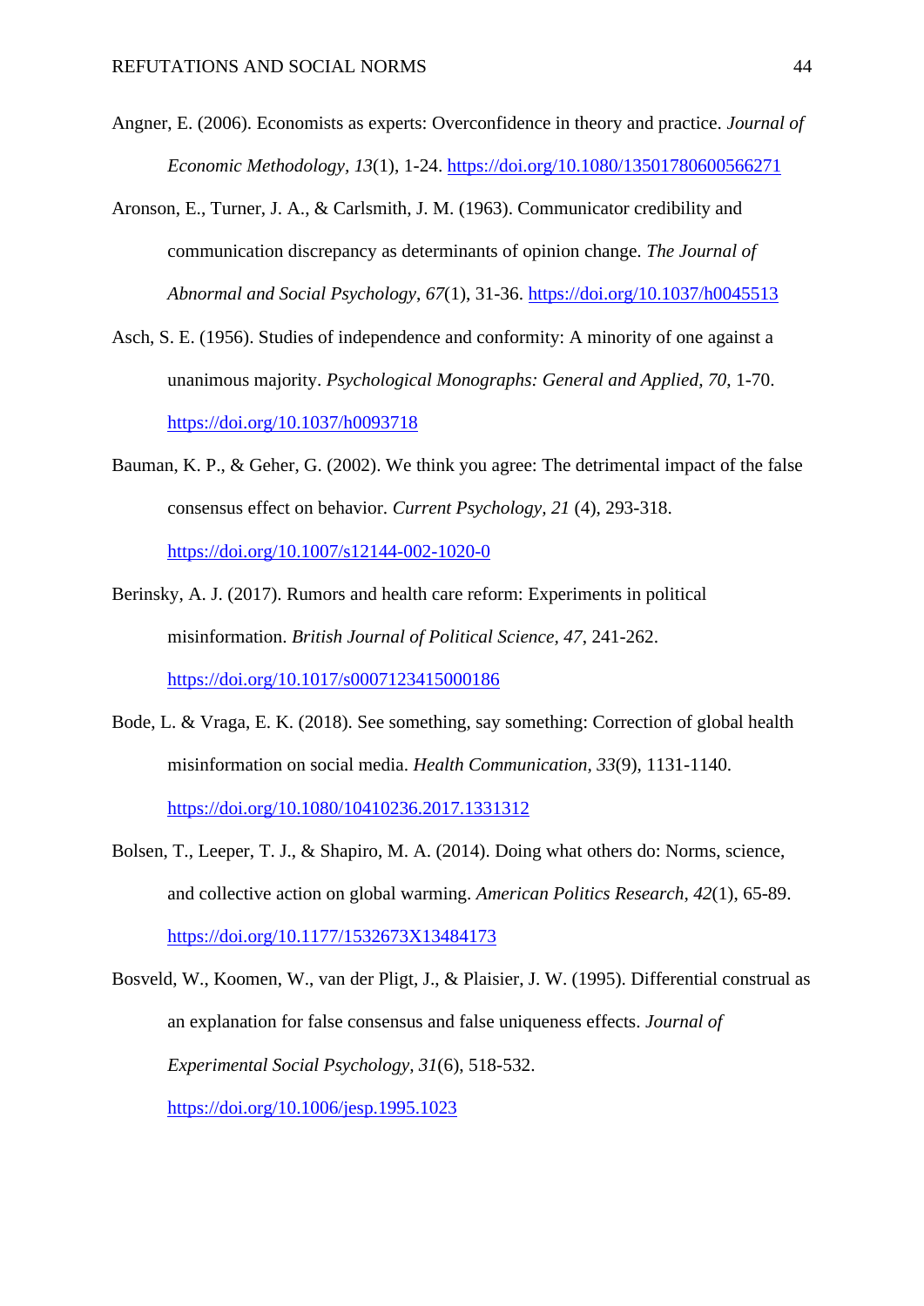Angner, E. (2006). Economists as experts: Overconfidence in theory and practice. *Journal of Economic Methodology, 13*(1), 1-24. https://doi.org/10.1080/13501780600566271

Aronson, E., Turner, J. A., & Carlsmith, J. M. (1963). Communicator credibility and communication discrepancy as determinants of opinion change. *The Journal of Abnormal and Social Psychology*, *67*(1), 31-36. https://doi.org/10.1037/h0045513

Asch, S. E. (1956). Studies of independence and conformity: A minority of one against a unanimous majority. *Psychological Monographs: General and Applied, 70*, 1-70. https://doi.org/10.1037/h0093718

Bauman, K. P., & Geher, G. (2002). We think you agree: The detrimental impact of the false consensus effect on behavior. *Current Psychology, 21* (4), 293-318. https://doi.org/10.1007/s12144-002-1020-0

Berinsky, A. J. (2017). Rumors and health care reform: Experiments in political misinformation. *British Journal of Political Science, 47*, 241-262. https://doi.org/10.1017/s0007123415000186

Bode, L. & Vraga, E. K. (2018). See something, say something: Correction of global health misinformation on social media. *Health Communication, 33*(9), 1131-1140. https://doi.org/10.1080/10410236.2017.1331312

Bolsen, T., Leeper, T. J., & Shapiro, M. A. (2014). Doing what others do: Norms, science, and collective action on global warming. *American Politics Research*, *42*(1), 65-89. https://doi.org/10.1177/1532673X13484173

Bosveld, W., Koomen, W., van der Pligt, J., & Plaisier, J. W. (1995). Differential construal as an explanation for false consensus and false uniqueness effects. *Journal of Experimental Social Psychology, 31*(6), 518-532. https://doi.org/10.1006/jesp.1995.1023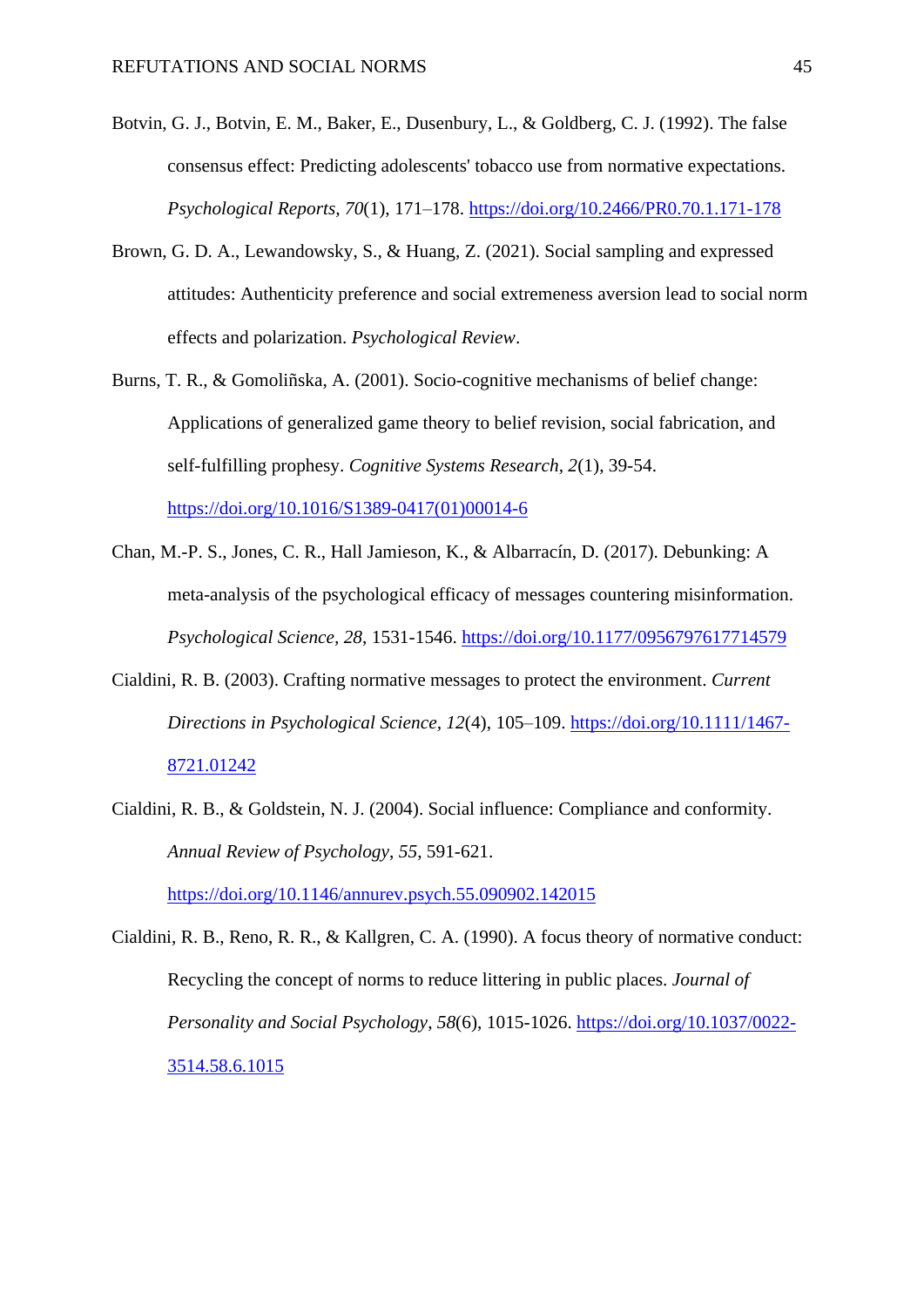Botvin, G. J., Botvin, E. M., Baker, E., Dusenbury, L., & Goldberg, C. J. (1992). The false consensus effect: Predicting adolescents' tobacco use from normative expectations. *Psychological Reports*, *70*(1), 171–178. https://doi.org/10.2466/PR0.70.1.171-178

Brown, G. D. A., Lewandowsky, S., & Huang, Z. (2021). Social sampling and expressed attitudes: Authenticity preference and social extremeness aversion lead to social norm effects and polarization. *Psychological Review*.

Burns, T. R., & Gomoliñska, A. (2001). Socio-cognitive mechanisms of belief change: Applications of generalized game theory to belief revision, social fabrication, and self-fulfilling prophesy. *Cognitive Systems Research*, *2*(1), 39-54. https://doi.org/10.1016/S1389-0417(01)00014-6

Chan, M.-P. S., Jones, C. R., Hall Jamieson, K., & Albarracín, D. (2017). Debunking: A meta-analysis of the psychological efficacy of messages countering misinformation. *Psychological Science*, *28*, 1531-1546. https://doi.org/10.1177/0956797617714579

Cialdini, R. B. (2003). Crafting normative messages to protect the environment. *Current Directions in Psychological Science*, *12*(4), 105–109. https://doi.org/10.1111/1467-8721.01242

Cialdini, R. B., & Goldstein, N. J. (2004). Social influence: Compliance and conformity. *Annual Review of Psychology*, *55*, 591-621. https://doi.org/10.1146/annurev.psych.55.090902.142015

Cialdini, R. B., Reno, R. R., & Kallgren, C. A. (1990). A focus theory of normative conduct: Recycling the concept of norms to reduce littering in public places. *Journal of Personality and Social Psychology*, *58*(6), 1015-1026. https://doi.org/10.1037/0022-3514.58.6.1015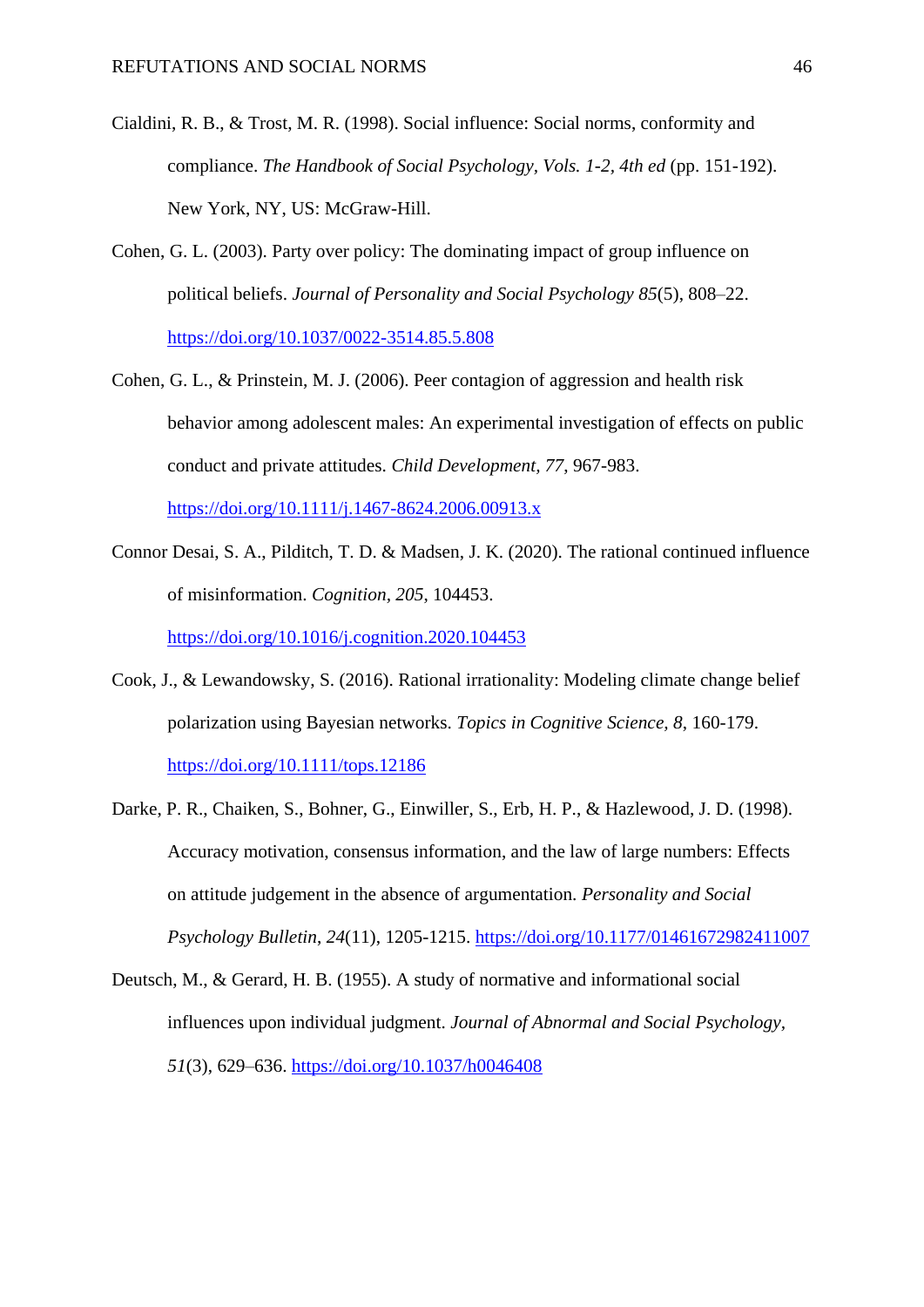Cialdini, R. B., & Trost, M. R. (1998). Social influence: Social norms, conformity and compliance. *The Handbook of Social Psychology, Vols. 1-2, 4th ed* (pp. 151-192). New York, NY, US: McGraw-Hill.

Cohen, G. L. (2003). Party over policy: The dominating impact of group influence on political beliefs. *Journal of Personality and Social Psychology 85*(5), 808–22. https://doi.org/10.1037/0022-3514.85.5.808

Cohen, G. L., & Prinstein, M. J. (2006). Peer contagion of aggression and health risk behavior among adolescent males: An experimental investigation of effects on public conduct and private attitudes. *Child Development, 77*, 967-983. https://doi.org/10.1111/j.1467-8624.2006.00913.x

Connor Desai, S. A., Pilditch, T. D. & Madsen, J. K. (2020). The rational continued influence of misinformation. *Cognition, 205*, 104453. https://doi.org/10.1016/j.cognition.2020.104453

Cook, J., & Lewandowsky, S. (2016). Rational irrationality: Modeling climate change belief polarization using Bayesian networks. *Topics in Cognitive Science, 8*, 160-179. https://doi.org/10.1111/tops.12186

Darke, P. R., Chaiken, S., Bohner, G., Einwiller, S., Erb, H. P., & Hazlewood, J. D. (1998). Accuracy motivation, consensus information, and the law of large numbers: Effects on attitude judgement in the absence of argumentation. *Personality and Social Psychology Bulletin, 24*(11), 1205-1215. https://doi.org/10.1177/01461672982411007

Deutsch, M., & Gerard, H. B. (1955). A study of normative and informational social influences upon individual judgment. *Journal of Abnormal and Social Psychology, 51*(3), 629–636. https://doi.org/10.1037/h0046408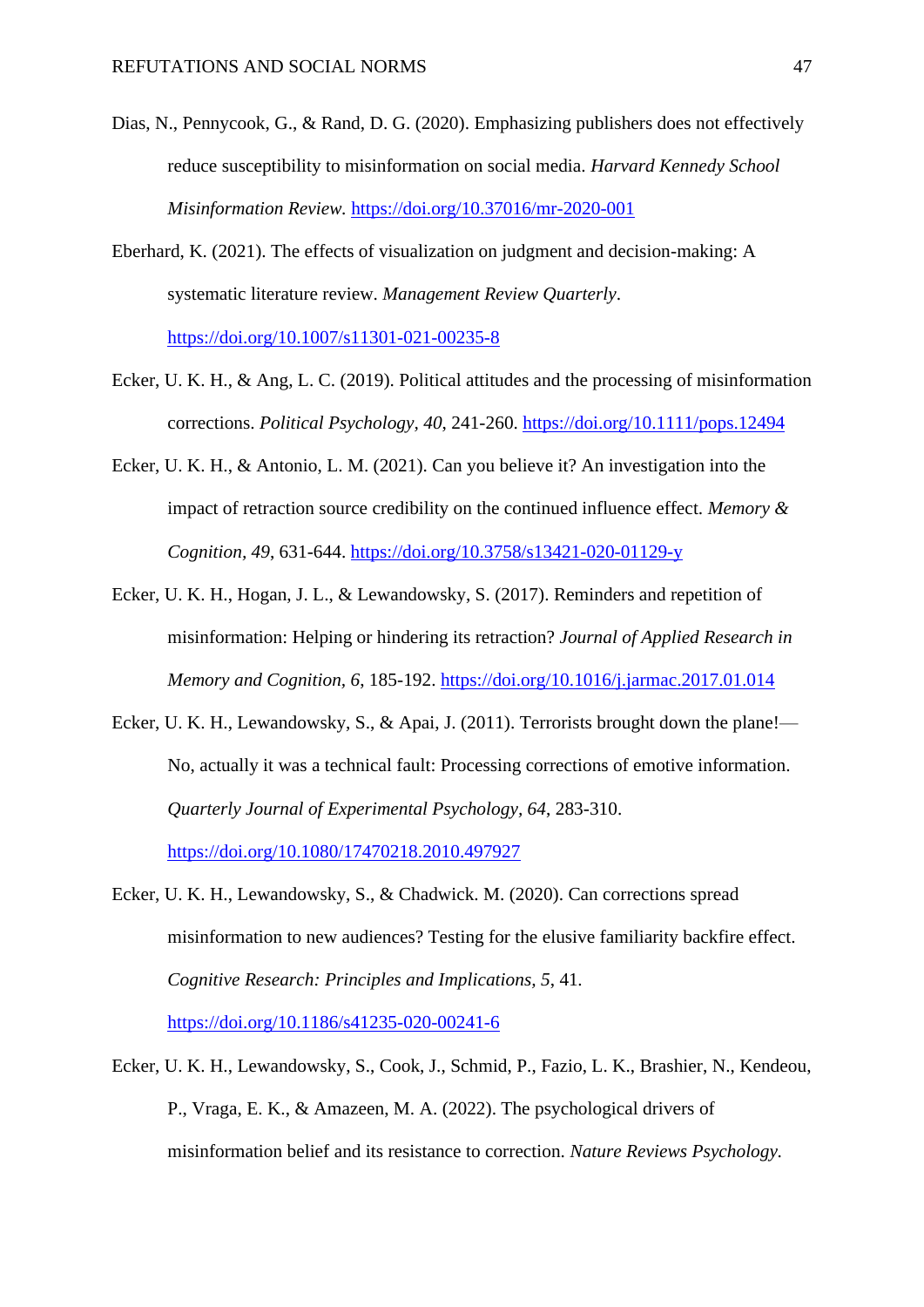Dias, N., Pennycook, G., & Rand, D. G. (2020). Emphasizing publishers does not effectively reduce susceptibility to misinformation on social media. *Harvard Kennedy School Misinformation Review*. https://doi.org/10.37016/mr-2020-001

Eberhard, K. (2021). The effects of visualization on judgment and decision-making: A systematic literature review. *Management Review Quarterly*. https://doi.org/10.1007/s11301-021-00235-8

Ecker, U. K. H., & Ang, L. C. (2019). Political attitudes and the processing of misinformation corrections. *Political Psychology, 40*, 241-260. https://doi.org/10.1111/pops.12494

Ecker, U. K. H., & Antonio, L. M. (2021). Can you believe it? An investigation into the impact of retraction source credibility on the continued influence effect. *Memory & Cognition, 49*, 631-644. https://doi.org/10.3758/s13421-020-01129-y

Ecker, U. K. H., Hogan, J. L., & Lewandowsky, S. (2017). Reminders and repetition of misinformation: Helping or hindering its retraction? *Journal of Applied Research in Memory and Cognition, 6*, 185-192. https://doi.org/10.1016/j.jarmac.2017.01.014

Ecker, U. K. H., Lewandowsky, S., & Apai, J. (2011). Terrorists brought down the plane!—No, actually it was a technical fault: Processing corrections of emotive information. *Quarterly Journal of Experimental Psychology, 64*, 283-310. https://doi.org/10.1080/17470218.2010.497927

Ecker, U. K. H., Lewandowsky, S., & Chadwick. M. (2020). Can corrections spread misinformation to new audiences? Testing for the elusive familiarity backfire effect. *Cognitive Research: Principles and Implications, 5*, 41. https://doi.org/10.1186/s41235-020-00241-6

Ecker, U. K. H., Lewandowsky, S., Cook, J., Schmid, P., Fazio, L. K., Brashier, N., Kendeou, P., Vraga, E. K., & Amazeen, M. A. (2022). The psychological drivers of misinformation belief and its resistance to correction. *Nature Reviews Psychology*.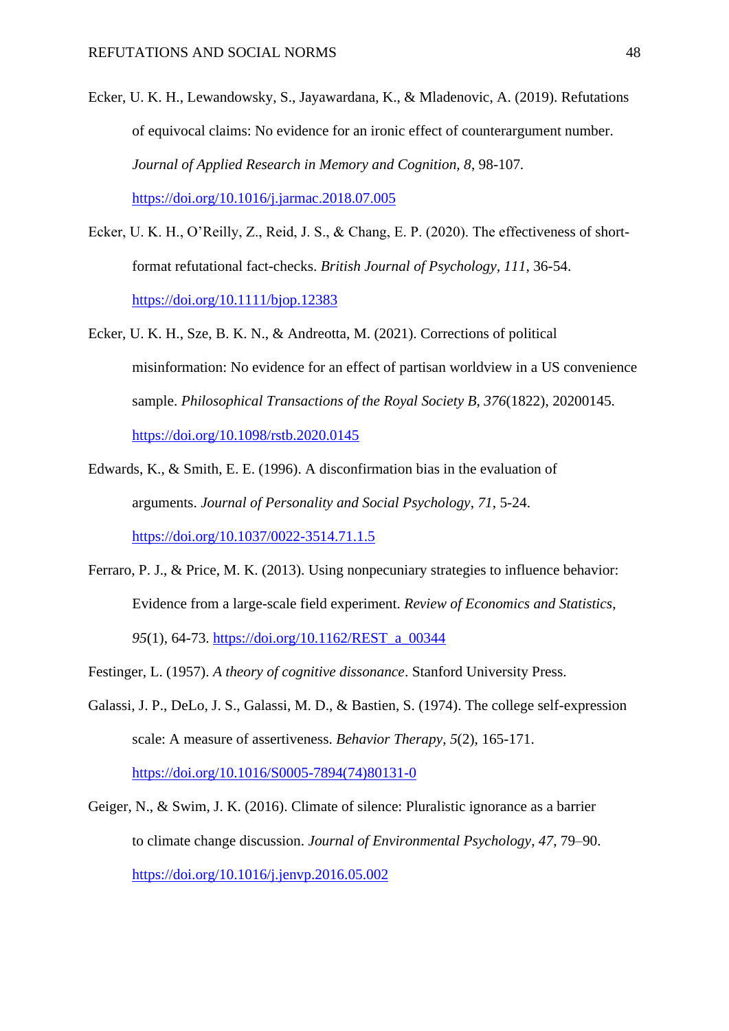Ecker, U. K. H., Lewandowsky, S., Jayawardana, K., & Mladenovic, A. (2019). Refutations of equivocal claims: No evidence for an ironic effect of counterargument number. *Journal of Applied Research in Memory and Cognition*, *8*, 98-107. https://doi.org/10.1016/j.jarmac.2018.07.005

Ecker, U. K. H., O'Reilly, Z., Reid, J. S., & Chang, E. P. (2020). The effectiveness of short-format refutational fact-checks. *British Journal of Psychology*, *111*, 36-54. https://doi.org/10.1111/bjop.12383

Ecker, U. K. H., Sze, B. K. N., & Andreotta, M. (2021). Corrections of political misinformation: No evidence for an effect of partisan worldview in a US convenience sample. *Philosophical Transactions of the Royal Society B*, *376*(1822), 20200145. https://doi.org/10.1098/rstb.2020.0145

Edwards, K., & Smith, E. E. (1996). A disconfirmation bias in the evaluation of arguments. *Journal of Personality and Social Psychology*, *71*, 5-24. https://doi.org/10.1037/0022-3514.71.1.5

Ferraro, P. J., & Price, M. K. (2013). Using nonpecuniary strategies to influence behavior: Evidence from a large-scale field experiment. *Review of Economics and Statistics*, *95*(1), 64-73. https://doi.org/10.1162/REST_a_00344

Festinger, L. (1957). *A theory of cognitive dissonance*. Stanford University Press.

Galassi, J. P., DeLo, J. S., Galassi, M. D., & Bastien, S. (1974). The college self-expression scale: A measure of assertiveness. *Behavior Therapy*, *5*(2), 165-171. https://doi.org/10.1016/S0005-7894(74)80131-0

Geiger, N., & Swim, J. K. (2016). Climate of silence: Pluralistic ignorance as a barrier to climate change discussion. *Journal of Environmental Psychology*, *47*, 79–90. https://doi.org/10.1016/j.jenvp.2016.05.002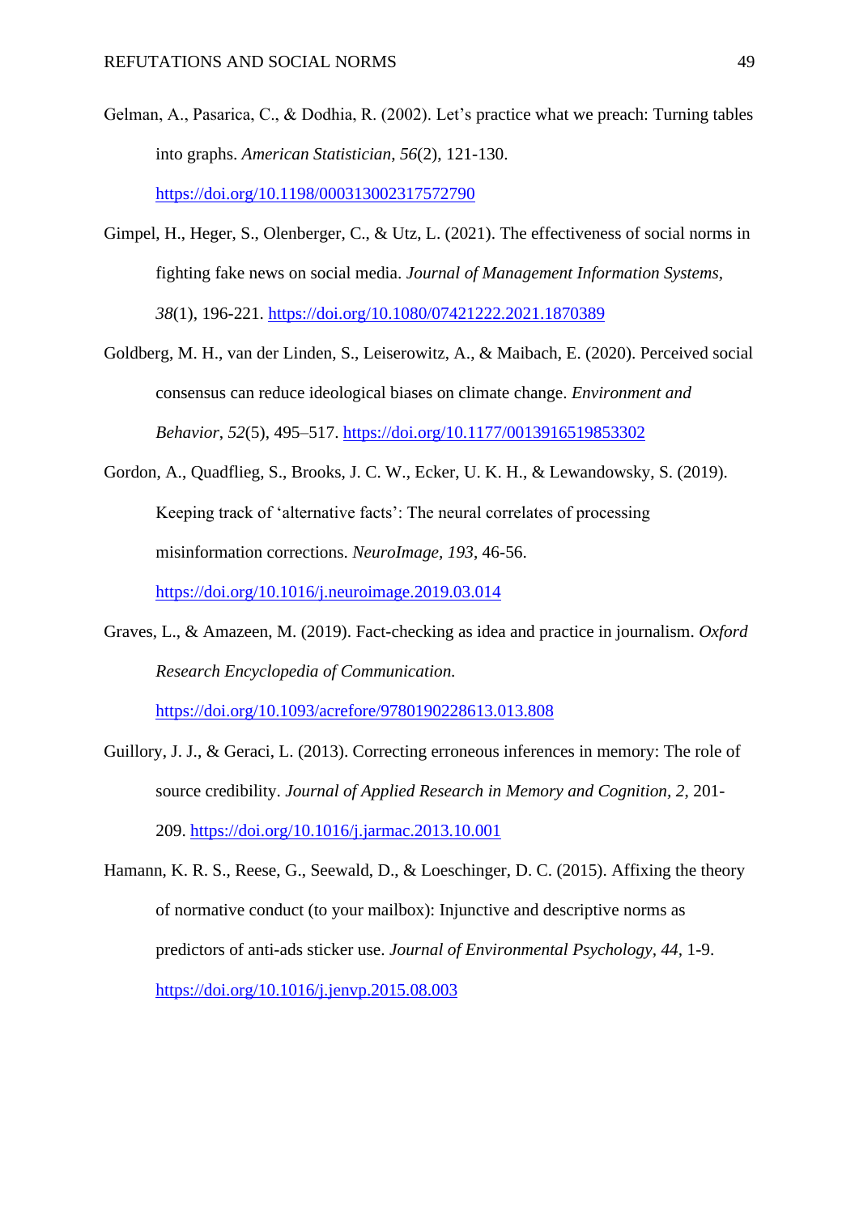Gelman, A., Pasarica, C., & Dodhia, R. (2002). Let's practice what we preach: Turning tables into graphs. *American Statistician*, *56*(2), 121-130. https://doi.org/10.1198/000313002317572790

Gimpel, H., Heger, S., Olenberger, C., & Utz, L. (2021). The effectiveness of social norms in fighting fake news on social media. *Journal of Management Information Systems, 38*(1), 196-221. https://doi.org/10.1080/07421222.2021.1870389

Goldberg, M. H., van der Linden, S., Leiserowitz, A., & Maibach, E. (2020). Perceived social consensus can reduce ideological biases on climate change. *Environment and Behavior*, *52*(5), 495–517. https://doi.org/10.1177/0013916519853302

Gordon, A., Quadflieg, S., Brooks, J. C. W., Ecker, U. K. H., & Lewandowsky, S. (2019). Keeping track of 'alternative facts': The neural correlates of processing misinformation corrections. *NeuroImage, 193*, 46-56. https://doi.org/10.1016/j.neuroimage.2019.03.014

Graves, L., & Amazeen, M. (2019). Fact-checking as idea and practice in journalism. *Oxford Research Encyclopedia of Communication.* https://doi.org/10.1093/acrefore/9780190228613.013.808

Guillory, J. J., & Geraci, L. (2013). Correcting erroneous inferences in memory: The role of source credibility. *Journal of Applied Research in Memory and Cognition*, *2*, 201-209. https://doi.org/10.1016/j.jarmac.2013.10.001

Hamann, K. R. S., Reese, G., Seewald, D., & Loeschinger, D. C. (2015). Affixing the theory of normative conduct (to your mailbox): Injunctive and descriptive norms as predictors of anti-ads sticker use. *Journal of Environmental Psychology*, *44*, 1-9. https://doi.org/10.1016/j.jenvp.2015.08.003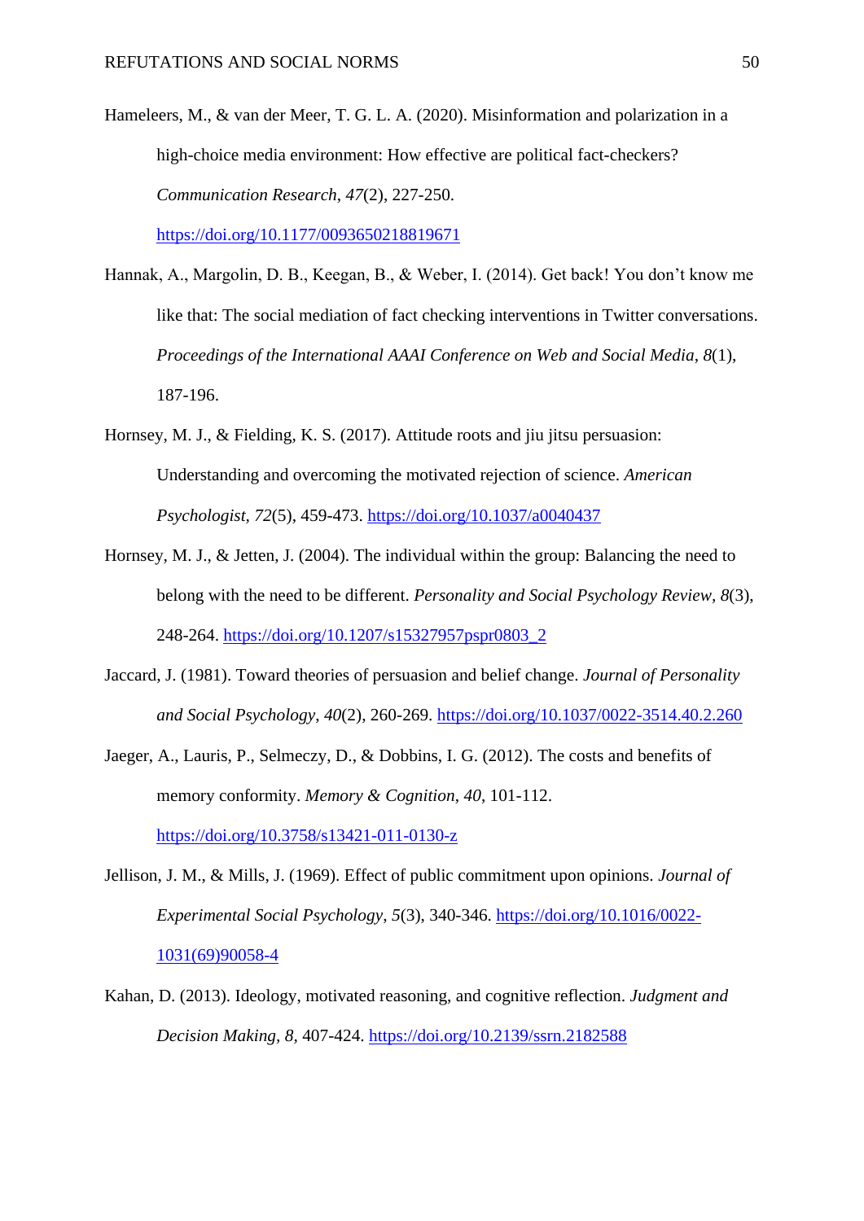Hameleers, M., & van der Meer, T. G. L. A. (2020). Misinformation and polarization in a high-choice media environment: How effective are political fact-checkers? *Communication Research*, *47*(2), 227-250. https://doi.org/10.1177/0093650218819671

Hannak, A., Margolin, D. B., Keegan, B., & Weber, I. (2014). Get back! You don't know me like that: The social mediation of fact checking interventions in Twitter conversations. *Proceedings of the International AAAI Conference on Web and Social Media*, *8*(1), 187-196.

Hornsey, M. J., & Fielding, K. S. (2017). Attitude roots and jiu jitsu persuasion: Understanding and overcoming the motivated rejection of science. *American Psychologist*, *72*(5), 459-473. https://doi.org/10.1037/a0040437

Hornsey, M. J., & Jetten, J. (2004). The individual within the group: Balancing the need to belong with the need to be different. *Personality and Social Psychology Review*, *8*(3), 248-264. https://doi.org/10.1207/s15327957pspr0803_2

Jaccard, J. (1981). Toward theories of persuasion and belief change. *Journal of Personality and Social Psychology*, *40*(2), 260-269. https://doi.org/10.1037/0022-3514.40.2.260

Jaeger, A., Lauris, P., Selmeczy, D., & Dobbins, I. G. (2012). The costs and benefits of memory conformity. *Memory & Cognition*, *40*, 101-112. https://doi.org/10.3758/s13421-011-0130-z

Jellison, J. M., & Mills, J. (1969). Effect of public commitment upon opinions. *Journal of Experimental Social Psychology*, *5*(3), 340-346. https://doi.org/10.1016/0022-1031(69)90058-4

Kahan, D. (2013). Ideology, motivated reasoning, and cognitive reflection. *Judgment and Decision Making*, *8*, 407-424. https://doi.org/10.2139/ssrn.2182588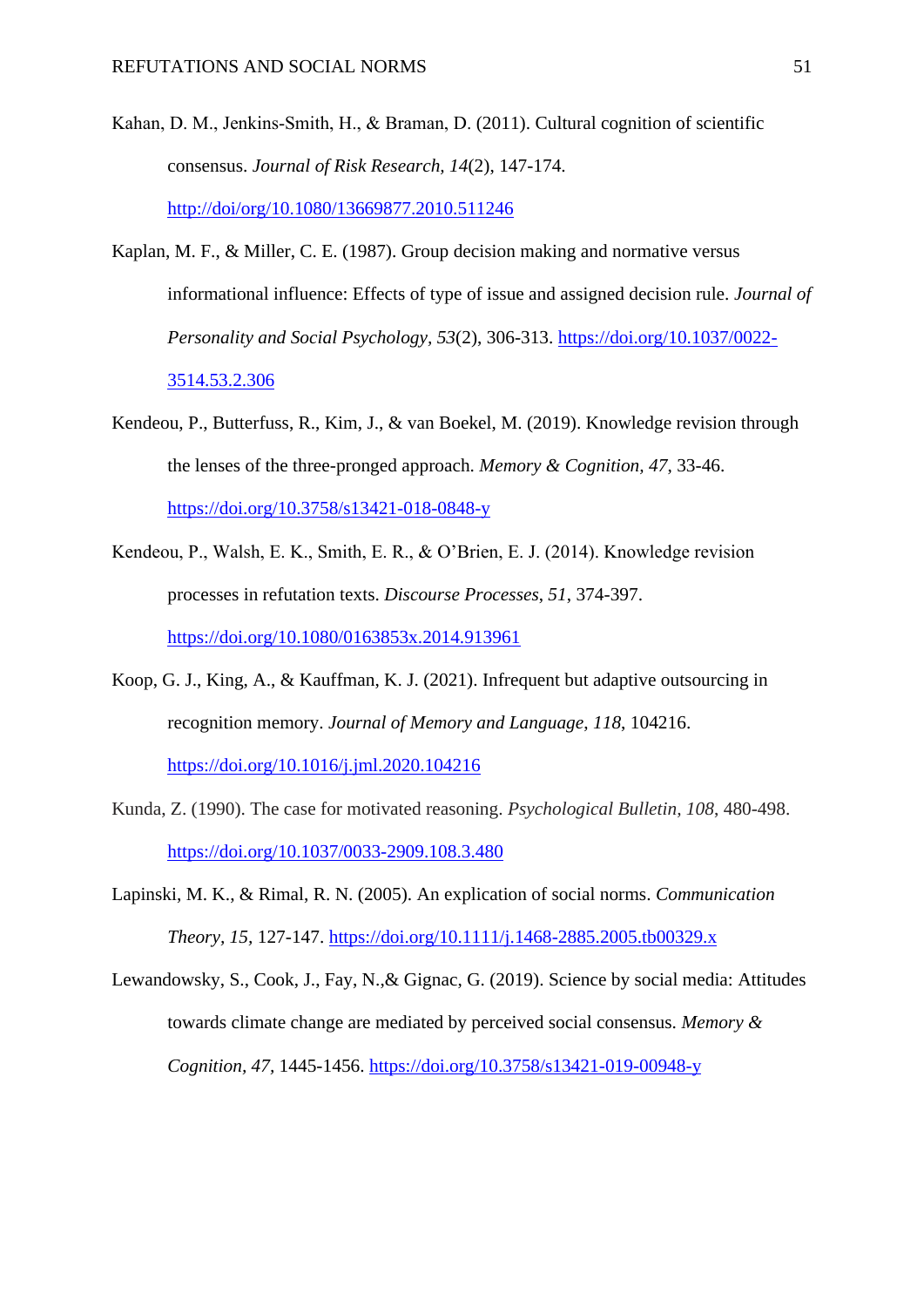Kahan, D. M., Jenkins-Smith, H., & Braman, D. (2011). Cultural cognition of scientific consensus. *Journal of Risk Research, 14*(2), 147-174. http://doi/org/10.1080/13669877.2010.511246

Kaplan, M. F., & Miller, C. E. (1987). Group decision making and normative versus informational influence: Effects of type of issue and assigned decision rule. *Journal of Personality and Social Psychology, 53*(2), 306-313. https://doi.org/10.1037/0022-3514.53.2.306

Kendeou, P., Butterfuss, R., Kim, J., & van Boekel, M. (2019). Knowledge revision through the lenses of the three-pronged approach. *Memory & Cognition, 47*, 33-46. https://doi.org/10.3758/s13421-018-0848-y

Kendeou, P., Walsh, E. K., Smith, E. R., & O'Brien, E. J. (2014). Knowledge revision processes in refutation texts. *Discourse Processes*, *51*, 374-397. https://doi.org/10.1080/0163853x.2014.913961

Koop, G. J., King, A., & Kauffman, K. J. (2021). Infrequent but adaptive outsourcing in recognition memory. *Journal of Memory and Language*, *118*, 104216. https://doi.org/10.1016/j.jml.2020.104216

Kunda, Z. (1990). The case for motivated reasoning. *Psychological Bulletin, 108*, 480-498. https://doi.org/10.1037/0033-2909.108.3.480

Lapinski, M. K., & Rimal, R. N. (2005). An explication of social norms. *Communication Theory, 15,* 127-147. https://doi.org/10.1111/j.1468-2885.2005.tb00329.x

Lewandowsky, S., Cook, J., Fay, N.,& Gignac, G. (2019). Science by social media: Attitudes towards climate change are mediated by perceived social consensus. *Memory & Cognition, 47,* 1445-1456. https://doi.org/10.3758/s13421-019-00948-y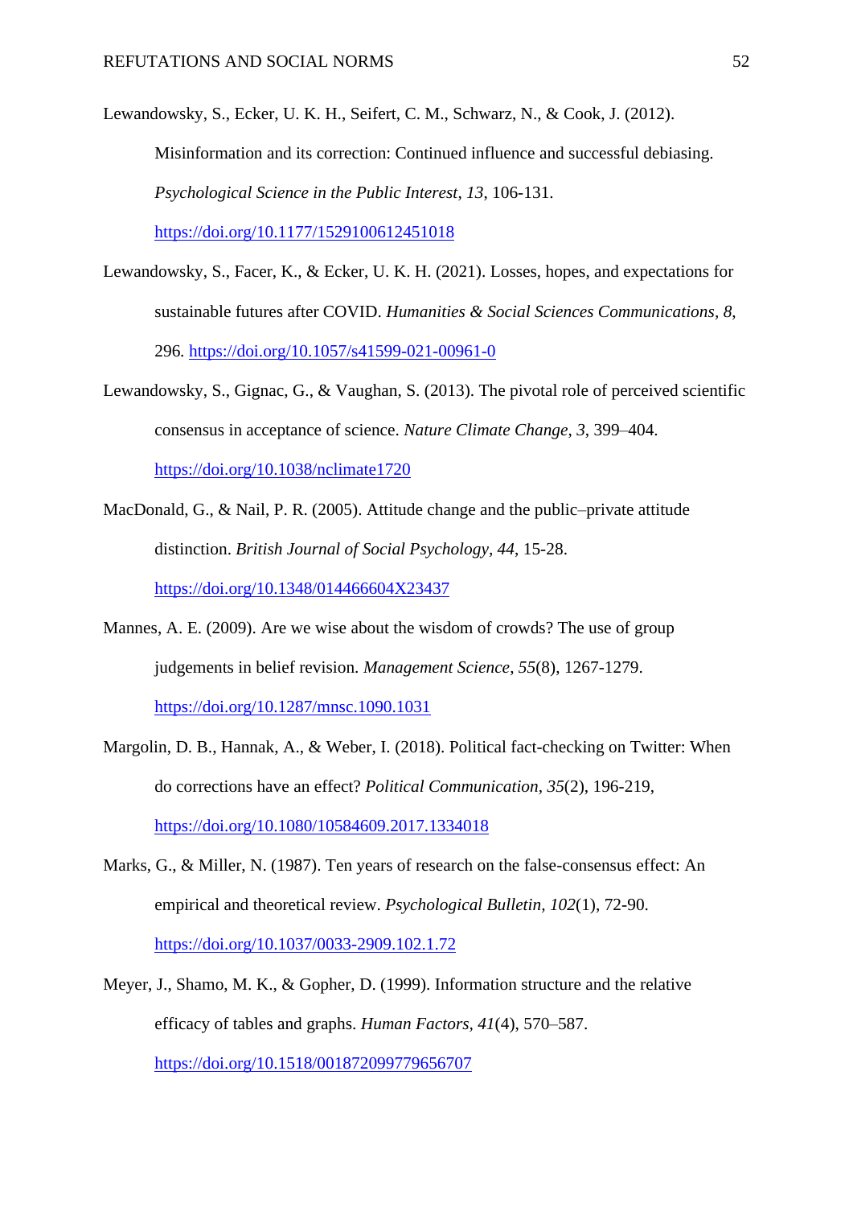Lewandowsky, S., Ecker, U. K. H., Seifert, C. M., Schwarz, N., & Cook, J. (2012). Misinformation and its correction: Continued influence and successful debiasing. *Psychological Science in the Public Interest*, *13*, 106-131. https://doi.org/10.1177/1529100612451018

Lewandowsky, S., Facer, K., & Ecker, U. K. H. (2021). Losses, hopes, and expectations for sustainable futures after COVID. *Humanities & Social Sciences Communications*, *8*, 296. https://doi.org/10.1057/s41599-021-00961-0

Lewandowsky, S., Gignac, G., & Vaughan, S. (2013). The pivotal role of perceived scientific consensus in acceptance of science. *Nature Climate Change*, *3*, 399–404. https://doi.org/10.1038/nclimate1720

MacDonald, G., & Nail, P. R. (2005). Attitude change and the public–private attitude distinction. *British Journal of Social Psychology*, *44*, 15-28. https://doi.org/10.1348/014466604X23437

Mannes, A. E. (2009). Are we wise about the wisdom of crowds? The use of group judgements in belief revision. *Management Science*, *55*(8), 1267-1279. https://doi.org/10.1287/mnsc.1090.1031

Margolin, D. B., Hannak, A., & Weber, I. (2018). Political fact-checking on Twitter: When do corrections have an effect? *Political Communication*, *35*(2), 196-219, https://doi.org/10.1080/10584609.2017.1334018

Marks, G., & Miller, N. (1987). Ten years of research on the false-consensus effect: An empirical and theoretical review. *Psychological Bulletin*, *102*(1), 72-90. https://doi.org/10.1037/0033-2909.102.1.72

Meyer, J., Shamo, M. K., & Gopher, D. (1999). Information structure and the relative efficacy of tables and graphs. *Human Factors*, *41*(4), 570–587. https://doi.org/10.1518/001872099779656707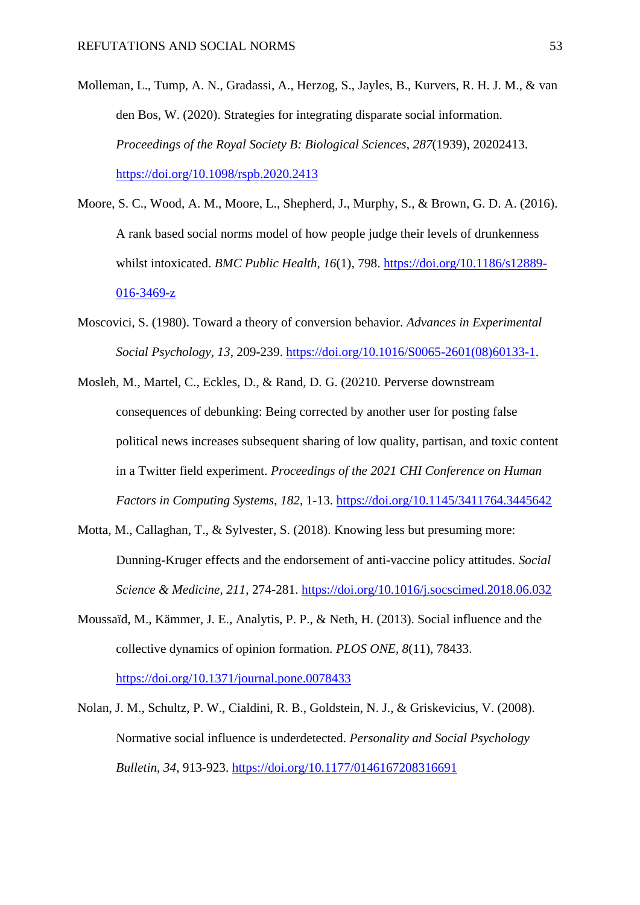Molleman, L., Tump, A. N., Gradassi, A., Herzog, S., Jayles, B., Kurvers, R. H. J. M., & van den Bos, W. (2020). Strategies for integrating disparate social information. *Proceedings of the Royal Society B: Biological Sciences*, *287*(1939), 20202413. https://doi.org/10.1098/rspb.2020.2413

Moore, S. C., Wood, A. M., Moore, L., Shepherd, J., Murphy, S., & Brown, G. D. A. (2016). A rank based social norms model of how people judge their levels of drunkenness whilst intoxicated. *BMC Public Health*, *16*(1), 798. https://doi.org/10.1186/s12889-016-3469-z

Moscovici, S. (1980). Toward a theory of conversion behavior. *Advances in Experimental Social Psychology*, *13*, 209-239. https://doi.org/10.1016/S0065-2601(08)60133-1.

Mosleh, M., Martel, C., Eckles, D., & Rand, D. G. (20210. Perverse downstream consequences of debunking: Being corrected by another user for posting false political news increases subsequent sharing of low quality, partisan, and toxic content in a Twitter field experiment. *Proceedings of the 2021 CHI Conference on Human Factors in Computing Systems*, *182*, 1-13. https://doi.org/10.1145/3411764.3445642

Motta, M., Callaghan, T., & Sylvester, S. (2018). Knowing less but presuming more: Dunning-Kruger effects and the endorsement of anti-vaccine policy attitudes. *Social Science & Medicine*, *211*, 274-281. https://doi.org/10.1016/j.socscimed.2018.06.032

Moussaïd, M., Kämmer, J. E., Analytis, P. P., & Neth, H. (2013). Social influence and the collective dynamics of opinion formation. *PLOS ONE*, *8*(11), 78433. https://doi.org/10.1371/journal.pone.0078433

Nolan, J. M., Schultz, P. W., Cialdini, R. B., Goldstein, N. J., & Griskevicius, V. (2008). Normative social influence is underdetected. *Personality and Social Psychology Bulletin*, *34*, 913-923. https://doi.org/10.1177/0146167208316691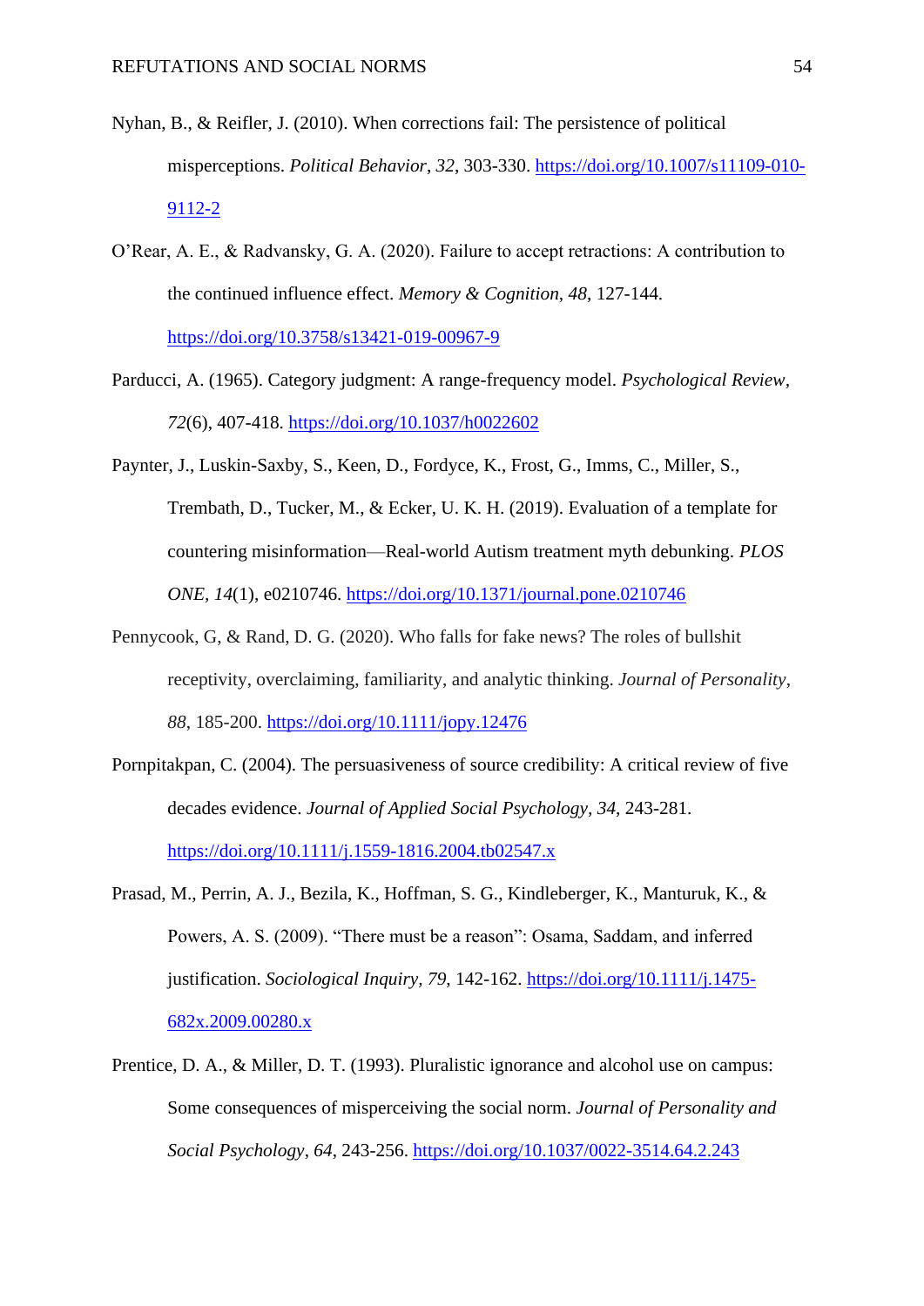Nyhan, B., & Reifler, J. (2010). When corrections fail: The persistence of political misperceptions. *Political Behavior*, *32*, 303-330. https://doi.org/10.1007/s11109-010-9112-2

O'Rear, A. E., & Radvansky, G. A. (2020). Failure to accept retractions: A contribution to the continued influence effect. *Memory & Cognition*, *48*, 127-144. https://doi.org/10.3758/s13421-019-00967-9

Parducci, A. (1965). Category judgment: A range-frequency model. *Psychological Review*, *72*(6), 407-418. https://doi.org/10.1037/h0022602

Paynter, J., Luskin-Saxby, S., Keen, D., Fordyce, K., Frost, G., Imms, C., Miller, S., Trembath, D., Tucker, M., & Ecker, U. K. H. (2019). Evaluation of a template for countering misinformation—Real-world Autism treatment myth debunking. *PLOS ONE*, *14*(1), e0210746. https://doi.org/10.1371/journal.pone.0210746

Pennycook, G, & Rand, D. G. (2020). Who falls for fake news? The roles of bullshit receptivity, overclaiming, familiarity, and analytic thinking. *Journal of Personality*, *88*, 185-200. https://doi.org/10.1111/jopy.12476

Pornpitakpan, C. (2004). The persuasiveness of source credibility: A critical review of five decades evidence. *Journal of Applied Social Psychology*, *34*, 243-281. https://doi.org/10.1111/j.1559-1816.2004.tb02547.x

Prasad, M., Perrin, A. J., Bezila, K., Hoffman, S. G., Kindleberger, K., Manturuk, K., & Powers, A. S. (2009). "There must be a reason": Osama, Saddam, and inferred justification. *Sociological Inquiry*, *79*, 142-162. https://doi.org/10.1111/j.1475-682x.2009.00280.x

Prentice, D. A., & Miller, D. T. (1993). Pluralistic ignorance and alcohol use on campus: Some consequences of misperceiving the social norm. *Journal of Personality and Social Psychology*, *64*, 243-256. https://doi.org/10.1037/0022-3514.64.2.243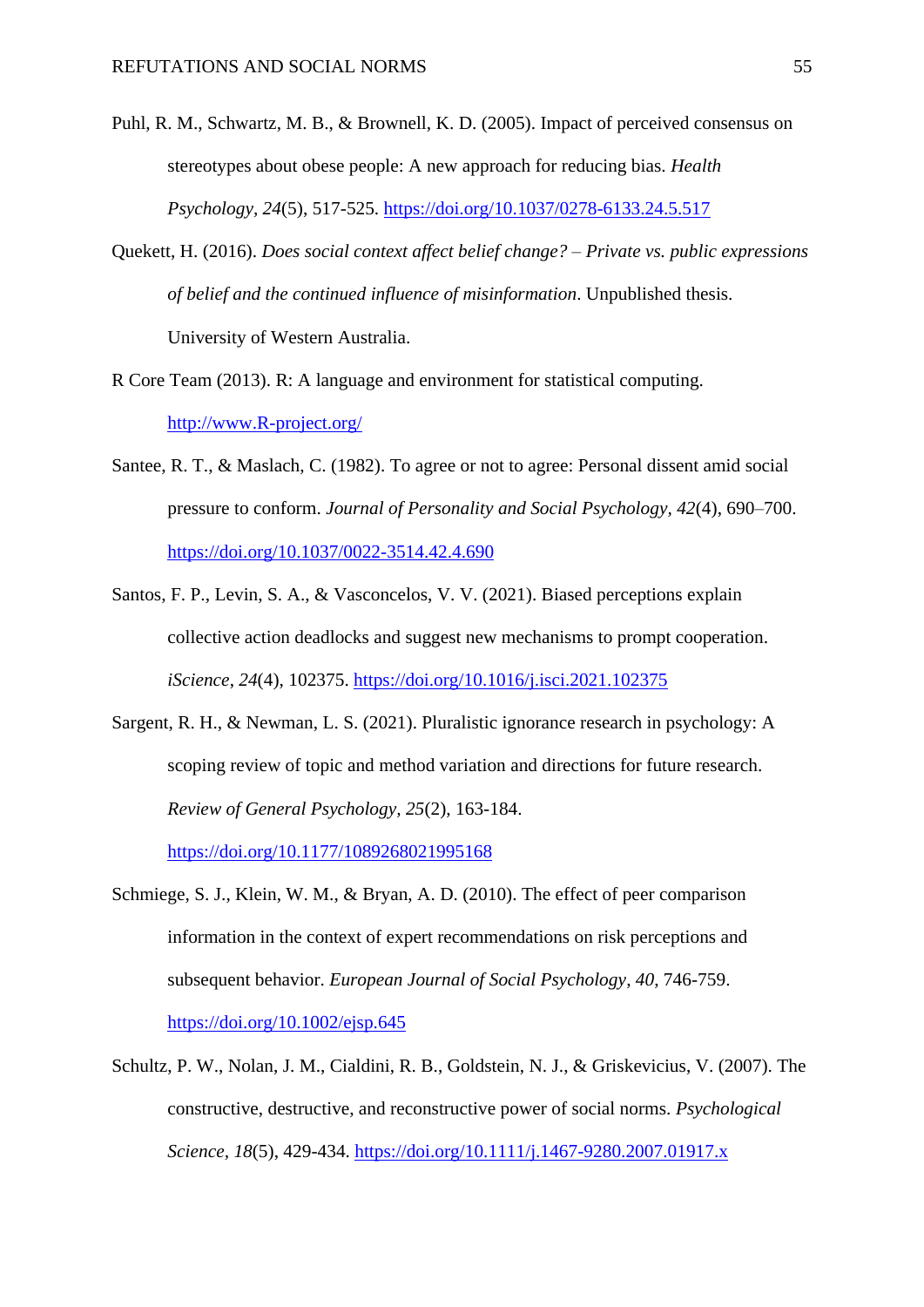Puhl, R. M., Schwartz, M. B., & Brownell, K. D. (2005). Impact of perceived consensus on stereotypes about obese people: A new approach for reducing bias. *Health Psychology*, *24*(5), 517-525. https://doi.org/10.1037/0278-6133.24.5.517

Quekett, H. (2016). *Does social context affect belief change? – Private vs. public expressions of belief and the continued influence of misinformation*. Unpublished thesis. University of Western Australia.

R Core Team (2013). R: A language and environment for statistical computing. http://www.R-project.org/

Santee, R. T., & Maslach, C. (1982). To agree or not to agree: Personal dissent amid social pressure to conform. *Journal of Personality and Social Psychology, 42*(4), 690–700. https://doi.org/10.1037/0022-3514.42.4.690

Santos, F. P., Levin, S. A., & Vasconcelos, V. V. (2021). Biased perceptions explain collective action deadlocks and suggest new mechanisms to prompt cooperation. *iScience*, *24*(4), 102375. https://doi.org/10.1016/j.isci.2021.102375

Sargent, R. H., & Newman, L. S. (2021). Pluralistic ignorance research in psychology: A scoping review of topic and method variation and directions for future research. *Review of General Psychology, 25*(2), 163-184. https://doi.org/10.1177/1089268021995168

Schmiege, S. J., Klein, W. M., & Bryan, A. D. (2010). The effect of peer comparison information in the context of expert recommendations on risk perceptions and subsequent behavior. *European Journal of Social Psychology*, *40*, 746-759. https://doi.org/10.1002/ejsp.645

Schultz, P. W., Nolan, J. M., Cialdini, R. B., Goldstein, N. J., & Griskevicius, V. (2007). The constructive, destructive, and reconstructive power of social norms. *Psychological Science, 18*(5), 429-434. https://doi.org/10.1111/j.1467-9280.2007.01917.x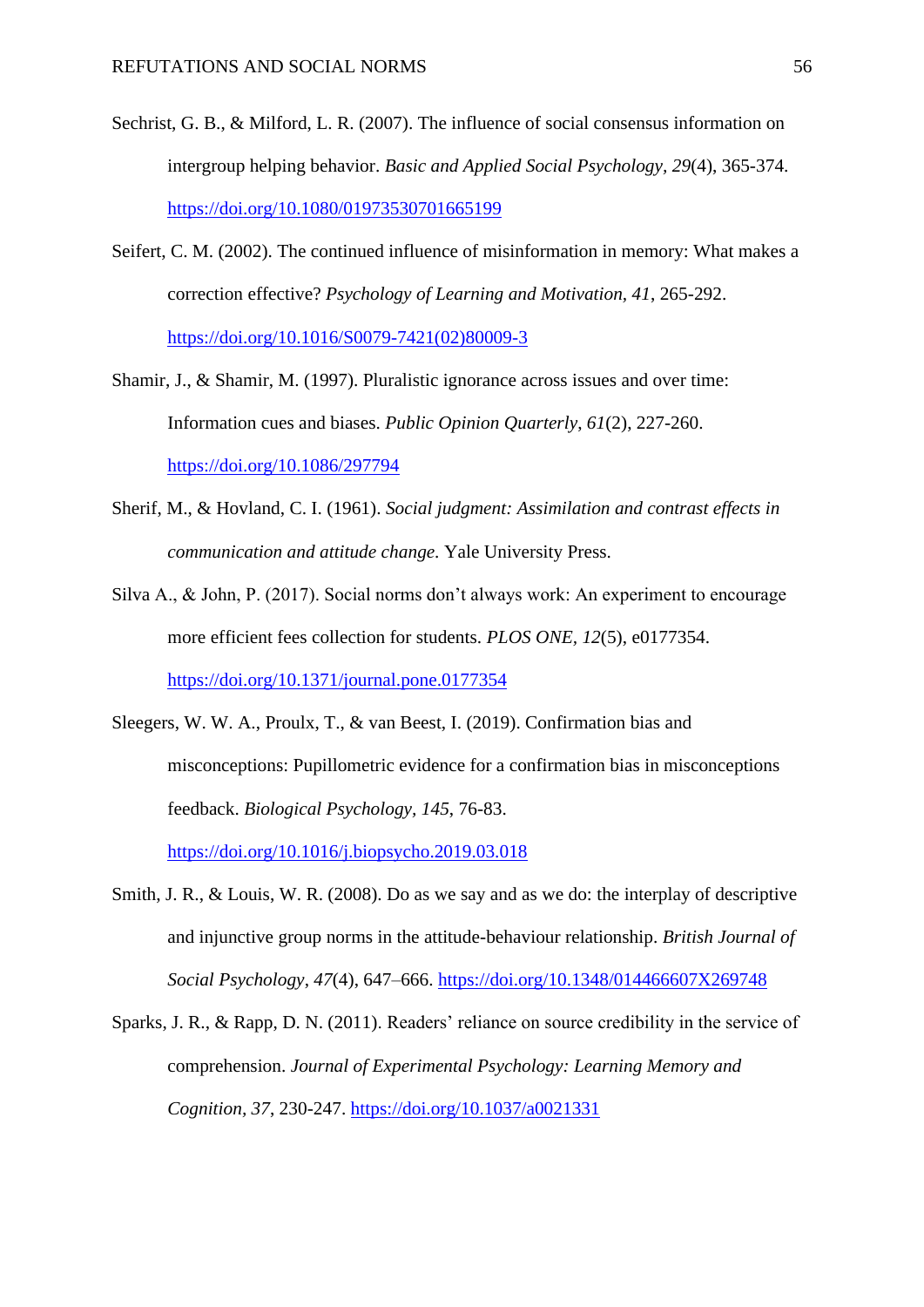Sechrist, G. B., & Milford, L. R. (2007). The influence of social consensus information on intergroup helping behavior. *Basic and Applied Social Psychology*, *29*(4), 365-374. https://doi.org/10.1080/01973530701665199

Seifert, C. M. (2002). The continued influence of misinformation in memory: What makes a correction effective? *Psychology of Learning and Motivation*, *41*, 265-292. https://doi.org/10.1016/S0079-7421(02)80009-3

Shamir, J., & Shamir, M. (1997). Pluralistic ignorance across issues and over time: Information cues and biases. *Public Opinion Quarterly*, *61*(2), 227-260. https://doi.org/10.1086/297794

Sherif, M., & Hovland, C. I. (1961). *Social judgment: Assimilation and contrast effects in communication and attitude change*. Yale University Press.

Silva A., & John, P. (2017). Social norms don't always work: An experiment to encourage more efficient fees collection for students. *PLOS ONE*, *12*(5), e0177354. https://doi.org/10.1371/journal.pone.0177354

Sleegers, W. W. A., Proulx, T., & van Beest, I. (2019). Confirmation bias and misconceptions: Pupillometric evidence for a confirmation bias in misconceptions feedback. *Biological Psychology*, *145*, 76-83. https://doi.org/10.1016/j.biopsycho.2019.03.018

Smith, J. R., & Louis, W. R. (2008). Do as we say and as we do: the interplay of descriptive and injunctive group norms in the attitude-behaviour relationship. *British Journal of Social Psychology*, *47*(4), 647–666. https://doi.org/10.1348/014466607X269748

Sparks, J. R., & Rapp, D. N. (2011). Readers' reliance on source credibility in the service of comprehension. *Journal of Experimental Psychology: Learning Memory and Cognition*, *37*, 230-247. https://doi.org/10.1037/a0021331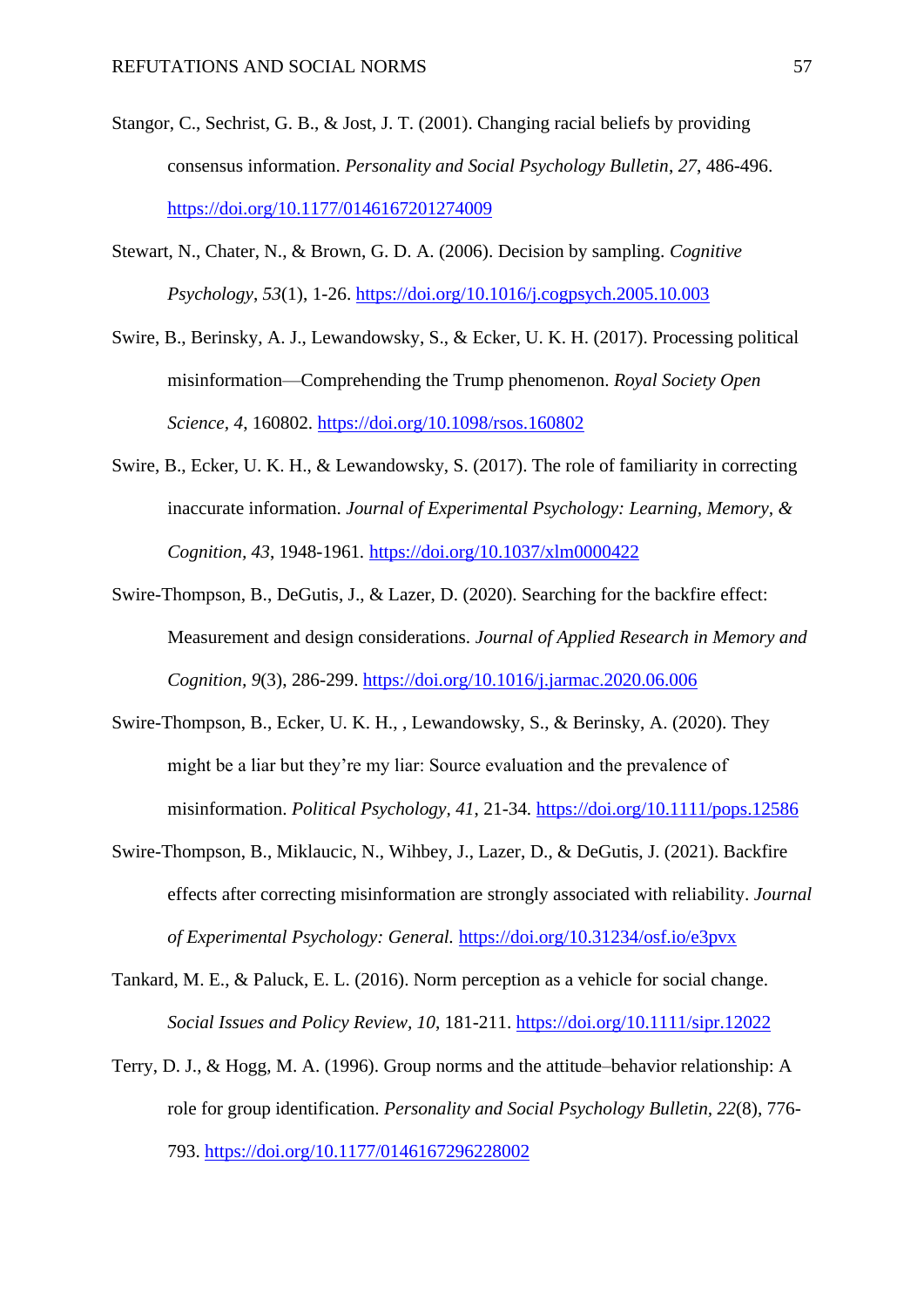Stangor, C., Sechrist, G. B., & Jost, J. T. (2001). Changing racial beliefs by providing consensus information. *Personality and Social Psychology Bulletin*, *27*, 486-496. https://doi.org/10.1177/0146167201274009

Stewart, N., Chater, N., & Brown, G. D. A. (2006). Decision by sampling. *Cognitive Psychology*, *53*(1), 1-26. https://doi.org/10.1016/j.cogpsych.2005.10.003

Swire, B., Berinsky, A. J., Lewandowsky, S., & Ecker, U. K. H. (2017). Processing political misinformation—Comprehending the Trump phenomenon. *Royal Society Open Science*, *4*, 160802. https://doi.org/10.1098/rsos.160802

Swire, B., Ecker, U. K. H., & Lewandowsky, S. (2017). The role of familiarity in correcting inaccurate information. *Journal of Experimental Psychology: Learning, Memory, & Cognition*, *43*, 1948-1961. https://doi.org/10.1037/xlm0000422

Swire-Thompson, B., DeGutis, J., & Lazer, D. (2020). Searching for the backfire effect: Measurement and design considerations. *Journal of Applied Research in Memory and Cognition*, *9*(3), 286-299. https://doi.org/10.1016/j.jarmac.2020.06.006

Swire-Thompson, B., Ecker, U. K. H., , Lewandowsky, S., & Berinsky, A. (2020). They might be a liar but they're my liar: Source evaluation and the prevalence of misinformation. *Political Psychology*, *41*, 21-34. https://doi.org/10.1111/pops.12586

Swire-Thompson, B., Miklaucic, N., Wihbey, J., Lazer, D., & DeGutis, J. (2021). Backfire effects after correcting misinformation are strongly associated with reliability. *Journal of Experimental Psychology: General.* https://doi.org/10.31234/osf.io/e3pvx

Tankard, M. E., & Paluck, E. L. (2016). Norm perception as a vehicle for social change. *Social Issues and Policy Review*, *10*, 181-211. https://doi.org/10.1111/sipr.12022

Terry, D. J., & Hogg, M. A. (1996). Group norms and the attitude–behavior relationship: A role for group identification. *Personality and Social Psychology Bulletin*, *22*(8), 776-793. https://doi.org/10.1177/0146167296228002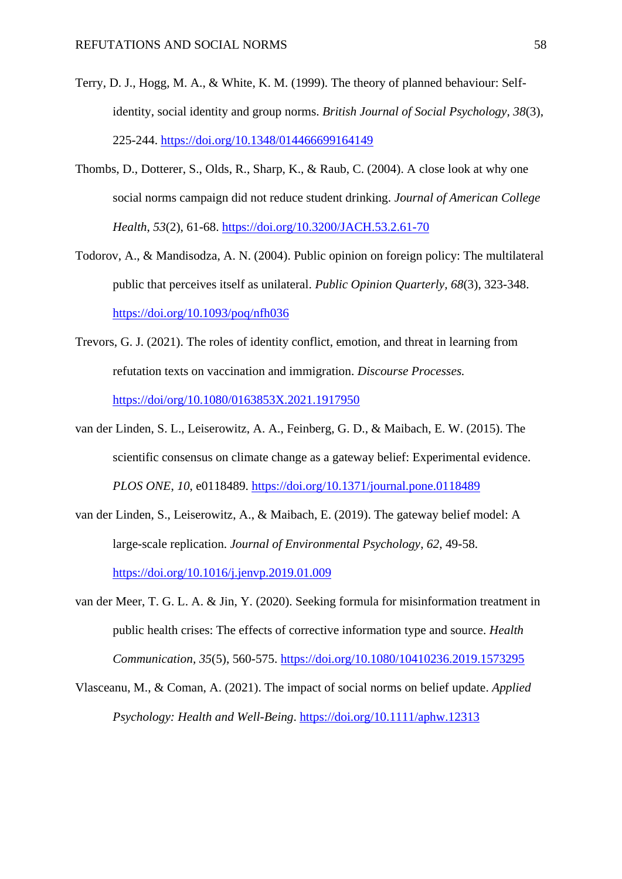Terry, D. J., Hogg, M. A., & White, K. M. (1999). The theory of planned behaviour: Self-identity, social identity and group norms. *British Journal of Social Psychology, 38*(3), 225-244. https://doi.org/10.1348/014466699164149

Thombs, D., Dotterer, S., Olds, R., Sharp, K., & Raub, C. (2004). A close look at why one social norms campaign did not reduce student drinking. *Journal of American College Health*, *53*(2), 61-68. https://doi.org/10.3200/JACH.53.2.61-70

Todorov, A., & Mandisodza, A. N. (2004). Public opinion on foreign policy: The multilateral public that perceives itself as unilateral. *Public Opinion Quarterly, 68*(3), 323-348. https://doi.org/10.1093/poq/nfh036

Trevors, G. J. (2021). The roles of identity conflict, emotion, and threat in learning from refutation texts on vaccination and immigration. *Discourse Processes.* https://doi/org/10.1080/0163853X.2021.1917950

van der Linden, S. L., Leiserowitz, A. A., Feinberg, G. D., & Maibach, E. W. (2015). The scientific consensus on climate change as a gateway belief: Experimental evidence. *PLOS ONE*, *10*, e0118489. https://doi.org/10.1371/journal.pone.0118489

van der Linden, S., Leiserowitz, A., & Maibach, E. (2019). The gateway belief model: A large-scale replication. *Journal of Environmental Psychology*, *62*, 49-58. https://doi.org/10.1016/j.jenvp.2019.01.009

van der Meer, T. G. L. A. & Jin, Y. (2020). Seeking formula for misinformation treatment in public health crises: The effects of corrective information type and source. *Health Communication, 35*(5), 560-575. https://doi.org/10.1080/10410236.2019.1573295

Vlasceanu, M., & Coman, A. (2021). The impact of social norms on belief update. *Applied Psychology: Health and Well-Being*. https://doi.org/10.1111/aphw.12313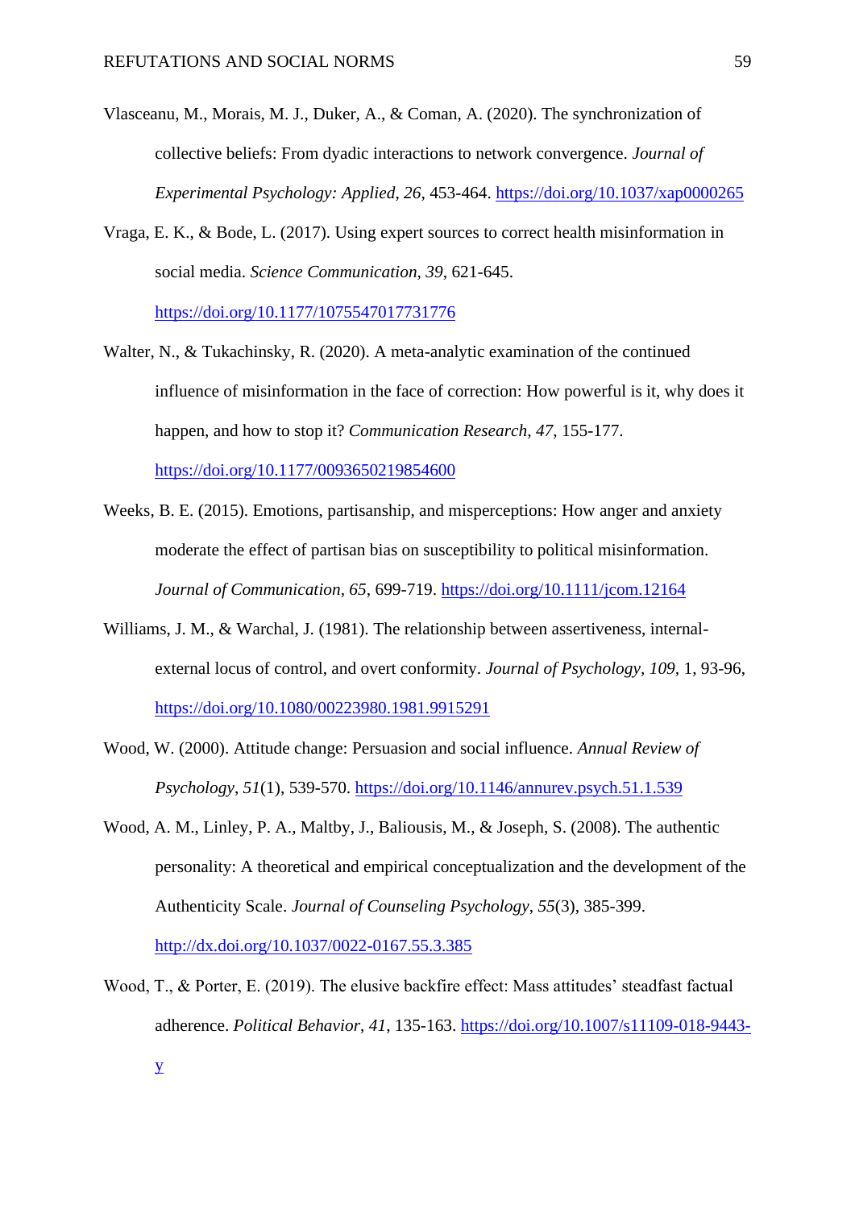Vlasceanu, M., Morais, M. J., Duker, A., & Coman, A. (2020). The synchronization of collective beliefs: From dyadic interactions to network convergence. *Journal of Experimental Psychology: Applied*, *26*, 453-464. https://doi.org/10.1037/xap0000265

Vraga, E. K., & Bode, L. (2017). Using expert sources to correct health misinformation in social media. *Science Communication*, *39*, 621-645. https://doi.org/10.1177/1075547017731776

Walter, N., & Tukachinsky, R. (2020). A meta-analytic examination of the continued influence of misinformation in the face of correction: How powerful is it, why does it happen, and how to stop it? *Communication Research*, *47*, 155-177. https://doi.org/10.1177/0093650219854600

Weeks, B. E. (2015). Emotions, partisanship, and misperceptions: How anger and anxiety moderate the effect of partisan bias on susceptibility to political misinformation. *Journal of Communication*, *65*, 699-719. https://doi.org/10.1111/jcom.12164

Williams, J. M., & Warchal, J. (1981). The relationship between assertiveness, internal-external locus of control, and overt conformity. *Journal of Psychology*, *109*, 1, 93-96, https://doi.org/10.1080/00223980.1981.9915291

Wood, W. (2000). Attitude change: Persuasion and social influence. *Annual Review of Psychology*, *51*(1), 539-570. https://doi.org/10.1146/annurev.psych.51.1.539

Wood, A. M., Linley, P. A., Maltby, J., Baliousis, M., & Joseph, S. (2008). The authentic personality: A theoretical and empirical conceptualization and the development of the Authenticity Scale. *Journal of Counseling Psychology*, *55*(3), 385-399. http://dx.doi.org/10.1037/0022-0167.55.3.385

Wood, T., & Porter, E. (2019). The elusive backfire effect: Mass attitudes' steadfast factual adherence. *Political Behavior*, *41*, 135-163. https://doi.org/10.1007/s11109-018-9443-y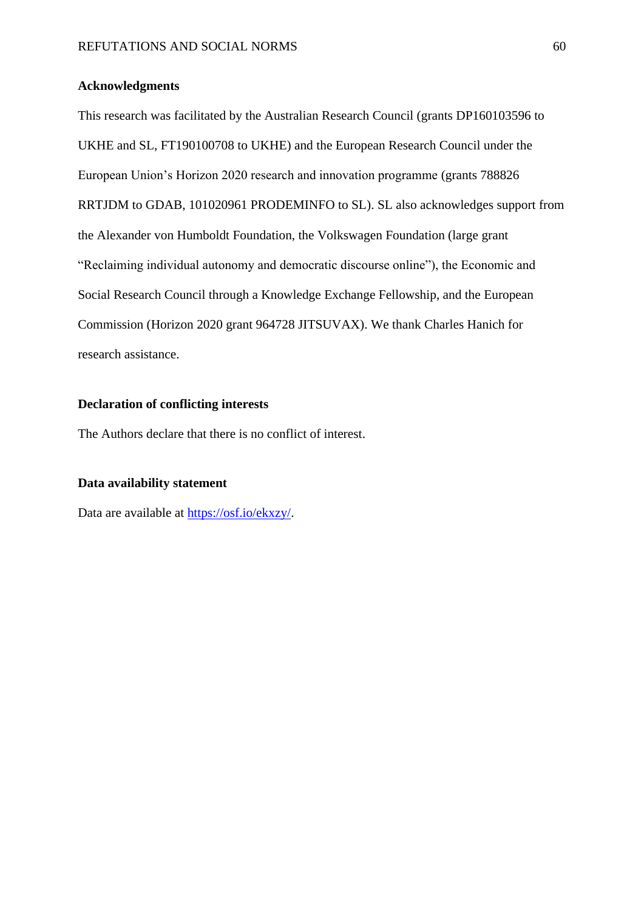**Acknowledgments**

This research was facilitated by the Australian Research Council (grants DP160103596 to UKHE and SL, FT190100708 to UKHE) and the European Research Council under the European Union's Horizon 2020 research and innovation programme (grants 788826 RRTJDM to GDAB, 101020961 PRODEMINFO to SL). SL also acknowledges support from the Alexander von Humboldt Foundation, the Volkswagen Foundation (large grant "Reclaiming individual autonomy and democratic discourse online"), the Economic and Social Research Council through a Knowledge Exchange Fellowship, and the European Commission (Horizon 2020 grant 964728 JITSUVAX). We thank Charles Hanich for research assistance.

**Declaration of conflicting interests**

The Authors declare that there is no conflict of interest.

**Data availability statement**

Data are available at https://osf.io/ekxzy/.